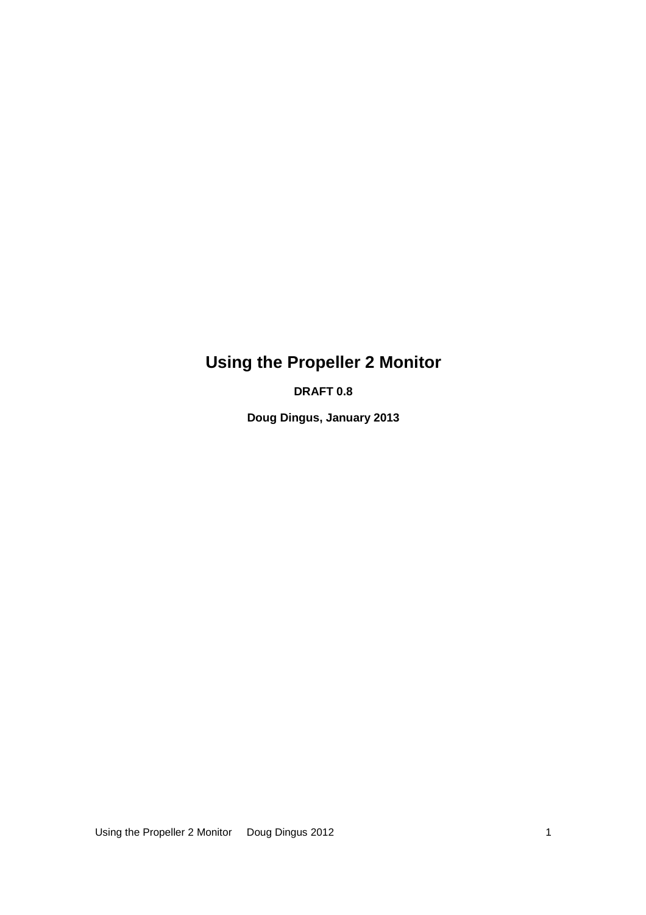# Using the Propeller 2 Monitor

**DRAFT 0.8**

**Doug Dingus, January 2013**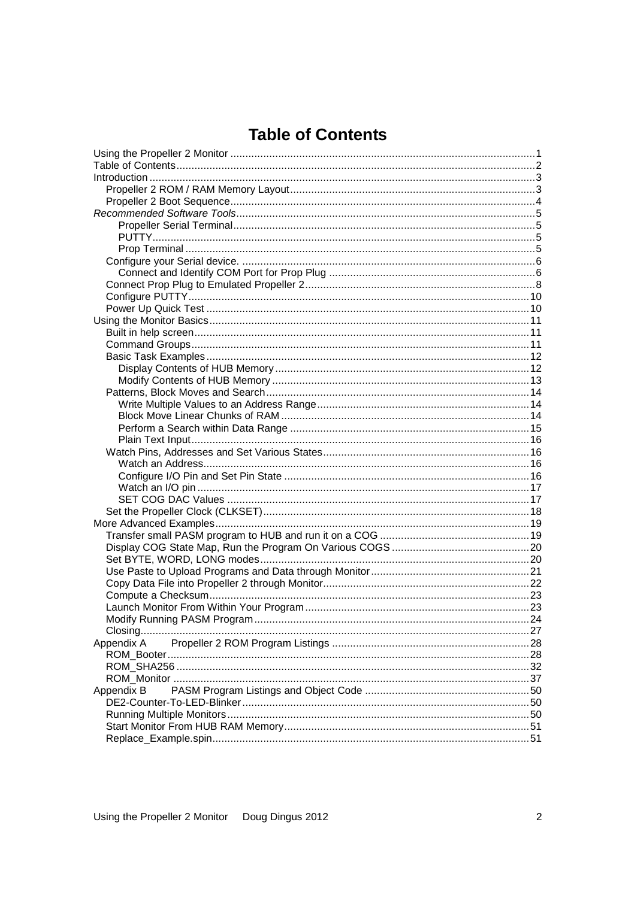# Table of Contents

- Using the Propeller 2 Monitor ..... 1
- Table of Contents ..... 2
- Introduction ..... 3
  - Propeller 2 ROM / RAM Memory Layout ..... 3
  - Propeller 2 Boot Sequence ..... 4
- *Recommended Software Tools* ..... 5
    - Propeller Serial Terminal ..... 5
    - PUTTY ..... 5
    - Prop Terminal ..... 5
  - Configure your Serial device. ..... 6
    - Connect and Identify COM Port for Prop Plug ..... 6
  - Connect Prop Plug to Emulated Propeller 2 ..... 8
  - Configure PUTTY ..... 10
  - Power Up Quick Test ..... 10
- Using the Monitor Basics ..... 11
  - Built in help screen ..... 11
  - Command Groups ..... 11
  - Basic Task Examples ..... 12
    - Display Contents of HUB Memory ..... 12
    - Modify Contents of HUB Memory ..... 13
  - Patterns, Block Moves and Search ..... 14
    - Write Multiple Values to an Address Range ..... 14
    - Block Move Linear Chunks of RAM ..... 14
    - Perform a Search within Data Range ..... 15
    - Plain Text Input ..... 16
  - Watch Pins, Addresses and Set Various States ..... 16
    - Watch an Address ..... 16
    - Configure I/O Pin and Set Pin State ..... 16
    - Watch an I/O pin ..... 17
    - SET COG DAC Values ..... 17
  - Set the Propeller Clock (CLKSET) ..... 18
- More Advanced Examples ..... 19
  - Transfer small PASM program to HUB and run it on a COG ..... 19
  - Display COG State Map, Run the Program On Various COGS ..... 20
  - Set BYTE, WORD, LONG modes ..... 20
  - Use Paste to Upload Programs and Data through Monitor ..... 21
  - Copy Data File into Propeller 2 through Monitor ..... 22
  - Compute a Checksum ..... 23
  - Launch Monitor From Within Your Program ..... 23
  - Modify Running PASM Program ..... 24
  - Closing ..... 27
- Appendix A Propeller 2 ROM Program Listings ..... 28
  - ROM_Booter ..... 28
  - ROM_SHA256 ..... 32
  - ROM_Monitor ..... 37
- Appendix B PASM Program Listings and Object Code ..... 50
  - DE2-Counter-To-LED-Blinker ..... 50
  - Running Multiple Monitors ..... 50
  - Start Monitor From HUB RAM Memory ..... 51
  - Replace_Example.spin ..... 51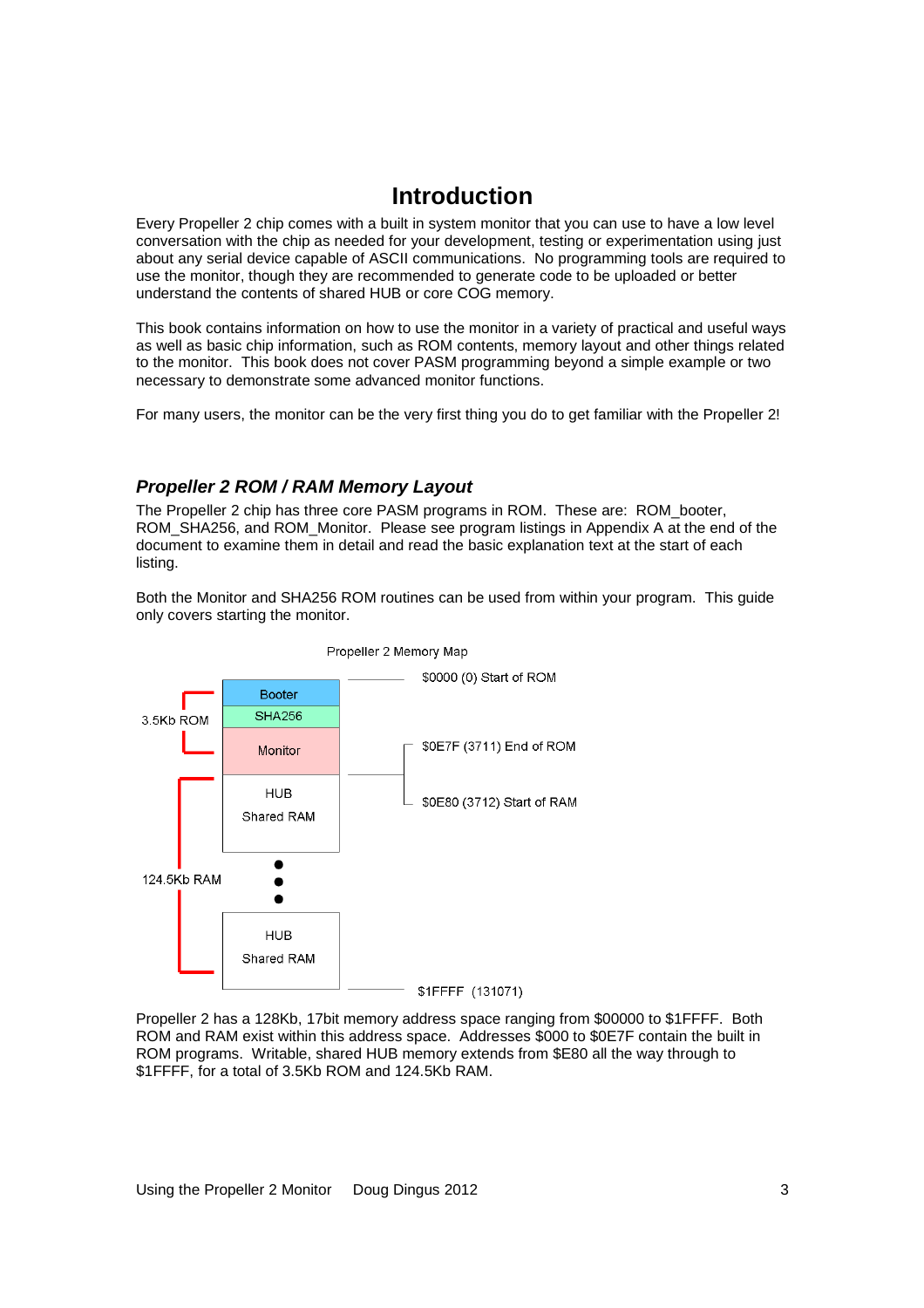# Introduction

Every Propeller 2 chip comes with a built in system monitor that you can use to have a low level conversation with the chip as needed for your development, testing or experimentation using just about any serial device capable of ASCII communications. No programming tools are required to use the monitor, though they are recommended to generate code to be uploaded or better understand the contents of shared HUB or core COG memory.

This book contains information on how to use the monitor in a variety of practical and useful ways as well as basic chip information, such as ROM contents, memory layout and other things related to the monitor. This book does not cover PASM programming beyond a simple example or two necessary to demonstrate some advanced monitor functions.

For many users, the monitor can be the very first thing you do to get familiar with the Propeller 2!

## *Propeller 2 ROM / RAM Memory Layout*

The Propeller 2 chip has three core PASM programs in ROM. These are: ROM_booter, ROM_SHA256, and ROM_Monitor. Please see program listings in Appendix A at the end of the document to examine them in detail and read the basic explanation text at the start of each listing.

Both the Monitor and SHA256 ROM routines can be used from within your program. This guide only covers starting the monitor.

Propeller 2 Memory Map

| Region | Block | Address |
|---|---|---|
| 3.5Kb ROM | Booter | $0000 (0) Start of ROM |
| | SHA256 | |
| | Monitor | $0E7F (3711) End of ROM |
| 124.5Kb RAM | HUB Shared RAM | $0E80 (3712) Start of RAM |
| | ⋮ | |
| | HUB Shared RAM | $1FFFF (131071) |

Propeller 2 has a 128Kb, 17bit memory address space ranging from $00000 to $1FFFF. Both ROM and RAM exist within this address space. Addresses $000 to $0E7F contain the built in ROM programs. Writable, shared HUB memory extends from $E80 all the way through to $1FFFF, for a total of 3.5Kb ROM and 124.5Kb RAM.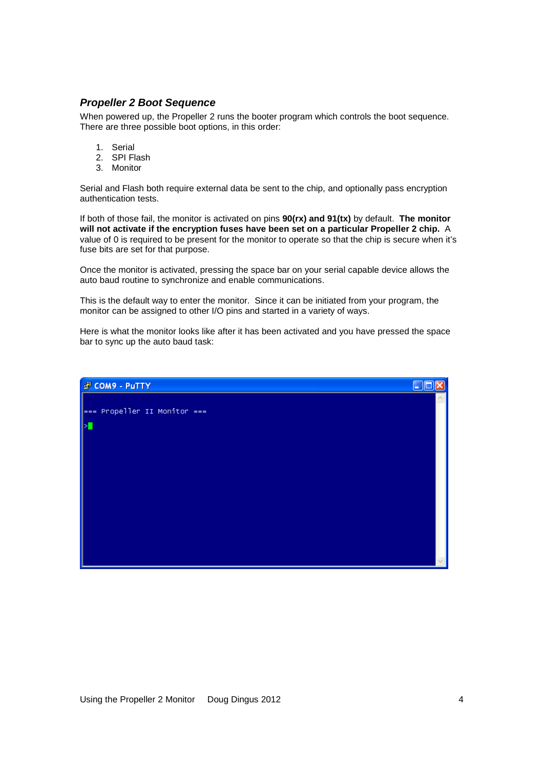### *Propeller 2 Boot Sequence*

When powered up, the Propeller 2 runs the booter program which controls the boot sequence. There are three possible boot options, in this order:

1. Serial
2. SPI Flash
3. Monitor

Serial and Flash both require external data be sent to the chip, and optionally pass encryption authentication tests.

If both of those fail, the monitor is activated on pins **90(rx) and 91(tx)** by default. **The monitor will not activate if the encryption fuses have been set on a particular Propeller 2 chip.** A value of 0 is required to be present for the monitor to operate so that the chip is secure when it's fuse bits are set for that purpose.

Once the monitor is activated, pressing the space bar on your serial capable device allows the auto baud routine to synchronize and enable communications.

This is the default way to enter the monitor. Since it can be initiated from your program, the monitor can be assigned to other I/O pins and started in a variety of ways.

Here is what the monitor looks like after it has been activated and you have pressed the space bar to sync up the auto baud task:

```
COM9 - PuTTY

=== Propeller II Monitor ===

>
```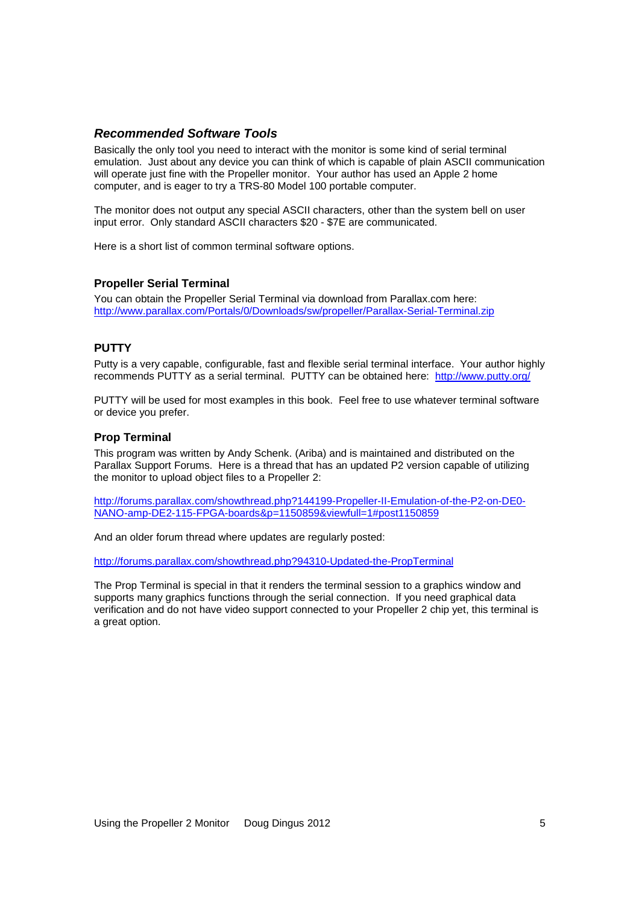## *Recommended Software Tools*

Basically the only tool you need to interact with the monitor is some kind of serial terminal emulation. Just about any device you can think of which is capable of plain ASCII communication will operate just fine with the Propeller monitor. Your author has used an Apple 2 home computer, and is eager to try a TRS-80 Model 100 portable computer.

The monitor does not output any special ASCII characters, other than the system bell on user input error. Only standard ASCII characters $20 - $7E are communicated.

Here is a short list of common terminal software options.

### Propeller Serial Terminal

You can obtain the Propeller Serial Terminal via download from Parallax.com here: http://www.parallax.com/Portals/0/Downloads/sw/propeller/Parallax-Serial-Terminal.zip

### PUTTY

Putty is a very capable, configurable, fast and flexible serial terminal interface. Your author highly recommends PUTTY as a serial terminal. PUTTY can be obtained here: http://www.putty.org/

PUTTY will be used for most examples in this book. Feel free to use whatever terminal software or device you prefer.

### Prop Terminal

This program was written by Andy Schenk. (Ariba) and is maintained and distributed on the Parallax Support Forums. Here is a thread that has an updated P2 version capable of utilizing the monitor to upload object files to a Propeller 2:

http://forums.parallax.com/showthread.php?144199-Propeller-II-Emulation-of-the-P2-on-DE0-NANO-amp-DE2-115-FPGA-boards&p=1150859&viewfull=1#post1150859

And an older forum thread where updates are regularly posted:

http://forums.parallax.com/showthread.php?94310-Updated-the-PropTerminal

The Prop Terminal is special in that it renders the terminal session to a graphics window and supports many graphics functions through the serial connection. If you need graphical data verification and do not have video support connected to your Propeller 2 chip yet, this terminal is a great option.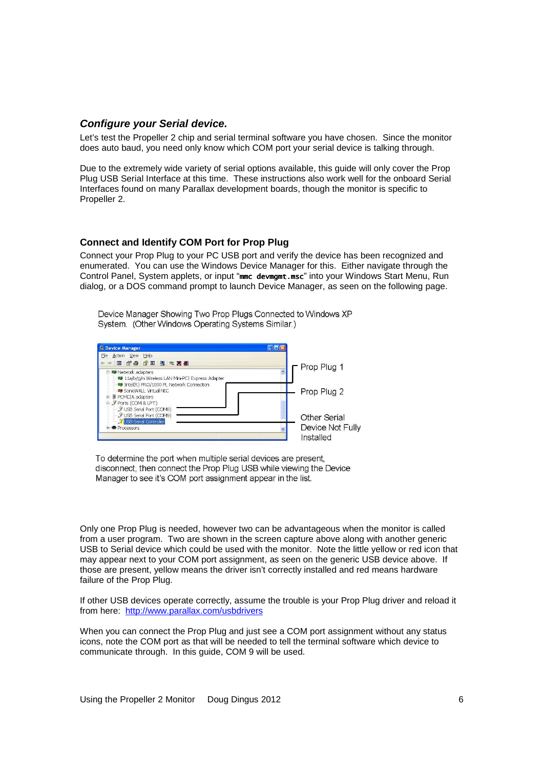### *Configure your Serial device.*

Let's test the Propeller 2 chip and serial terminal software you have chosen. Since the monitor does auto baud, you need only know which COM port your serial device is talking through.

Due to the extremely wide variety of serial options available, this guide will only cover the Prop Plug USB Serial Interface at this time. These instructions also work well for the onboard Serial Interfaces found on many Parallax development boards, though the monitor is specific to Propeller 2.

#### Connect and Identify COM Port for Prop Plug

Connect your Prop Plug to your PC USB port and verify the device has been recognized and enumerated. You can use the Windows Device Manager for this. Either navigate through the Control Panel, System applets, or input "`mmc devmgmt.msc`" into your Windows Start Menu, Run dialog, or a DOS command prompt to launch Device Manager, as seen on the following page.

Device Manager Showing Two Prop Plugs Connected to Windows XP System. (Other Windows Operating Systems Similar.)

Prop Plug 1

Prop Plug 2

Other Serial Device Not Fully Installed

To determine the port when multiple serial devices are present, disconnect, then connect the Prop Plug USB while viewing the Device Manager to see it's COM port assignment appear in the list.

Only one Prop Plug is needed, however two can be advantageous when the monitor is called from a user program. Two are shown in the screen capture above along with another generic USB to Serial device which could be used with the monitor. Note the little yellow or red icon that may appear next to your COM port assignment, as seen on the generic USB device above. If those are present, yellow means the driver isn't correctly installed and red means hardware failure of the Prop Plug.

If other USB devices operate correctly, assume the trouble is your Prop Plug driver and reload it from here: http://www.parallax.com/usbdrivers

When you can connect the Prop Plug and just see a COM port assignment without any status icons, note the COM port as that will be needed to tell the terminal software which device to communicate through. In this guide, COM 9 will be used.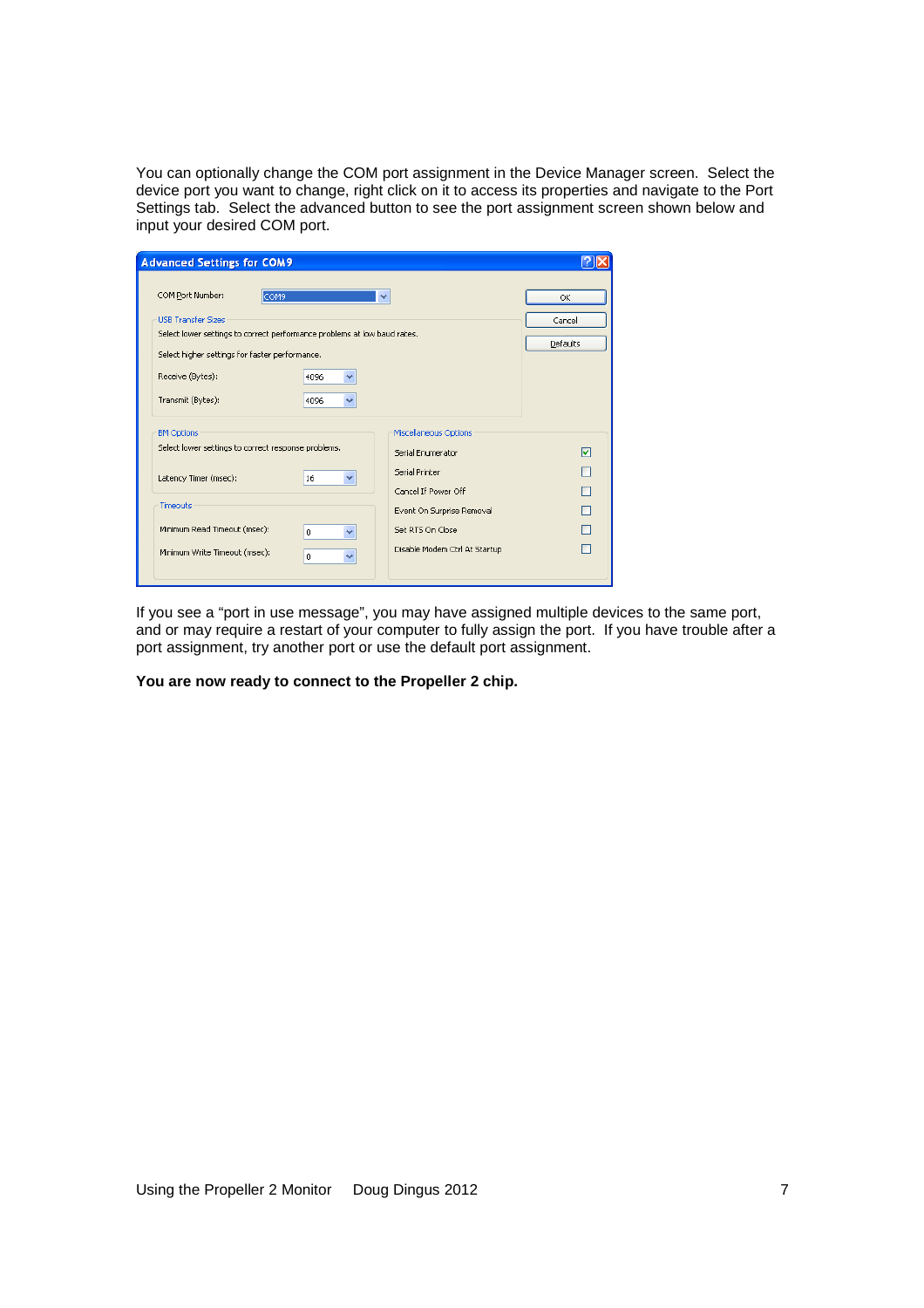You can optionally change the COM port assignment in the Device Manager screen. Select the device port you want to change, right click on it to access its properties and navigate to the Port Settings tab. Select the advanced button to see the port assignment screen shown below and input your desired COM port.

If you see a "port in use message", you may have assigned multiple devices to the same port, and or may require a restart of your computer to fully assign the port. If you have trouble after a port assignment, try another port or use the default port assignment.

**You are now ready to connect to the Propeller 2 chip.**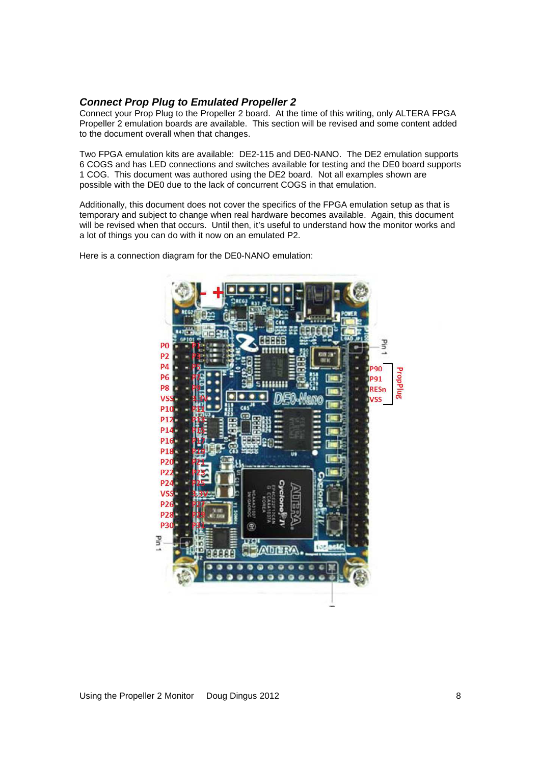### *Connect Prop Plug to Emulated Propeller 2*

Connect your Prop Plug to the Propeller 2 board. At the time of this writing, only ALTERA FPGA Propeller 2 emulation boards are available. This section will be revised and some content added to the document overall when that changes.

Two FPGA emulation kits are available: DE2-115 and DE0-NANO. The DE2 emulation supports 6 COGS and has LED connections and switches available for testing and the DE0 board supports 1 COG. This document was authored using the DE2 board. Not all examples shown are possible with the DE0 due to the lack of concurrent COGS in that emulation.

Additionally, this document does not cover the specifics of the FPGA emulation setup as that is temporary and subject to change when real hardware becomes available. Again, this document will be revised when that occurs. Until then, it's useful to understand how the monitor works and a lot of things you can do with it now on an emulated P2.

Here is a connection diagram for the DE0-NANO emulation: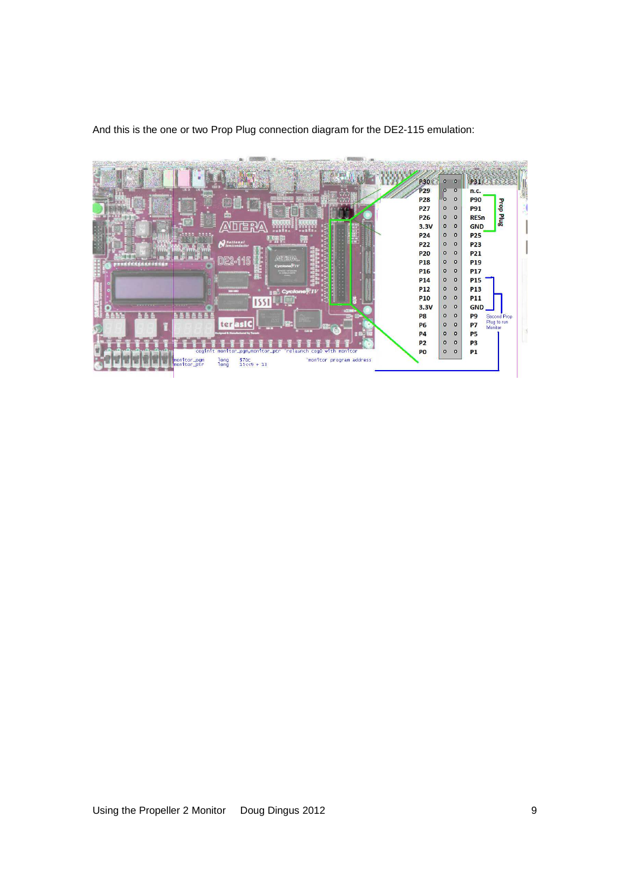And this is the one or two Prop Plug connection diagram for the DE2-115 emulation: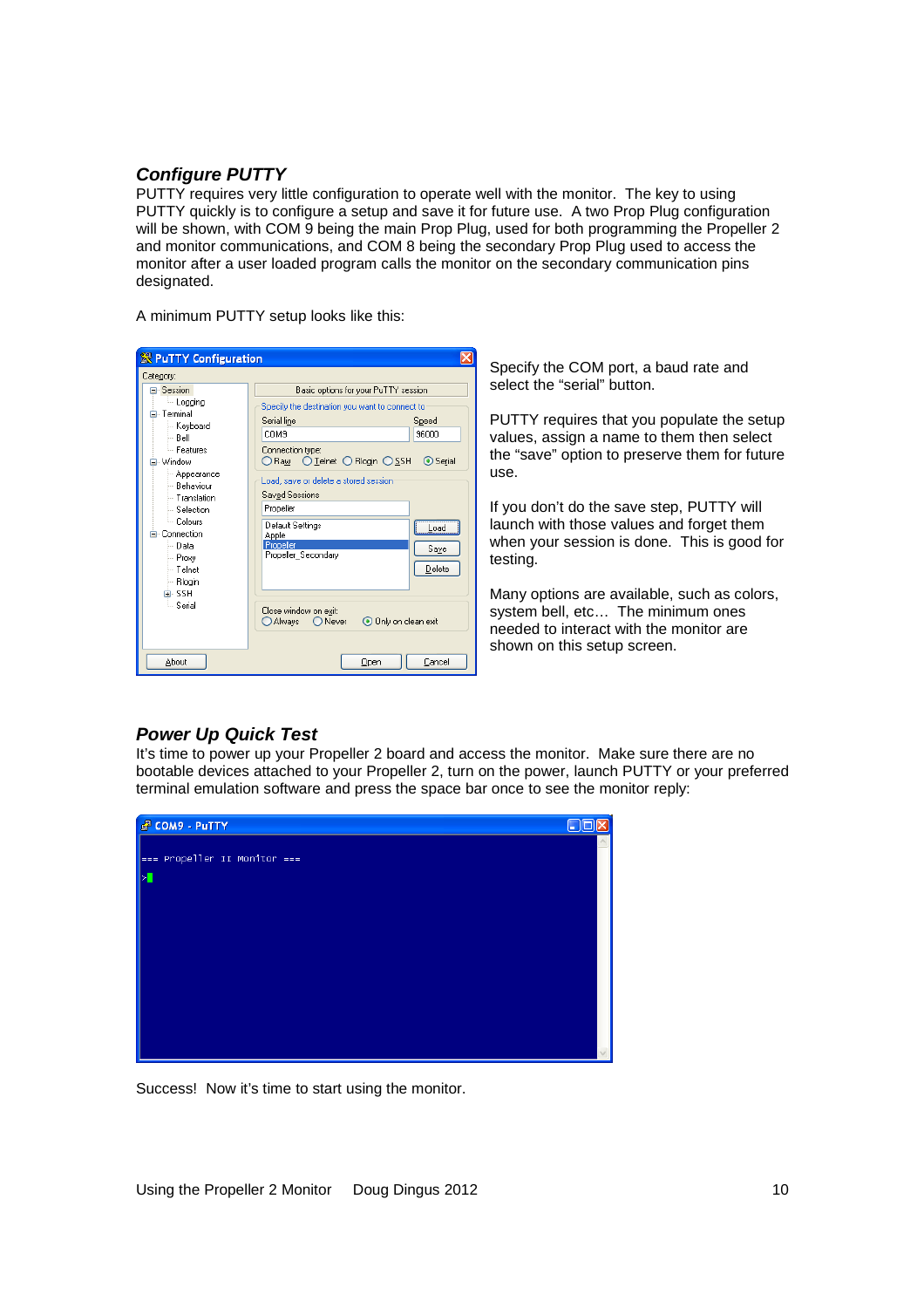## *Configure PUTTY*

PUTTY requires very little configuration to operate well with the monitor. The key to using PUTTY quickly is to configure a setup and save it for future use. A two Prop Plug configuration will be shown, with COM 9 being the main Prop Plug, used for both programming the Propeller 2 and monitor communications, and COM 8 being the secondary Prop Plug used to access the monitor after a user loaded program calls the monitor on the secondary communication pins designated.

A minimum PUTTY setup looks like this:

Specify the COM port, a baud rate and select the "serial" button.

PUTTY requires that you populate the setup values, assign a name to them then select the "save" option to preserve them for future use.

If you don't do the save step, PUTTY will launch with those values and forget them when your session is done. This is good for testing.

Many options are available, such as colors, system bell, etc… The minimum ones needed to interact with the monitor are shown on this setup screen.

## *Power Up Quick Test*

It's time to power up your Propeller 2 board and access the monitor. Make sure there are no bootable devices attached to your Propeller 2, turn on the power, launch PUTTY or your preferred terminal emulation software and press the space bar once to see the monitor reply:

```
=== Propeller II Monitor ===

>
```

Success! Now it's time to start using the monitor.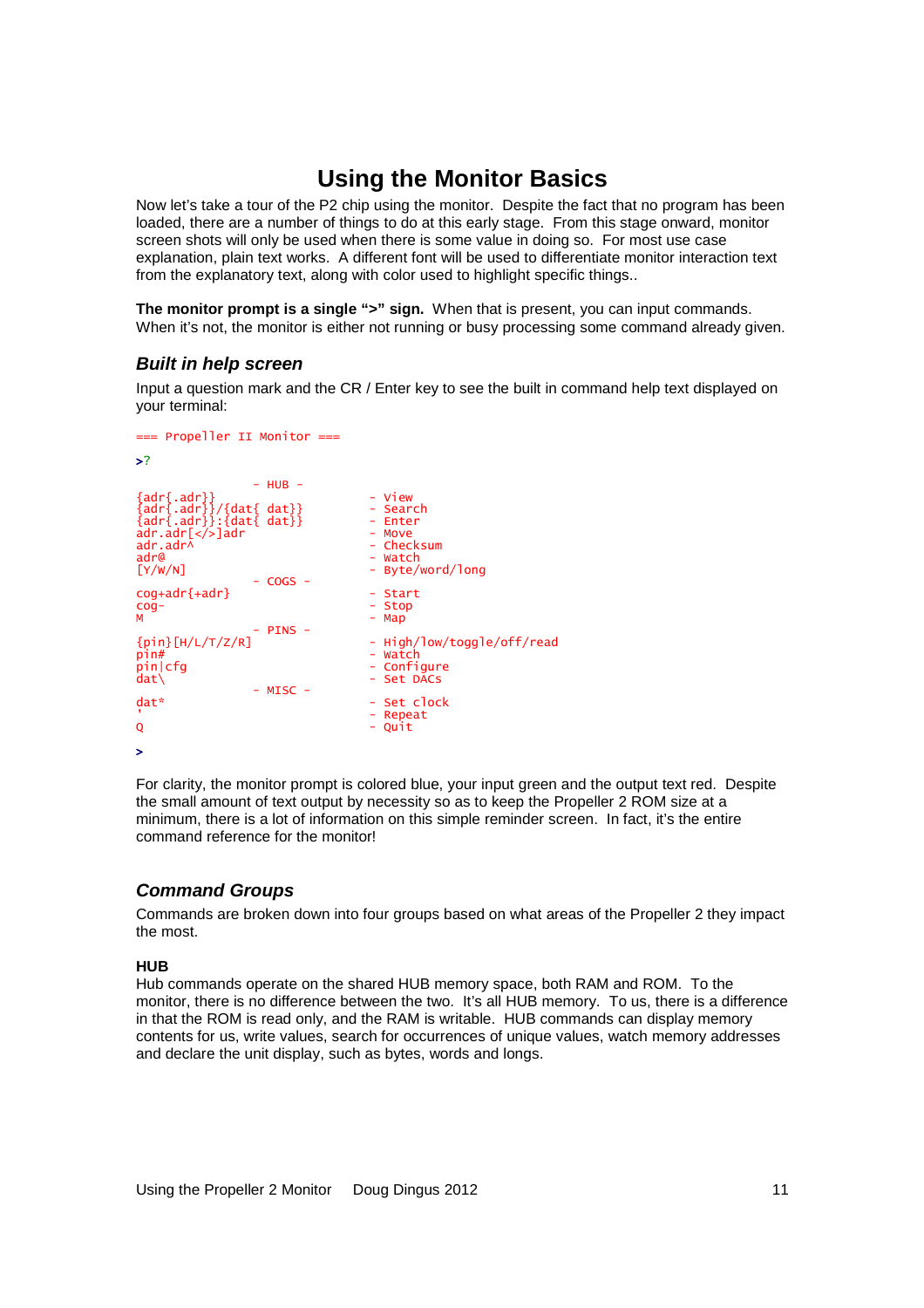# Using the Monitor Basics

Now let's take a tour of the P2 chip using the monitor. Despite the fact that no program has been loaded, there are a number of things to do at this early stage. From this stage onward, monitor screen shots will only be used when there is some value in doing so. For most use case explanation, plain text works. A different font will be used to differentiate monitor interaction text from the explanatory text, along with color used to highlight specific things..

**The monitor prompt is a single ">" sign.** When that is present, you can input commands. When it's not, the monitor is either not running or busy processing some command already given.

### *Built in help screen*

Input a question mark and the CR / Enter key to see the built in command help text displayed on your terminal:

```
=== Propeller II Monitor ===

>?

                - HUB -
{adr{.adr}}                         - View
{adr{.adr}}/{dat{ dat}}             - Search
{adr{.adr}}:{dat{ dat}}             - Enter
adr.adr[</>]adr                     - Move
adr.adr^                            - Checksum
adr@                                - Watch
[Y/W/N]                             - Byte/word/long
                - COGS -
cog+adr{+adr}                       - Start
cog-                                - Stop
M                                   - Map
                - PINS -
{pin}[H/L/T/Z/R]                    - High/low/toggle/off/read
pin#                                - Watch
pin|cfg                             - Configure
dat\                                - Set DACs
                - MISC -
dat*                                - Set clock
'                                   - Repeat
Q                                   - Quit

>
```

For clarity, the monitor prompt is colored blue, your input green and the output text red. Despite the small amount of text output by necessity so as to keep the Propeller 2 ROM size at a minimum, there is a lot of information on this simple reminder screen. In fact, it's the entire command reference for the monitor!

### *Command Groups*

Commands are broken down into four groups based on what areas of the Propeller 2 they impact the most.

**HUB**

Hub commands operate on the shared HUB memory space, both RAM and ROM. To the monitor, there is no difference between the two. It's all HUB memory. To us, there is a difference in that the ROM is read only, and the RAM is writable. HUB commands can display memory contents for us, write values, search for occurrences of unique values, watch memory addresses and declare the unit display, such as bytes, words and longs.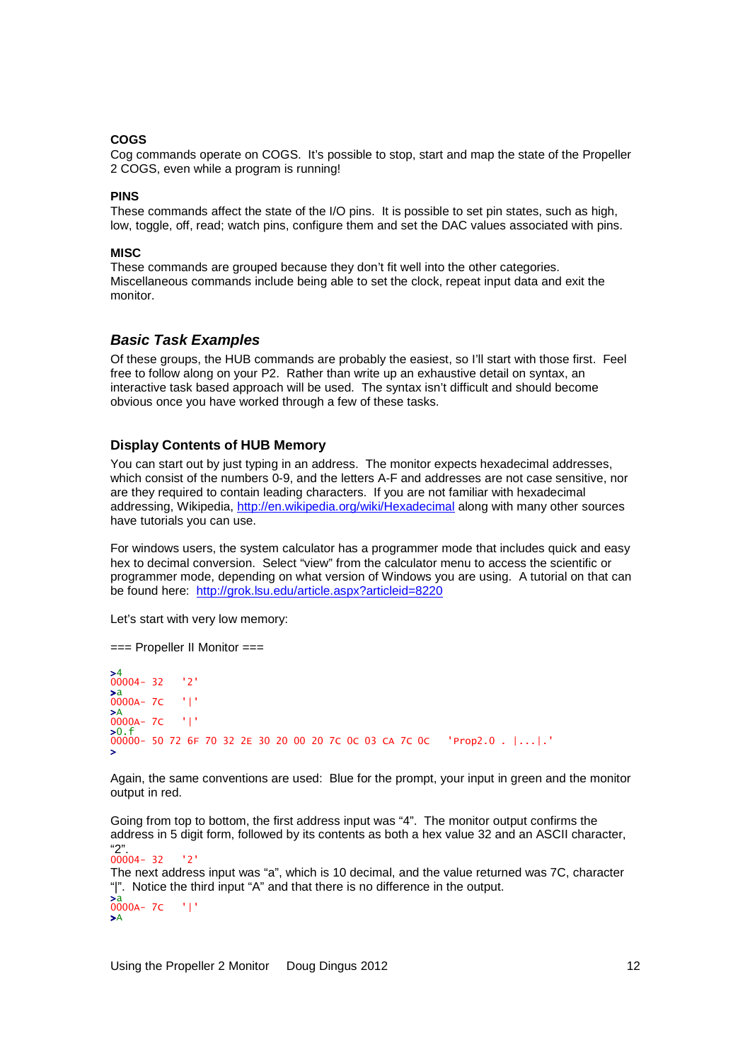**COGS**
Cog commands operate on COGS. It's possible to stop, start and map the state of the Propeller 2 COGS, even while a program is running!

**PINS**
These commands affect the state of the I/O pins. It is possible to set pin states, such as high, low, toggle, off, read; watch pins, configure them and set the DAC values associated with pins.

**MISC**
These commands are grouped because they don't fit well into the other categories. Miscellaneous commands include being able to set the clock, repeat input data and exit the monitor.

## *Basic Task Examples*

Of these groups, the HUB commands are probably the easiest, so I'll start with those first. Feel free to follow along on your P2. Rather than write up an exhaustive detail on syntax, an interactive task based approach will be used. The syntax isn't difficult and should become obvious once you have worked through a few of these tasks.

### Display Contents of HUB Memory

You can start out by just typing in an address. The monitor expects hexadecimal addresses, which consist of the numbers 0-9, and the letters A-F and addresses are not case sensitive, nor are they required to contain leading characters. If you are not familiar with hexadecimal addressing, Wikipedia, http://en.wikipedia.org/wiki/Hexadecimal along with many other sources have tutorials you can use.

For windows users, the system calculator has a programmer mode that includes quick and easy hex to decimal conversion. Select "view" from the calculator menu to access the scientific or programmer mode, depending on what version of Windows you are using. A tutorial on that can be found here: http://grok.lsu.edu/article.aspx?articleid=8220

Let's start with very low memory:

=== Propeller II Monitor ===

```
>4
00004- 32   '2'
>a
0000A- 7C   '|'
>A
0000A- 7C   '|'
>0.f
00000- 50 72 6F 70 32 2E 30 20 00 20 7C 0C 03 CA 7C 0C   'Prop2.0 . |...|.'
>
```

Again, the same conventions are used: Blue for the prompt, your input in green and the monitor output in red.

Going from top to bottom, the first address input was "4". The monitor output confirms the address in 5 digit form, followed by its contents as both a hex value 32 and an ASCII character, "2".

```
00004- 32   '2'
```

The next address input was "a", which is 10 decimal, and the value returned was 7C, character "|". Notice the third input "A" and that there is no difference in the output.

```
>a
0000A- 7C   '|'
>A
```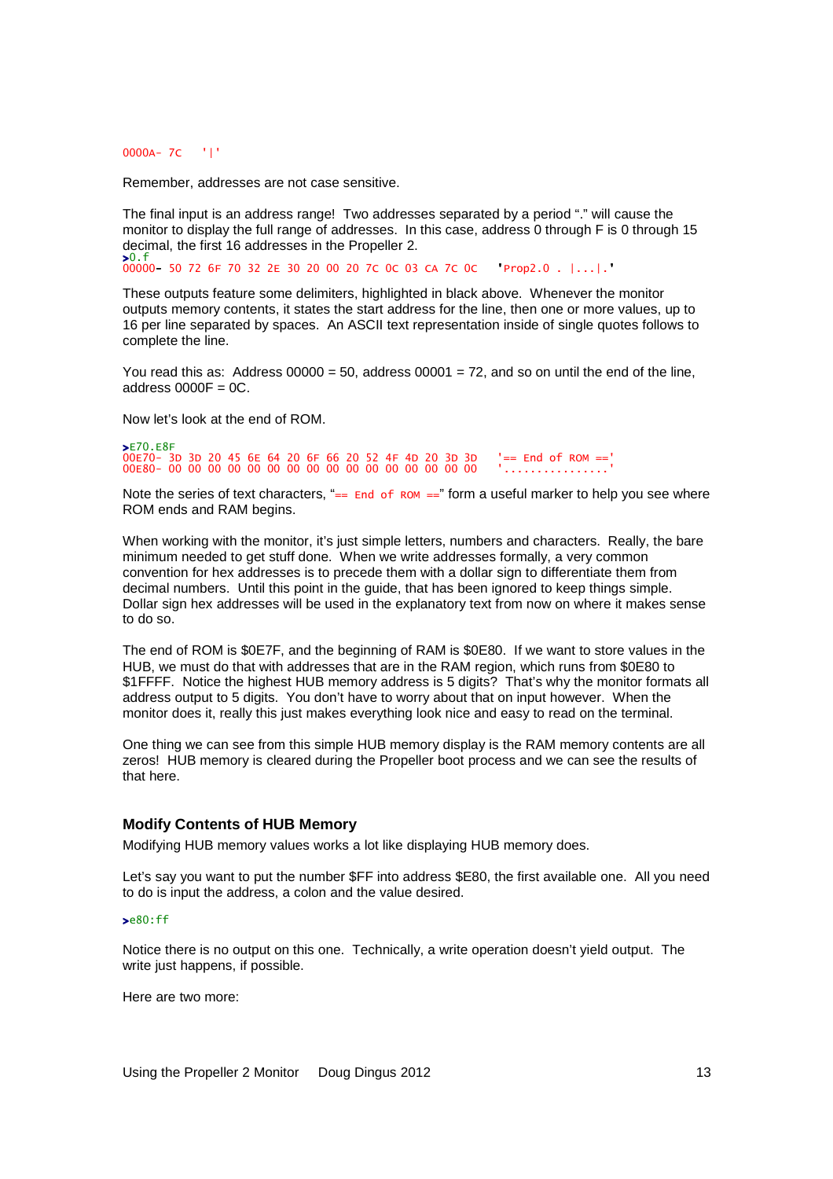```
0000A- 7C   '|'
```

Remember, addresses are not case sensitive.

The final input is an address range! Two addresses separated by a period "." will cause the monitor to display the full range of addresses. In this case, address 0 through F is 0 through 15 decimal, the first 16 addresses in the Propeller 2.

```
>0.f
00000- 50 72 6F 70 32 2E 30 20 00 20 7C 0C 03 CA 7C 0C   'Prop2.0 . |...|.'
```

These outputs feature some delimiters, highlighted in black above. Whenever the monitor outputs memory contents, it states the start address for the line, then one or more values, up to 16 per line separated by spaces. An ASCII text representation inside of single quotes follows to complete the line.

You read this as: Address 00000 = 50, address 00001 = 72, and so on until the end of the line, address 0000F = 0C.

Now let's look at the end of ROM.

```
>E70.E8F
00E70- 3D 3D 20 45 6E 64 20 6F 66 20 52 4F 4D 20 3D 3D   '== End of ROM =='
00E80- 00 00 00 00 00 00 00 00 00 00 00 00 00 00 00 00   '................'
```

Note the series of text characters, "`== End of ROM ==`" form a useful marker to help you see where ROM ends and RAM begins.

When working with the monitor, it's just simple letters, numbers and characters. Really, the bare minimum needed to get stuff done. When we write addresses formally, a very common convention for hex addresses is to precede them with a dollar sign to differentiate them from decimal numbers. Until this point in the guide, that has been ignored to keep things simple. Dollar sign hex addresses will be used in the explanatory text from now on where it makes sense to do so.

The end of ROM is $0E7F, and the beginning of RAM is $0E80. If we want to store values in the HUB, we must do that with addresses that are in the RAM region, which runs from $0E80 to $1FFFF. Notice the highest HUB memory address is 5 digits? That's why the monitor formats all address output to 5 digits. You don't have to worry about that on input however. When the monitor does it, really this just makes everything look nice and easy to read on the terminal.

One thing we can see from this simple HUB memory display is the RAM memory contents are all zeros! HUB memory is cleared during the Propeller boot process and we can see the results of that here.

### Modify Contents of HUB Memory

Modifying HUB memory values works a lot like displaying HUB memory does.

Let's say you want to put the number $FF into address $E80, the first available one. All you need to do is input the address, a colon and the value desired.

```
>e80:ff
```

Notice there is no output on this one. Technically, a write operation doesn't yield output. The write just happens, if possible.

Here are two more: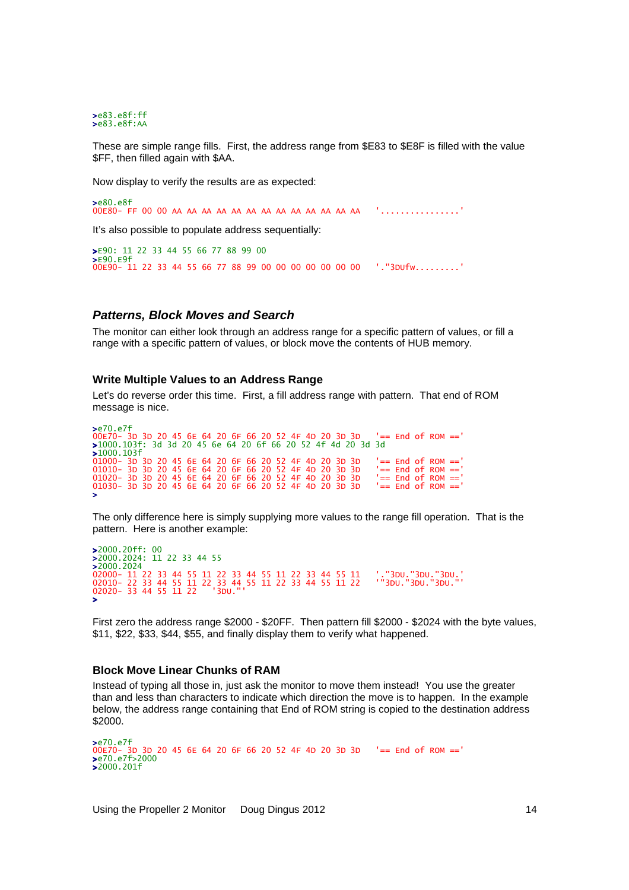```
>e83.e8f:ff
>e83.e8f:AA
```

These are simple range fills. First, the address range from $E83 to $E8F is filled with the value $FF, then filled again with $AA.

Now display to verify the results are as expected:

```
>e80.e8f
00E80- FF 00 00 AA AA AA AA AA AA AA AA AA AA AA AA AA   '................'
```

It's also possible to populate address sequentially:

```
>E90: 11 22 33 44 55 66 77 88 99 00
>E90.E9f
00E90- 11 22 33 44 55 66 77 88 99 00 00 00 00 00 00 00   '."3DUfw.........'
```

### *Patterns, Block Moves and Search*

The monitor can either look through an address range for a specific pattern of values, or fill a range with a specific pattern of values, or block move the contents of HUB memory.

#### Write Multiple Values to an Address Range

Let's do reverse order this time. First, a fill address range with pattern. That end of ROM message is nice.

```
>e70.e7f
00E70- 3D 3D 20 45 6E 64 20 6F 66 20 52 4F 4D 20 3D 3D   '== End of ROM =='
>1000.103f: 3d 3d 20 45 6e 64 20 6f 66 20 52 4f 4d 20 3d 3d
>1000.103f
01000- 3D 3D 20 45 6E 64 20 6F 66 20 52 4F 4D 20 3D 3D   '== End of ROM =='
01010- 3D 3D 20 45 6E 64 20 6F 66 20 52 4F 4D 20 3D 3D   '== End of ROM =='
01020- 3D 3D 20 45 6E 64 20 6F 66 20 52 4F 4D 20 3D 3D   '== End of ROM =='
01030- 3D 3D 20 45 6E 64 20 6F 66 20 52 4F 4D 20 3D 3D   '== End of ROM =='
>
```

The only difference here is simply supplying more values to the range fill operation. That is the pattern. Here is another example:

```
>2000.20ff: 00
>2000.2024: 11 22 33 44 55
>2000.2024
02000- 11 22 33 44 55 11 22 33 44 55 11 22 33 44 55 11   '."3DU."3DU."3DU.'
02010- 22 33 44 55 11 22 33 44 55 11 22 33 44 55 11 22   '"3DU."3DU."3DU."'
02020- 33 44 55 11 22   '3DU."'
>
```

First zero the address range $2000 - $20FF. Then pattern fill $2000 - $2024 with the byte values, $11, $22, $33, $44, $55, and finally display them to verify what happened.

#### Block Move Linear Chunks of RAM

Instead of typing all those in, just ask the monitor to move them instead! You use the greater than and less than characters to indicate which direction the move is to happen. In the example below, the address range containing that End of ROM string is copied to the destination address $2000.

```
>e70.e7f
00E70- 3D 3D 20 45 6E 64 20 6F 66 20 52 4F 4D 20 3D 3D   '== End of ROM =='
>e70.e7f>2000
>2000.201f
```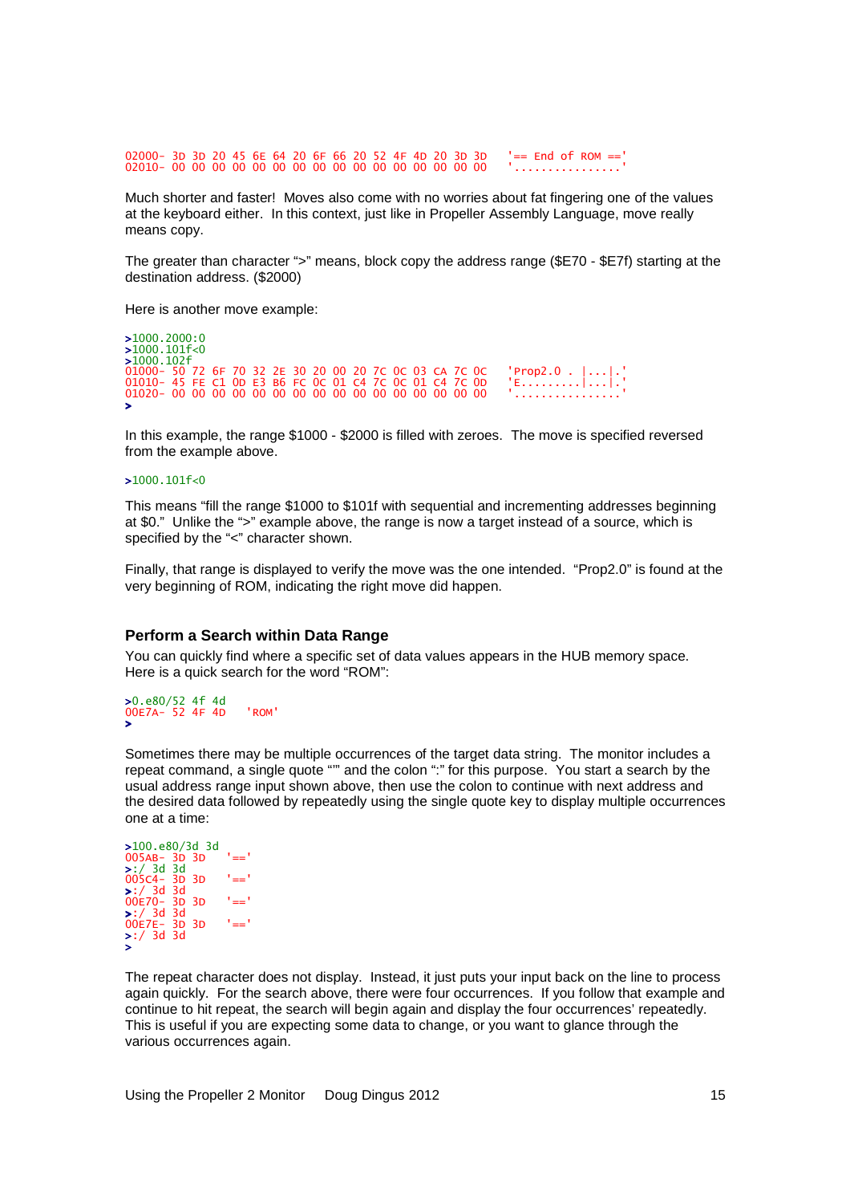```
02000- 3D 3D 20 45 6E 64 20 6F 66 20 52 4F 4D 20 3D 3D   '== End of ROM =='
02010- 00 00 00 00 00 00 00 00 00 00 00 00 00 00 00 00   '................'
```

Much shorter and faster! Moves also come with no worries about fat fingering one of the values at the keyboard either. In this context, just like in Propeller Assembly Language, move really means copy.

The greater than character ">" means, block copy the address range ($E70 - $E7f) starting at the destination address. ($2000)

Here is another move example:

```
>1000.2000:0
>1000.101f<0
>1000.102f
01000- 50 72 6F 70 32 2E 30 20 00 20 7C 0C 03 CA 7C 0C   'Prop2.0 . |...|.'
01010- 45 FE C1 0D E3 B6 FC 0C 01 C4 7C 0C 01 C4 7C 0D   'E.........|...|.'
01020- 00 00 00 00 00 00 00 00 00 00 00 00 00 00 00 00   '................'
>
```

In this example, the range $1000 - $2000 is filled with zeroes. The move is specified reversed from the example above.

```
>1000.101f<0
```

This means "fill the range $1000 to $101f with sequential and incrementing addresses beginning at $0." Unlike the ">" example above, the range is now a target instead of a source, which is specified by the "<" character shown.

Finally, that range is displayed to verify the move was the one intended. "Prop2.0" is found at the very beginning of ROM, indicating the right move did happen.

### Perform a Search within Data Range

You can quickly find where a specific set of data values appears in the HUB memory space. Here is a quick search for the word "ROM":

```
>0.e80/52 4f 4d
00E7A- 52 4F 4D   'ROM'
>
```

Sometimes there may be multiple occurrences of the target data string. The monitor includes a repeat command, a single quote "'" and the colon ":" for this purpose. You start a search by the usual address range input shown above, then use the colon to continue with next address and the desired data followed by repeatedly using the single quote key to display multiple occurrences one at a time:

```
>100.e80/3d 3d
005AB- 3D 3D   '=='
>:/ 3d 3d
005C4- 3D 3D   '=='
>:/ 3d 3d
00E70- 3D 3D   '=='
>:/ 3d 3d
00E7E- 3D 3D   '=='
>:/ 3d 3d
>
```

The repeat character does not display. Instead, it just puts your input back on the line to process again quickly. For the search above, there were four occurrences. If you follow that example and continue to hit repeat, the search will begin again and display the four occurrences' repeatedly. This is useful if you are expecting some data to change, or you want to glance through the various occurrences again.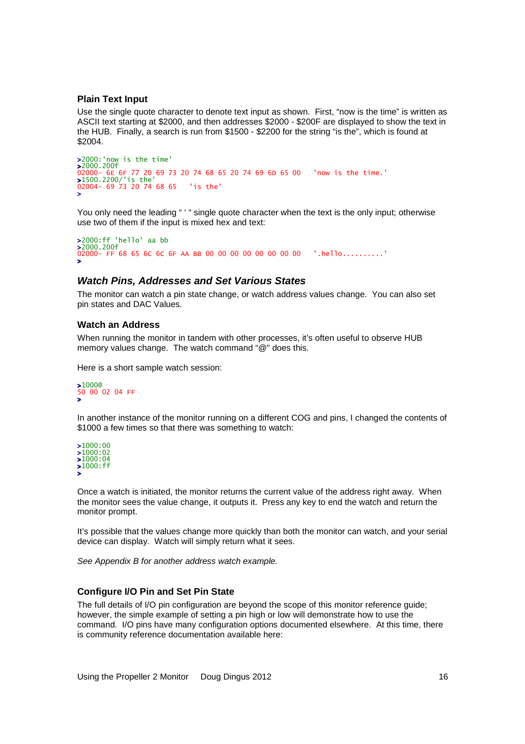### Plain Text Input

Use the single quote character to denote text input as shown. First, “now is the time” is written as ASCII text starting at $2000, and then addresses $2000 - $200F are displayed to show the text in the HUB. Finally, a search is run from $1500 - $2200 for the string “is the”, which is found at $2004.

```
>2000:'now is the time'
>2000.200f
02000- 6E 6F 77 20 69 73 20 74 68 65 20 74 69 6D 65 00   'now is the time.'
>1500.2200/'is the'
02004- 69 73 20 74 68 65   'is the'
>
```

You only need the leading “ ‘ “ single quote character when the text is the only input; otherwise use two of them if the input is mixed hex and text:

```
>2000:ff 'hello' aa bb
>2000.200f
02000- FF 68 65 6C 6C 6F AA BB 00 00 00 00 00 00 00 00   '.hello..........'
>
```

## *Watch Pins, Addresses and Set Various States*

The monitor can watch a pin state change, or watch address values change. You can also set pin states and DAC Values.

### Watch an Address

When running the monitor in tandem with other processes, it’s often useful to observe HUB memory values change. The watch command “@” does this.

Here is a short sample watch session:

```
>1000@
50 00 02 04 FF
>
```

In another instance of the monitor running on a different COG and pins, I changed the contents of $1000 a few times so that there was something to watch:

```
>1000:00
>1000:02
>1000:04
>1000:ff
>
```

Once a watch is initiated, the monitor returns the current value of the address right away. When the monitor sees the value change, it outputs it. Press any key to end the watch and return the monitor prompt.

It’s possible that the values change more quickly than both the monitor can watch, and your serial device can display. Watch will simply return what it sees.

*See Appendix B for another address watch example.*

### Configure I/O Pin and Set Pin State

The full details of I/O pin configuration are beyond the scope of this monitor reference guide; however, the simple example of setting a pin high or low will demonstrate how to use the command. I/O pins have many configuration options documented elsewhere. At this time, there is community reference documentation available here: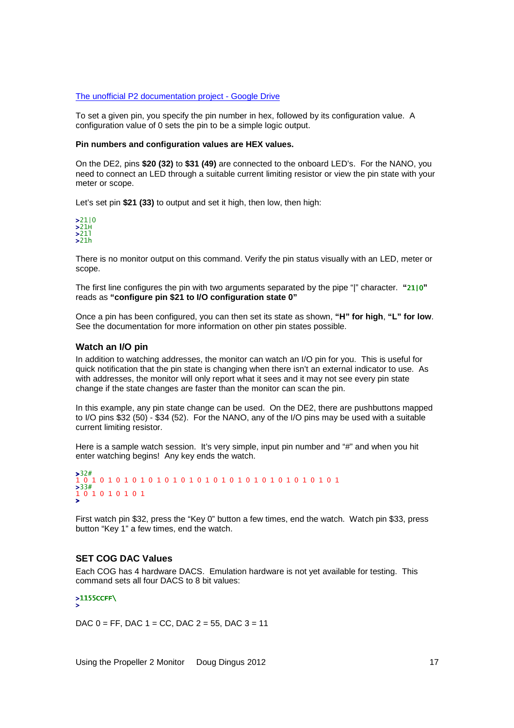[The unofficial P2 documentation project - Google Drive](#)

To set a given pin, you specify the pin number in hex, followed by its configuration value. A configuration value of 0 sets the pin to be a simple logic output.

**Pin numbers and configuration values are HEX values.**

On the DE2, pins **$20 (32)** to **$31 (49)** are connected to the onboard LED's. For the NANO, you need to connect an LED through a suitable current limiting resistor or view the pin state with your meter or scope.

Let's set pin **$21 (33)** to output and set it high, then low, then high:

```
>21|0
>21H
>21l
>21h
```

There is no monitor output on this command. Verify the pin status visually with an LED, meter or scope.

The first line configures the pin with two arguments separated by the pipe "|" character. **"21|0"** reads as **"configure pin $21 to I/O configuration state 0"**

Once a pin has been configured, you can then set its state as shown, **"H" for high**, **"L" for low**. See the documentation for more information on other pin states possible.

### Watch an I/O pin

In addition to watching addresses, the monitor can watch an I/O pin for you. This is useful for quick notification that the pin state is changing when there isn't an external indicator to use. As with addresses, the monitor will only report what it sees and it may not see every pin state change if the state changes are faster than the monitor can scan the pin.

In this example, any pin state change can be used. On the DE2, there are pushbuttons mapped to I/O pins $32 (50) - $34 (52). For the NANO, any of the I/O pins may be used with a suitable current limiting resistor.

Here is a sample watch session. It's very simple, input pin number and "#" and when you hit enter watching begins! Any key ends the watch.

```
>32#
1 0 1 0 1 0 1 0 1 0 1 0 1 0 1 0 1 0 1 0 1 0 1 0 1 0 1 0 1 0 1 0 1
>33#
1 0 1 0 1 0 1 0 1
>
```

First watch pin $32, press the "Key 0" button a few times, end the watch. Watch pin $33, press button "Key 1" a few times, end the watch.

### SET COG DAC Values

Each COG has 4 hardware DACS. Emulation hardware is not yet available for testing. This command sets all four DACS to 8 bit values:

```
>1155CCFF\
>
```

DAC 0 = FF, DAC 1 = CC, DAC 2 = 55, DAC 3 = 11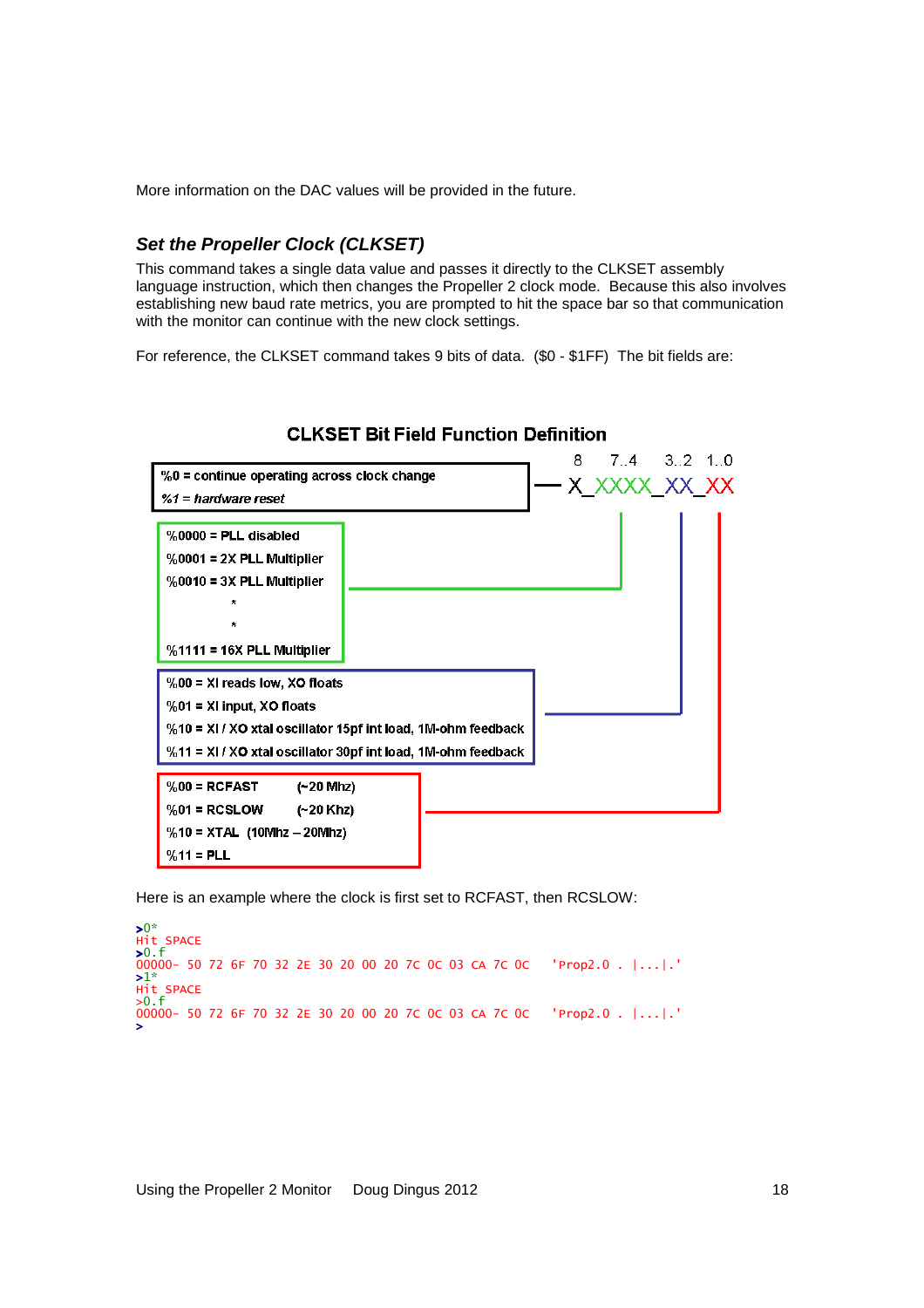More information on the DAC values will be provided in the future.

### *Set the Propeller Clock (CLKSET)*

This command takes a single data value and passes it directly to the CLKSET assembly language instruction, which then changes the Propeller 2 clock mode. Because this also involves establishing new baud rate metrics, you are prompted to hit the space bar so that communication with the monitor can continue with the new clock settings.

For reference, the CLKSET command takes 9 bits of data. ($0 - $1FF) The bit fields are:

**CLKSET Bit Field Function Definition**

8 7..4 3..2 1..0

X_XXXX_XX_XX

Bit 8:

- %0 = continue operating across clock change
- *%1 = hardware reset*

Bits 7..4:

- %0000 = PLL disabled
- %0001 = 2X PLL Multiplier
- %0010 = 3X PLL Multiplier
- *
- *
- %1111 = 16X PLL Multiplier

Bits 3..2:

- %00 = XI reads low, XO floats
- %01 = XI input, XO floats
- %10 = XI / XO xtal oscillator 15pf int load, 1M-ohm feedback
- %11 = XI / XO xtal oscillator 30pf int load, 1M-ohm feedback

Bits 1..0:

- %00 = RCFAST (~20 Mhz)
- %01 = RCSLOW (~20 Khz)
- %10 = XTAL (10Mhz – 20Mhz)
- %11 = PLL

Here is an example where the clock is first set to RCFAST, then RCSLOW:

```
>0*
Hit SPACE
>0.f
00000- 50 72 6F 70 32 2E 30 20 00 20 7C 0C 03 CA 7C 0C   'Prop2.0 . |...|.'
>1*
Hit SPACE
>0.f
00000- 50 72 6F 70 32 2E 30 20 00 20 7C 0C 03 CA 7C 0C   'Prop2.0 . |...|.'
>
```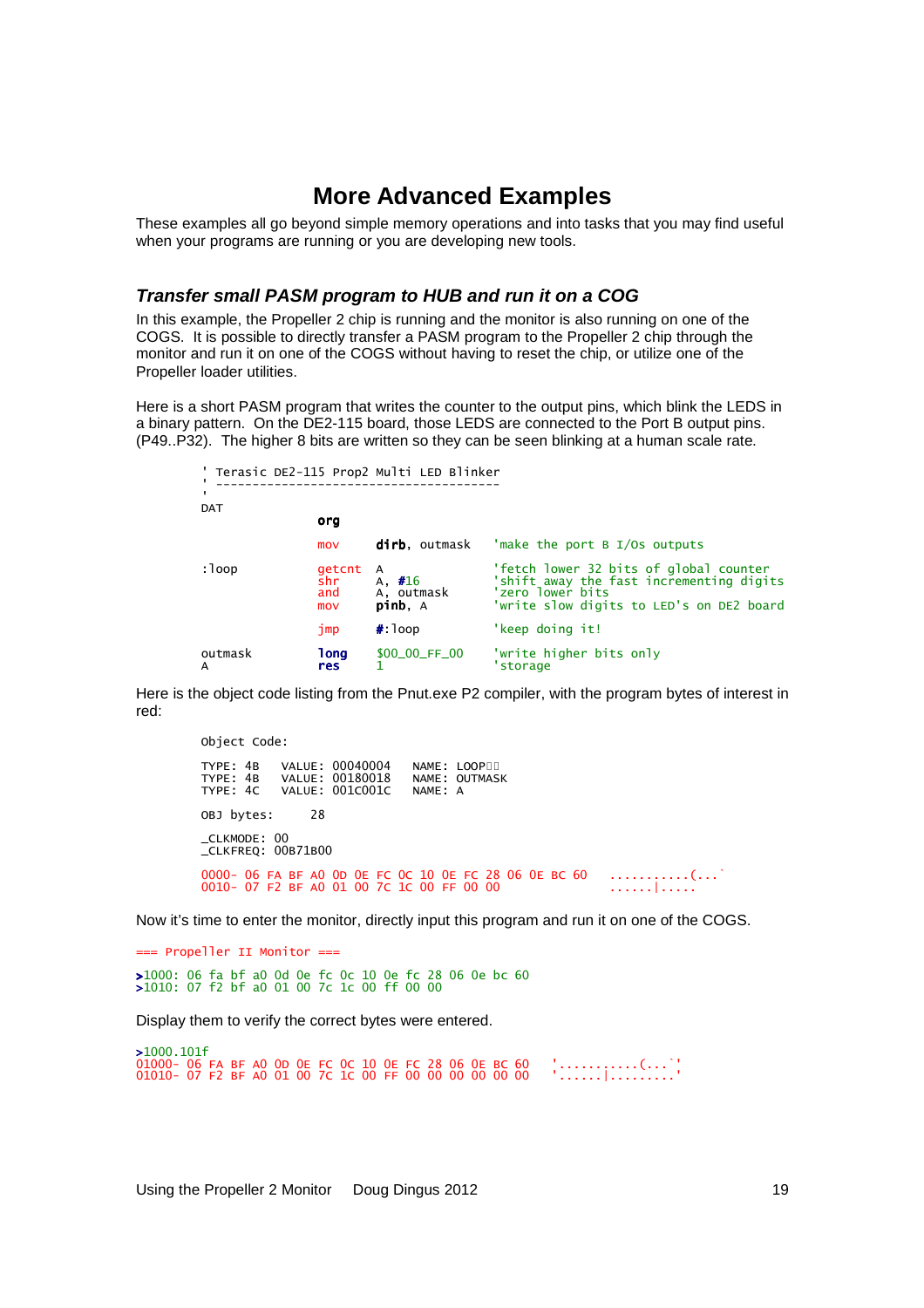# More Advanced Examples

These examples all go beyond simple memory operations and into tasks that you may find useful when your programs are running or you are developing new tools.

## *Transfer small PASM program to HUB and run it on a COG*

In this example, the Propeller 2 chip is running and the monitor is also running on one of the COGS. It is possible to directly transfer a PASM program to the Propeller 2 chip through the monitor and run it on one of the COGS without having to reset the chip, or utilize one of the Propeller loader utilities.

Here is a short PASM program that writes the counter to the output pins, which blink the LEDS in a binary pattern. On the DE2-115 board, those LEDS are connected to the Port B output pins. (P49..P32). The higher 8 bits are written so they can be seen blinking at a human scale rate.

```
' Terasic DE2-115 Prop2 Multi LED Blinker
' --------------------------------------
'
DAT
                org

                mov     dirb, outmask       'make the port B I/Os outputs

:loop           getcnt  A                   'fetch lower 32 bits of global counter
                shr     A, #16              'shift away the fast incrementing digits
                and     A, outmask          'zero lower bits
                mov     pinb, A             'write slow digits to LED's on DE2 board

                jmp     #:loop              'keep doing it!

outmask         long    $00_00_FF_00        'write higher bits only
A               res     1                   'storage
```

Here is the object code listing from the Pnut.exe P2 compiler, with the program bytes of interest in red:

```
Object Code:

TYPE: 4B   VALUE: 00040004   NAME: LOOP
TYPE: 4B   VALUE: 00180018   NAME: OUTMASK
TYPE: 4C   VALUE: 001C001C   NAME: A

OBJ bytes:     28

_CLKMODE: 00
_CLKFREQ: 00B71B00

0000- 06 FA BF A0 0D 0E FC 0C 10 0E FC 28 06 0E BC 60   ...........(...`
0010- 07 F2 BF A0 01 00 7C 1C 00 FF 00 00               ......|.....
```

Now it’s time to enter the monitor, directly input this program and run it on one of the COGS.

```
=== Propeller II Monitor ===

>1000: 06 fa bf a0 0d 0e fc 0c 10 0e fc 28 06 0e bc 60
>1010: 07 f2 bf a0 01 00 7c 1c 00 ff 00 00
```

Display them to verify the correct bytes were entered.

```
>1000.101f
01000- 06 FA BF A0 0D 0E FC 0C 10 0E FC 28 06 0E BC 60   '...........(...`'
01010- 07 F2 BF A0 01 00 7C 1C 00 FF 00 00 00 00 00 00   '......|.........'
```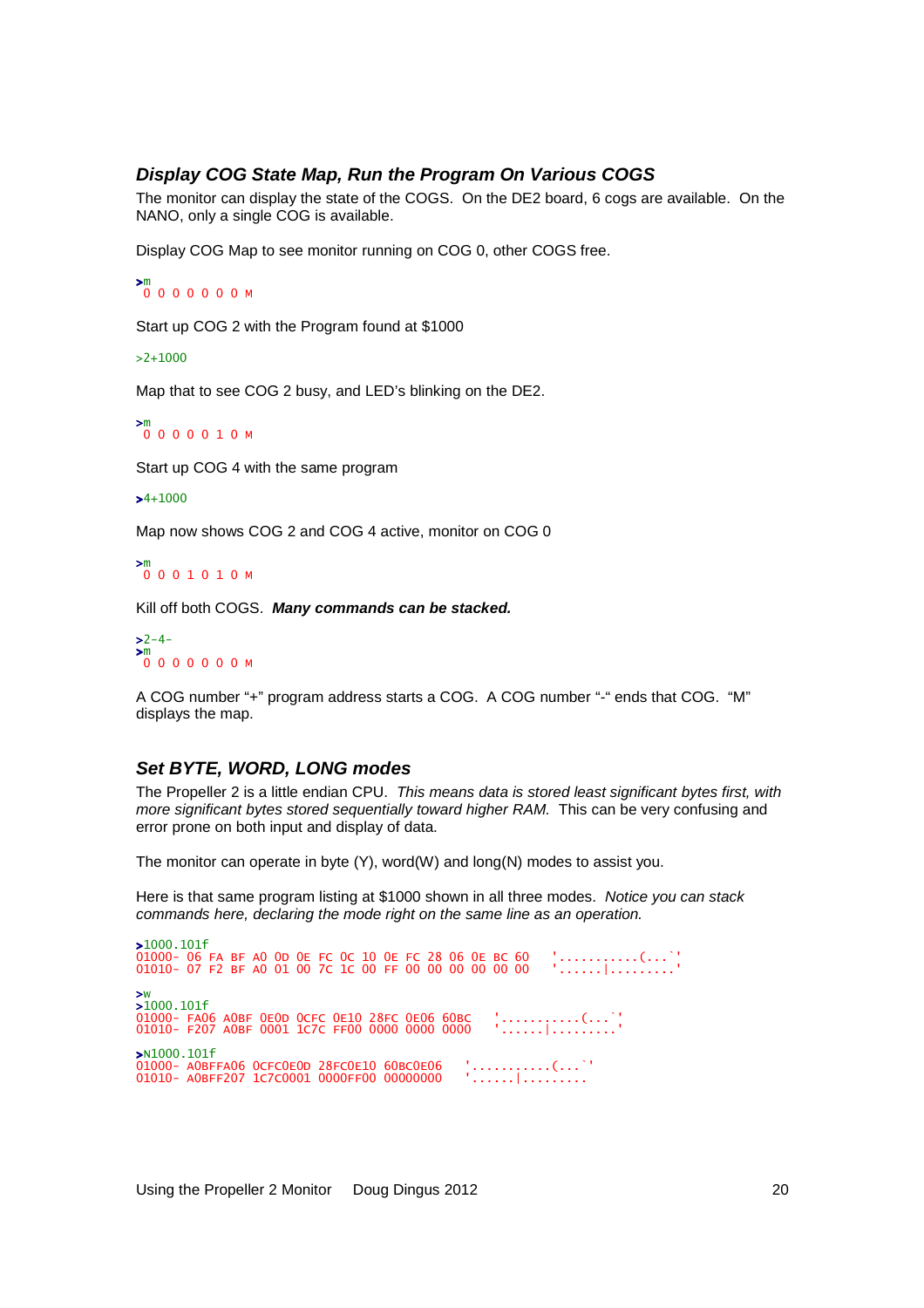### *Display COG State Map, Run the Program On Various COGS*

The monitor can display the state of the COGS. On the DE2 board, 6 cogs are available. On the NANO, only a single COG is available.

Display COG Map to see monitor running on COG 0, other COGS free.

```
>m
 0 0 0 0 0 0 0 M
```

Start up COG 2 with the Program found at $1000

```
>2+1000
```

Map that to see COG 2 busy, and LED's blinking on the DE2.

```
>m
 0 0 0 0 0 1 0 M
```

Start up COG 4 with the same program

```
>4+1000
```

Map now shows COG 2 and COG 4 active, monitor on COG 0

```
>m
 0 0 0 1 0 1 0 M
```

Kill off both COGS. ***Many commands can be stacked.***

```
>2-4-
>m
 0 0 0 0 0 0 0 M
```

A COG number "+" program address starts a COG. A COG number "-" ends that COG. "M" displays the map.

### *Set BYTE, WORD, LONG modes*

The Propeller 2 is a little endian CPU. *This means data is stored least significant bytes first, with more significant bytes stored sequentially toward higher RAM.* This can be very confusing and error prone on both input and display of data.

The monitor can operate in byte (Y), word(W) and long(N) modes to assist you.

Here is that same program listing at $1000 shown in all three modes. *Notice you can stack commands here, declaring the mode right on the same line as an operation.*

```
>1000.101f
01000- 06 FA BF A0 0D 0E FC 0C 10 0E FC 28 06 0E BC 60   '...........(...`'
01010- 07 F2 BF A0 01 00 7C 1C 00 FF 00 00 00 00 00 00   '......|.........'

>w
>1000.101f
01000- FA06 A0BF 0E0D 0CFC 0E10 28FC 0E06 60BC   '...........(...`'
01010- F207 A0BF 0001 1C7C FF00 0000 0000 0000   '......|.........'

>N1000.101f
01000- A0BFFA06 0CFC0E0D 28FC0E10 60BC0E06   '...........(...`'
01010- A0BFF207 1C7C0001 0000FF00 00000000   '......|.........
```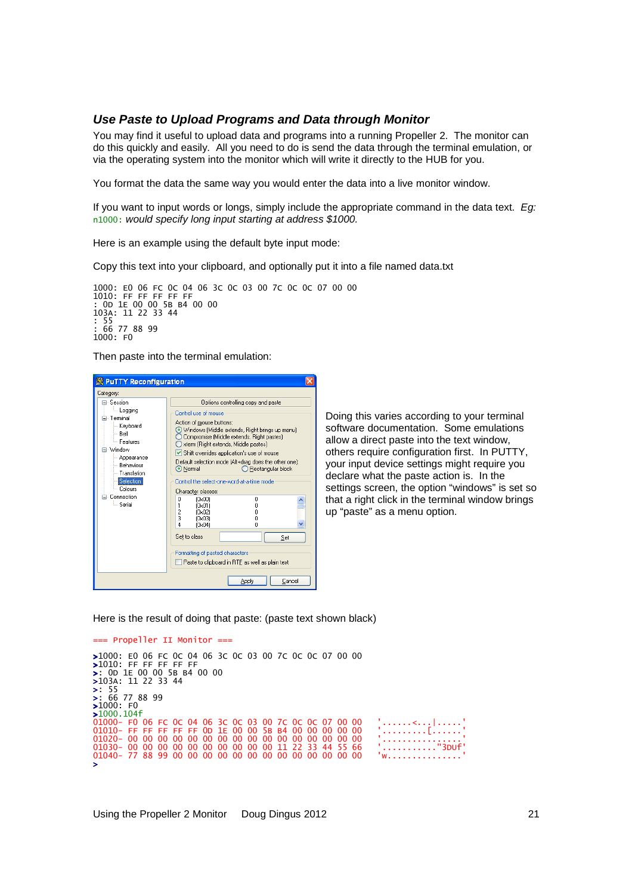### *Use Paste to Upload Programs and Data through Monitor*

You may find it useful to upload data and programs into a running Propeller 2. The monitor can do this quickly and easily. All you need to do is send the data through the terminal emulation, or via the operating system into the monitor which will write it directly to the HUB for you.

You format the data the same way you would enter the data into a live monitor window.

If you want to input words or longs, simply include the appropriate command in the data text. *Eg:* `n1000:` *would specify long input starting at address $1000.*

Here is an example using the default byte input mode:

Copy this text into your clipboard, and optionally put it into a file named data.txt

```
1000: E0 06 FC 0C 04 06 3C 0C 03 00 7C 0C 0C 07 00 00
1010: FF FF FF FF FF
: 0D 1E 00 00 5B B4 00 00
103A: 11 22 33 44
: 55
: 66 77 88 99
1000: F0
```

Then paste into the terminal emulation:

Doing this varies according to your terminal software documentation. Some emulations allow a direct paste into the text window, others require configuration first. In PUTTY, your input device settings might require you declare what the paste action is. In the settings screen, the option "windows" is set so that a right click in the terminal window brings up "paste" as a menu option.

Here is the result of doing that paste: (paste text shown black)

```
=== Propeller II Monitor ===

>1000: E0 06 FC 0C 04 06 3C 0C 03 00 7C 0C 0C 07 00 00
>1010: FF FF FF FF FF
>: 0D 1E 00 00 5B B4 00 00
>103A: 11 22 33 44
>: 55
>: 66 77 88 99
>1000: F0
>1000.104f
01000- F0 06 FC 0C 04 06 3C 0C 03 00 7C 0C 0C 07 00 00   '......<...|.....'
01010- FF FF FF FF FF 0D 1E 00 00 5B B4 00 00 00 00 00   '.........[......'
01020- 00 00 00 00 00 00 00 00 00 00 00 00 00 00 00 00   '................'
01030- 00 00 00 00 00 00 00 00 00 00 11 22 33 44 55 66   '..........."3DUf'
01040- 77 88 99 00 00 00 00 00 00 00 00 00 00 00 00 00   'w...............'
>
```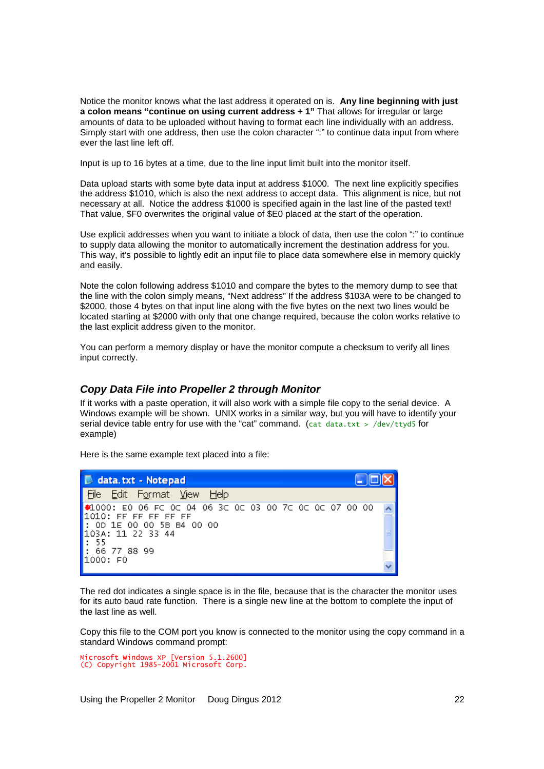Notice the monitor knows what the last address it operated on is. **Any line beginning with just a colon means "continue on using current address + 1"** That allows for irregular or large amounts of data to be uploaded without having to format each line individually with an address. Simply start with one address, then use the colon character ":" to continue data input from where ever the last line left off.

Input is up to 16 bytes at a time, due to the line input limit built into the monitor itself.

Data upload starts with some byte data input at address $1000. The next line explicitly specifies the address $1010, which is also the next address to accept data. This alignment is nice, but not necessary at all. Notice the address $1000 is specified again in the last line of the pasted text! That value, $F0 overwrites the original value of $E0 placed at the start of the operation.

Use explicit addresses when you want to initiate a block of data, then use the colon ":" to continue to supply data allowing the monitor to automatically increment the destination address for you. This way, it's possible to lightly edit an input file to place data somewhere else in memory quickly and easily.

Note the colon following address $1010 and compare the bytes to the memory dump to see that the line with the colon simply means, "Next address" If the address $103A were to be changed to $2000, those 4 bytes on that input line along with the five bytes on the next two lines would be located starting at $2000 with only that one change required, because the colon works relative to the last explicit address given to the monitor.

You can perform a memory display or have the monitor compute a checksum to verify all lines input correctly.

### *Copy Data File into Propeller 2 through Monitor*

If it works with a paste operation, it will also work with a simple file copy to the serial device. A Windows example will be shown. UNIX works in a similar way, but you will have to identify your serial device table entry for use with the "cat" command. (`cat data.txt > /dev/ttyd5` for example)

Here is the same example text placed into a file:

```
data.txt - Notepad
File  Edit  Format  View  Help
 1000: E0 06 FC 0C 04 06 3C 0C 03 00 7C 0C 0C 07 00 00
1010: FF FF FF FF FF
: 0D 1E 00 00 5B B4 00 00
103A: 11 22 33 44
: 55
: 66 77 88 99
1000: F0
```

The red dot indicates a single space is in the file, because that is the character the monitor uses for its auto baud rate function. There is a single new line at the bottom to complete the input of the last line as well.

Copy this file to the COM port you know is connected to the monitor using the copy command in a standard Windows command prompt:

```
Microsoft Windows XP [Version 5.1.2600]
(C) Copyright 1985-2001 Microsoft Corp.
```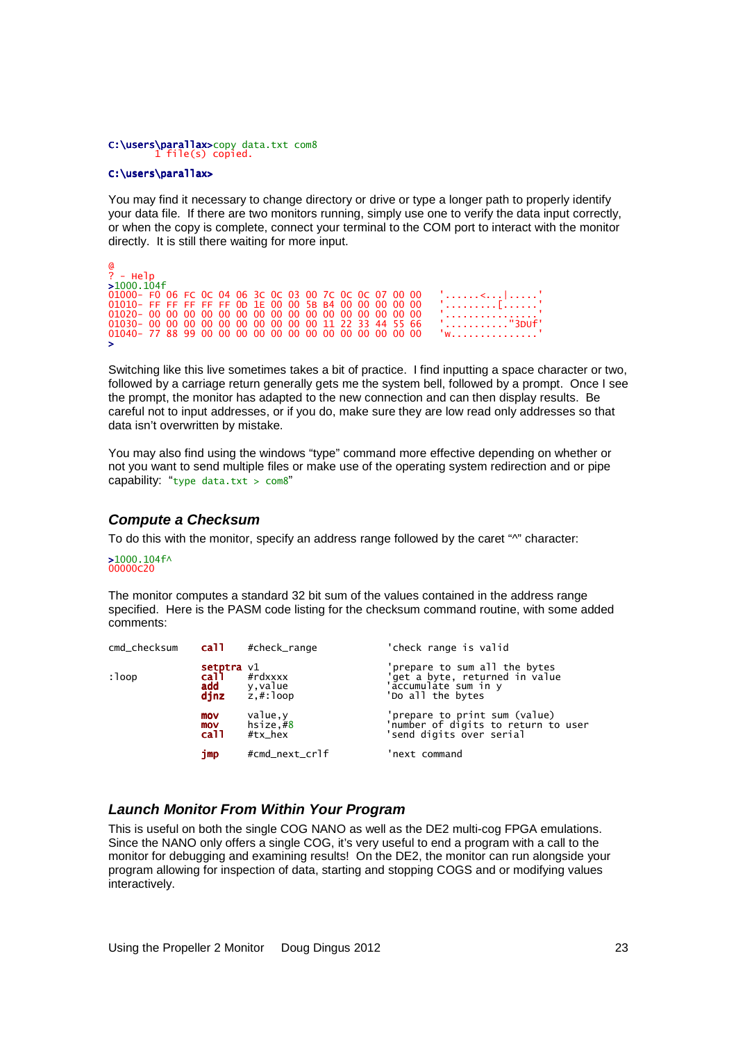```
C:\users\parallax>copy data.txt com8
        1 file(s) copied.

C:\users\parallax>
```

You may find it necessary to change directory or drive or type a longer path to properly identify your data file. If there are two monitors running, simply use one to verify the data input correctly, or when the copy is complete, connect your terminal to the COM port to interact with the monitor directly. It is still there waiting for more input.

```
@
? - Help
>1000.104f
01000- F0 06 FC 0C 04 06 3C 0C 03 00 7C 0C 0C 07 00 00   '......<...|.....'
01010- FF FF FF FF FF 0D 1E 00 00 5B B4 00 00 00 00 00   '.........[......'
01020- 00 00 00 00 00 00 00 00 00 00 00 00 00 00 00 00   '................'
01030- 00 00 00 00 00 00 00 00 00 00 11 22 33 44 55 66   '..........."3DUf'
01040- 77 88 99 00 00 00 00 00 00 00 00 00 00 00 00 00   'w...............'
>
```

Switching like this live sometimes takes a bit of practice. I find inputting a space character or two, followed by a carriage return generally gets me the system bell, followed by a prompt. Once I see the prompt, the monitor has adapted to the new connection and can then display results. Be careful not to input addresses, or if you do, make sure they are low read only addresses so that data isn't overwritten by mistake.

You may also find using the windows "type" command more effective depending on whether or not you want to send multiple files or make use of the operating system redirection and or pipe capability: "`type data.txt > com8`"

### *Compute a Checksum*

To do this with the monitor, specify an address range followed by the caret "^" character:

```
>1000.104f^
00000C20
```

The monitor computes a standard 32 bit sum of the values contained in the address range specified. Here is the PASM code listing for the checksum command routine, with some added comments:

```
cmd_checksum    call    #check_range            'check range is valid

                setptra v1                      'prepare to sum all the bytes
:loop           call    #rdxxxx                 'get a byte, returned in value
                add     y,value                 'accumulate sum in y
                djnz    z,#:loop                'Do all the bytes

                mov     value,y                 'prepare to print sum (value)
                mov     hsize,#8                'number of digits to return to user
                call    #tx_hex                 'send digits over serial

                jmp     #cmd_next_crlf          'next command
```

### *Launch Monitor From Within Your Program*

This is useful on both the single COG NANO as well as the DE2 multi-cog FPGA emulations. Since the NANO only offers a single COG, it's very useful to end a program with a call to the monitor for debugging and examining results! On the DE2, the monitor can run alongside your program allowing for inspection of data, starting and stopping COGS and or modifying values interactively.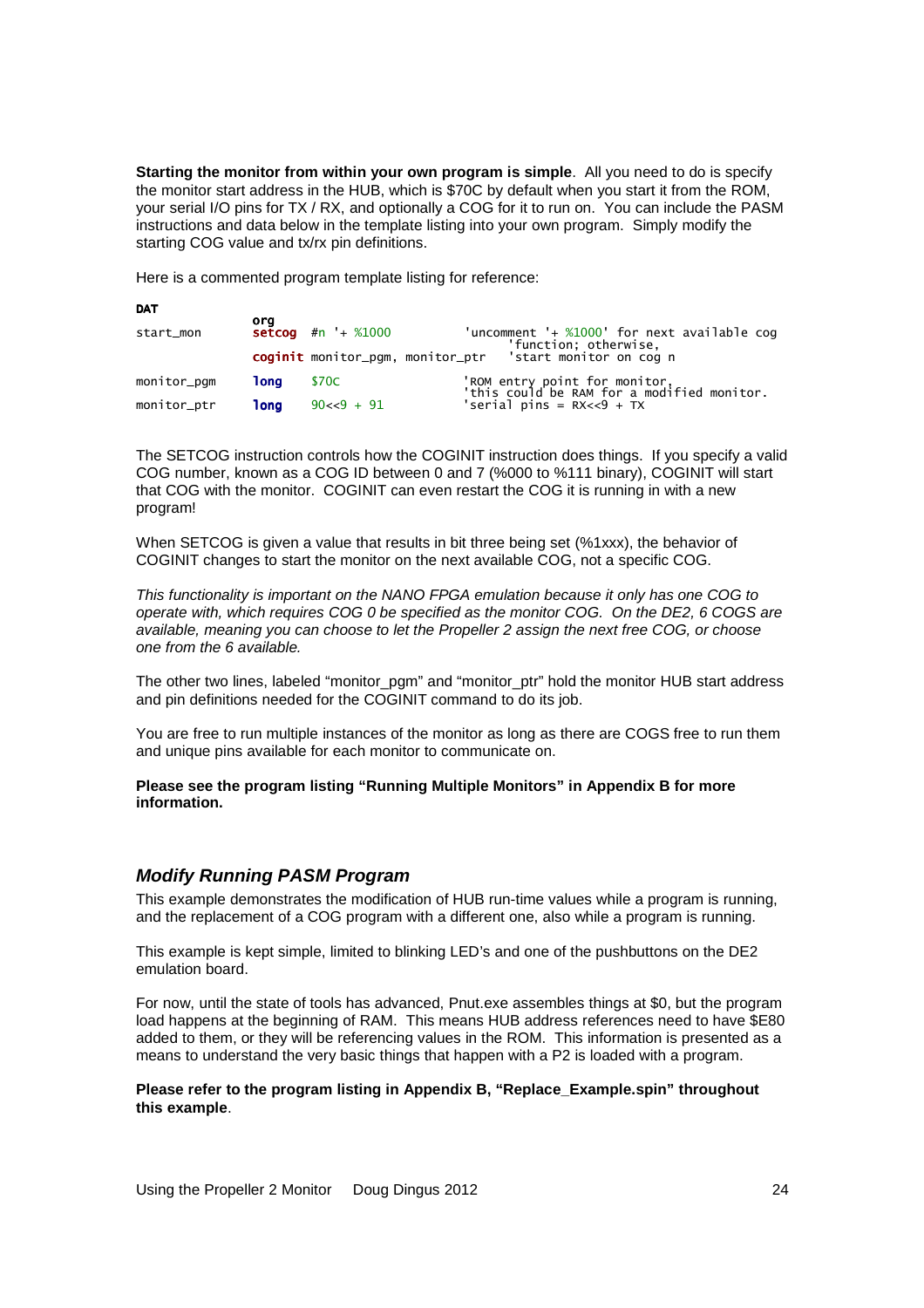**Starting the monitor from within your own program is simple**. All you need to do is specify the monitor start address in the HUB, which is $70C by default when you start it from the ROM, your serial I/O pins for TX / RX, and optionally a COG for it to run on. You can include the PASM instructions and data below in the template listing into your own program. Simply modify the starting COG value and tx/rx pin definitions.

Here is a commented program template listing for reference:

```
DAT
              org
start_mon     setcog  #n '+ %1000                 'uncomment '+ %1000' for next available cog
                                                     'function; otherwise,
              coginit monitor_pgm, monitor_ptr    'start monitor on cog n

monitor_pgm   long    $70C                        'ROM entry point for monitor,
                                                  'this could be RAM for a modified monitor.
monitor_ptr   long    90<<9 + 91                  'serial pins = RX<<9 + TX
```

The SETCOG instruction controls how the COGINIT instruction does things. If you specify a valid COG number, known as a COG ID between 0 and 7 (%000 to %111 binary), COGINIT will start that COG with the monitor. COGINIT can even restart the COG it is running in with a new program!

When SETCOG is given a value that results in bit three being set (%1xxx), the behavior of COGINIT changes to start the monitor on the next available COG, not a specific COG.

*This functionality is important on the NANO FPGA emulation because it only has one COG to operate with, which requires COG 0 be specified as the monitor COG. On the DE2, 6 COGS are available, meaning you can choose to let the Propeller 2 assign the next free COG, or choose one from the 6 available.*

The other two lines, labeled "monitor_pgm" and "monitor_ptr" hold the monitor HUB start address and pin definitions needed for the COGINIT command to do its job.

You are free to run multiple instances of the monitor as long as there are COGS free to run them and unique pins available for each monitor to communicate on.

**Please see the program listing "Running Multiple Monitors" in Appendix B for more information.**

## *Modify Running PASM Program*

This example demonstrates the modification of HUB run-time values while a program is running, and the replacement of a COG program with a different one, also while a program is running.

This example is kept simple, limited to blinking LED's and one of the pushbuttons on the DE2 emulation board.

For now, until the state of tools has advanced, Pnut.exe assembles things at $0, but the program load happens at the beginning of RAM. This means HUB address references need to have $E80 added to them, or they will be referencing values in the ROM. This information is presented as a means to understand the very basic things that happen with a P2 is loaded with a program.

**Please refer to the program listing in Appendix B, "Replace_Example.spin" throughout this example**.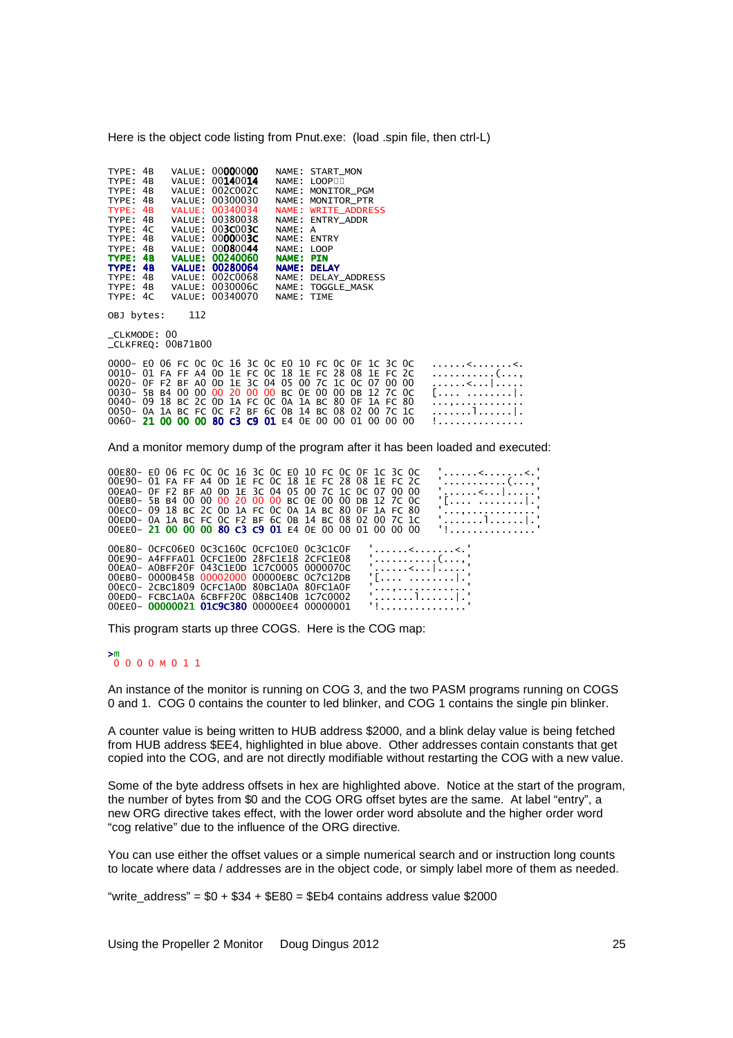Here is the object code listing from Pnut.exe:  (load .spin file, then ctrl-L)

```
TYPE: 4B    VALUE: 00000000    NAME: START_MON
TYPE: 4B    VALUE: 00140014    NAME: LOOP
TYPE: 4B    VALUE: 002C002C    NAME: MONITOR_PGM
TYPE: 4B    VALUE: 00300030    NAME: MONITOR_PTR
TYPE: 4B    VALUE: 00340034    NAME: WRITE_ADDRESS
TYPE: 4B    VALUE: 00380038    NAME: ENTRY_ADDR
TYPE: 4C    VALUE: 003C003C    NAME: A
TYPE: 4B    VALUE: 0000003C    NAME: ENTRY
TYPE: 4B    VALUE: 00080044    NAME: LOOP
TYPE: 4B    VALUE: 00240060    NAME: PIN
TYPE: 4B    VALUE: 00280064    NAME: DELAY
TYPE: 4B    VALUE: 002C0068    NAME: DELAY_ADDRESS
TYPE: 4B    VALUE: 0030006C    NAME: TOGGLE_MASK
TYPE: 4C    VALUE: 00340070    NAME: TIME

OBJ bytes:    112

_CLKMODE: 00
_CLKFREQ: 00B71B00

0000- E0 06 FC 0C 0C 16 3C 0C E0 10 FC 0C 0F 1C 3C 0C    ......<.......<.
0010- 01 FA FF A4 0D 1E FC 0C 18 1E FC 28 08 1E FC 2C    ...........(...,
0020- 0F F2 BF A0 0D 1E 3C 04 05 00 7C 1C 0C 07 00 00    ......<...|.....
0030- 5B B4 00 00 00 20 00 00 BC 0E 00 00 DB 12 7C 0C    [.... ........|.
0040- 09 18 BC 2C 0D 1A FC 0C 0A 1A BC 80 0F 1A FC 80    ...,............
0050- 0A 1A BC FC 0C F2 BF 6C 0B 14 BC 08 02 00 7C 1C    .......l......|.
0060- 21 00 00 00 80 C3 C9 01 E4 0E 00 00 01 00 00 00    !...............
```

And a monitor memory dump of the program after it has been loaded and executed:

```
00E80- E0 06 FC 0C 0C 16 3C 0C E0 10 FC 0C 0F 1C 3C 0C    '......<.......<.'
00E90- 01 FA FF A4 0D 1E FC 0C 18 1E FC 28 08 1E FC 2C    '...........(...,'
00EA0- 0F F2 BF A0 0D 1E 3C 04 05 00 7C 1C 0C 07 00 00    '......<...|.....'
00EB0- 5B B4 00 00 00 20 00 00 BC 0E 00 00 DB 12 7C 0C    '[.... ........|.'
00EC0- 09 18 BC 2C 0D 1A FC 0C 0A 1A BC 80 0F 1A FC 80    '...,............'
00ED0- 0A 1A BC FC 0C F2 BF 6C 0B 14 BC 08 02 00 7C 1C    '.......l......|.'
00EE0- 21 00 00 00 80 C3 C9 01 E4 0E 00 00 01 00 00 00    '!...............'

00E80- 0CFC06E0 0C3C160C 0CFC10E0 0C3C1C0F    '......<.......<.'
00E90- A4FFFA01 0CFC1E0D 28FC1E18 2CFC1E08    '...........(...,'
00EA0- A0BFF20F 043C1E0D 1C7C0005 0000070C    '......<...|.....'
00EB0- 0000B45B 00002000 00000EBC 0C7C12DB    '[.... ........|.'
00EC0- 2CBC1809 0CFC1A0D 80BC1A0A 80FC1A0F    '...,............'
00ED0- FCBC1A0A 6CBFF20C 08BC140B 1C7C0002    '.......l......|.'
00EE0- 00000021 01C9C380 00000EE4 00000001    '!...............'
```

This program starts up three COGS.  Here is the COG map:

```
>m
 0 0 0 0 M 0 1 1
```

An instance of the monitor is running on COG 3, and the two PASM programs running on COGS 0 and 1.  COG 0 contains the counter to led blinker, and COG 1 contains the single pin blinker.

A counter value is being written to HUB address $2000, and a blink delay value is being fetched from HUB address $EE4, highlighted in blue above.  Other addresses contain constants that get copied into the COG, and are not directly modifiable without restarting the COG with a new value.

Some of the byte address offsets in hex are highlighted above.  Notice at the start of the program, the number of bytes from $0 and the COG ORG offset bytes are the same.  At label "entry", a new ORG directive takes effect, with the lower order word absolute and the higher order word "cog relative" due to the influence of the ORG directive.

You can use either the offset values or a simple numerical search and or instruction long counts to locate where data / addresses are in the object code, or simply label more of them as needed.

"write_address" = $0 + $34 + $E80 = $Eb4 contains address value $2000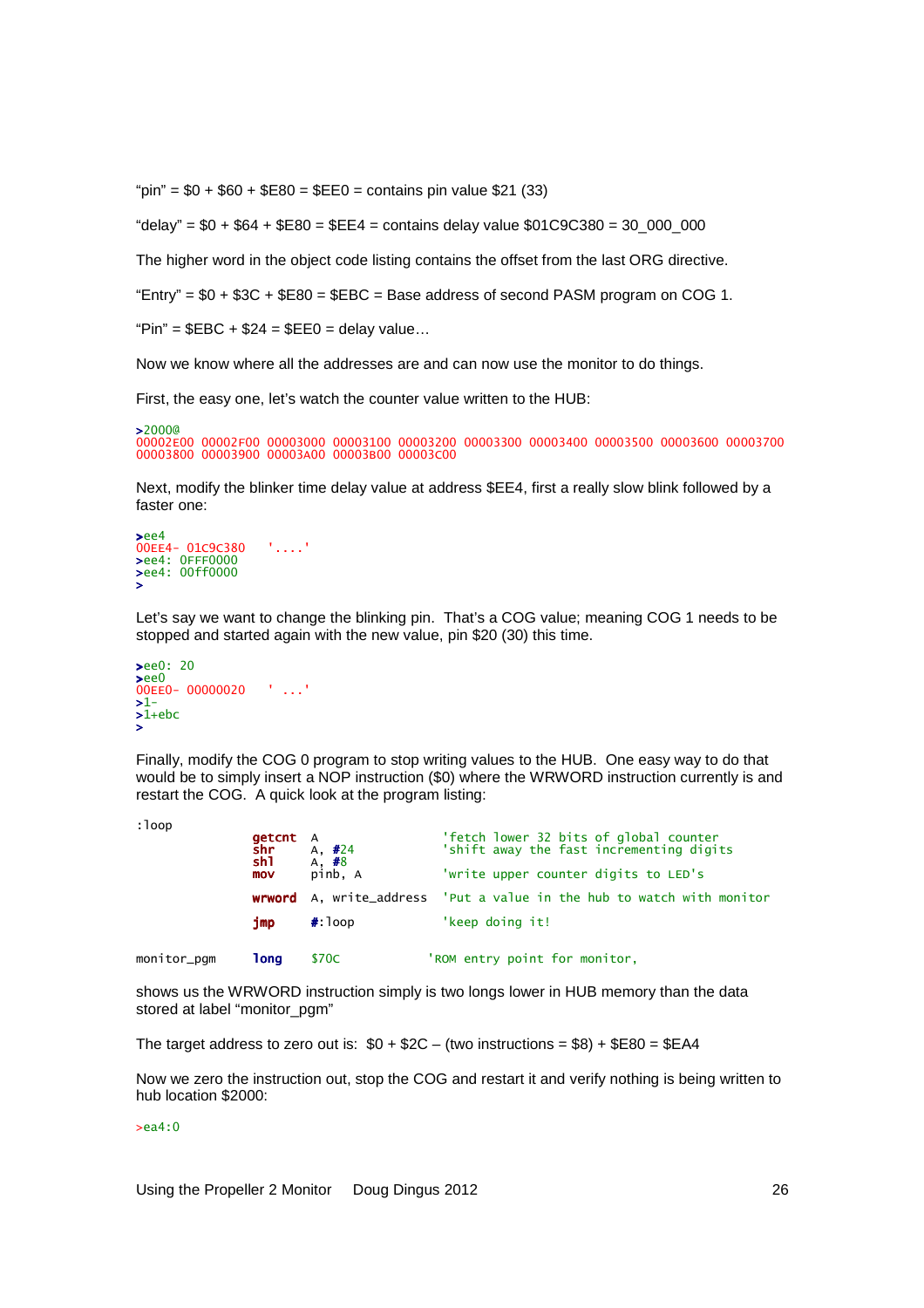"pin" = $0 + $60 + $E80 = $EE0 = contains pin value $21 (33)

"delay" = $0 + $64 + $E80 = $EE4 = contains delay value $01C9C380 = 30_000_000

The higher word in the object code listing contains the offset from the last ORG directive.

"Entry" = $0 + $3C + $E80 = $EBC = Base address of second PASM program on COG 1.

"Pin" = $EBC + $24 = $EE0 = delay value…

Now we know where all the addresses are and can now use the monitor to do things.

First, the easy one, let's watch the counter value written to the HUB:

```
>2000@
00002E00 00002F00 00003000 00003100 00003200 00003300 00003400 00003500 00003600 00003700
00003800 00003900 00003A00 00003B00 00003C00
```

Next, modify the blinker time delay value at address $EE4, first a really slow blink followed by a faster one:

```
>ee4
00EE4- 01C9C380   '....'
>ee4: 0FFF0000
>ee4: 00ff0000
>
```

Let's say we want to change the blinking pin. That's a COG value; meaning COG 1 needs to be stopped and started again with the new value, pin $20 (30) this time.

```
>ee0: 20
>ee0
00EE0- 00000020   ' ...'
>1-
>1+ebc
>
```

Finally, modify the COG 0 program to stop writing values to the HUB. One easy way to do that would be to simply insert a NOP instruction ($0) where the WRWORD instruction currently is and restart the COG. A quick look at the program listing:

```
:loop
              getcnt  A                   'fetch lower 32 bits of global counter
              shr     A, #24              'shift away the fast incrementing digits
              shl     A, #8
              mov     pinb, A             'write upper counter digits to LED's

              wrword  A, write_address    'Put a value in the hub to watch with monitor

              jmp     #:loop              'keep doing it!

monitor_pgm   long    $70C              'ROM entry point for monitor,
```

shows us the WRWORD instruction simply is two longs lower in HUB memory than the data stored at label "monitor_pgm"

The target address to zero out is: $0 + $2C – (two instructions = $8) + $E80 = $EA4

Now we zero the instruction out, stop the COG and restart it and verify nothing is being written to hub location $2000:

```
>ea4:0
```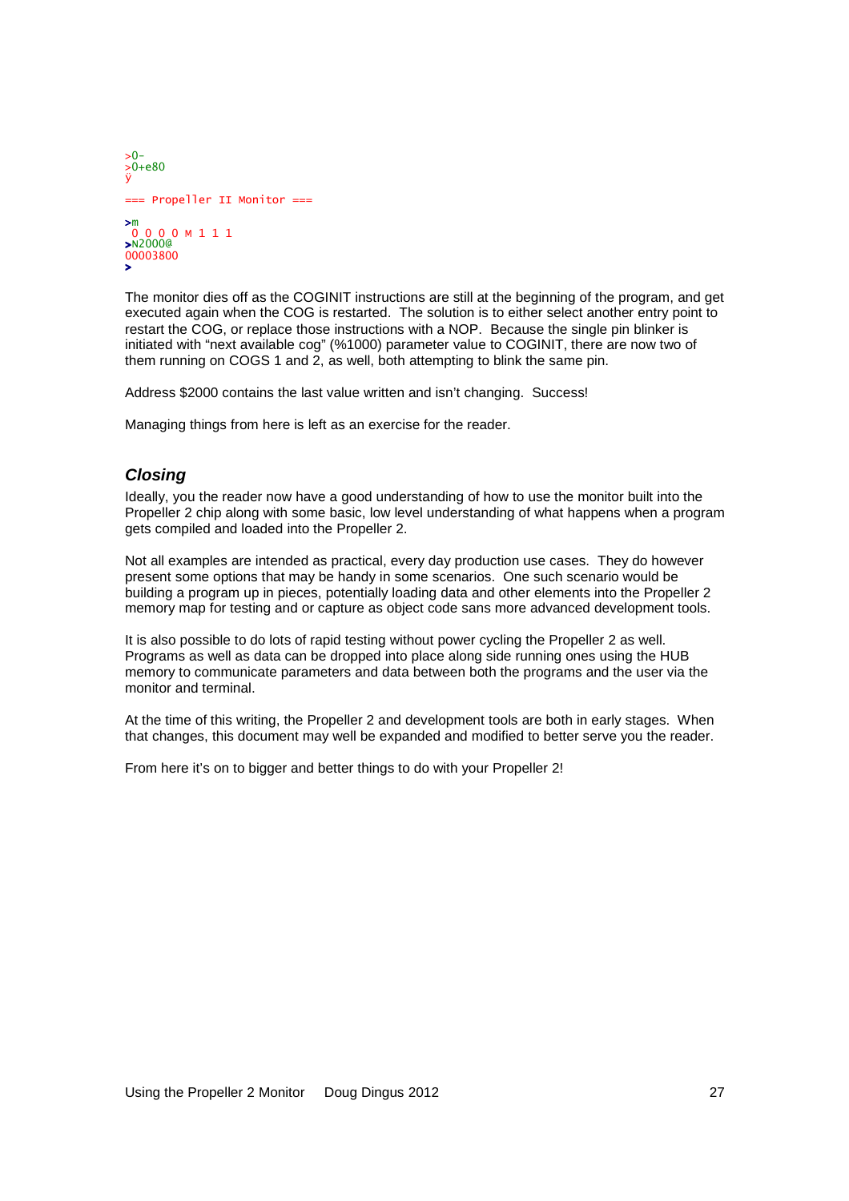```
>0-
>0+e80
ÿ
=== Propeller II Monitor ===

>m
 0 0 0 0 M 1 1 1
>N2000@
00003800
>
```

The monitor dies off as the COGINIT instructions are still at the beginning of the program, and get executed again when the COG is restarted. The solution is to either select another entry point to restart the COG, or replace those instructions with a NOP. Because the single pin blinker is initiated with "next available cog" (%1000) parameter value to COGINIT, there are now two of them running on COGS 1 and 2, as well, both attempting to blink the same pin.

Address $2000 contains the last value written and isn't changing. Success!

Managing things from here is left as an exercise for the reader.

## *Closing*

Ideally, you the reader now have a good understanding of how to use the monitor built into the Propeller 2 chip along with some basic, low level understanding of what happens when a program gets compiled and loaded into the Propeller 2.

Not all examples are intended as practical, every day production use cases. They do however present some options that may be handy in some scenarios. One such scenario would be building a program up in pieces, potentially loading data and other elements into the Propeller 2 memory map for testing and or capture as object code sans more advanced development tools.

It is also possible to do lots of rapid testing without power cycling the Propeller 2 as well. Programs as well as data can be dropped into place along side running ones using the HUB memory to communicate parameters and data between both the programs and the user via the monitor and terminal.

At the time of this writing, the Propeller 2 and development tools are both in early stages. When that changes, this document may well be expanded and modified to better serve you the reader.

From here it's on to bigger and better things to do with your Propeller 2!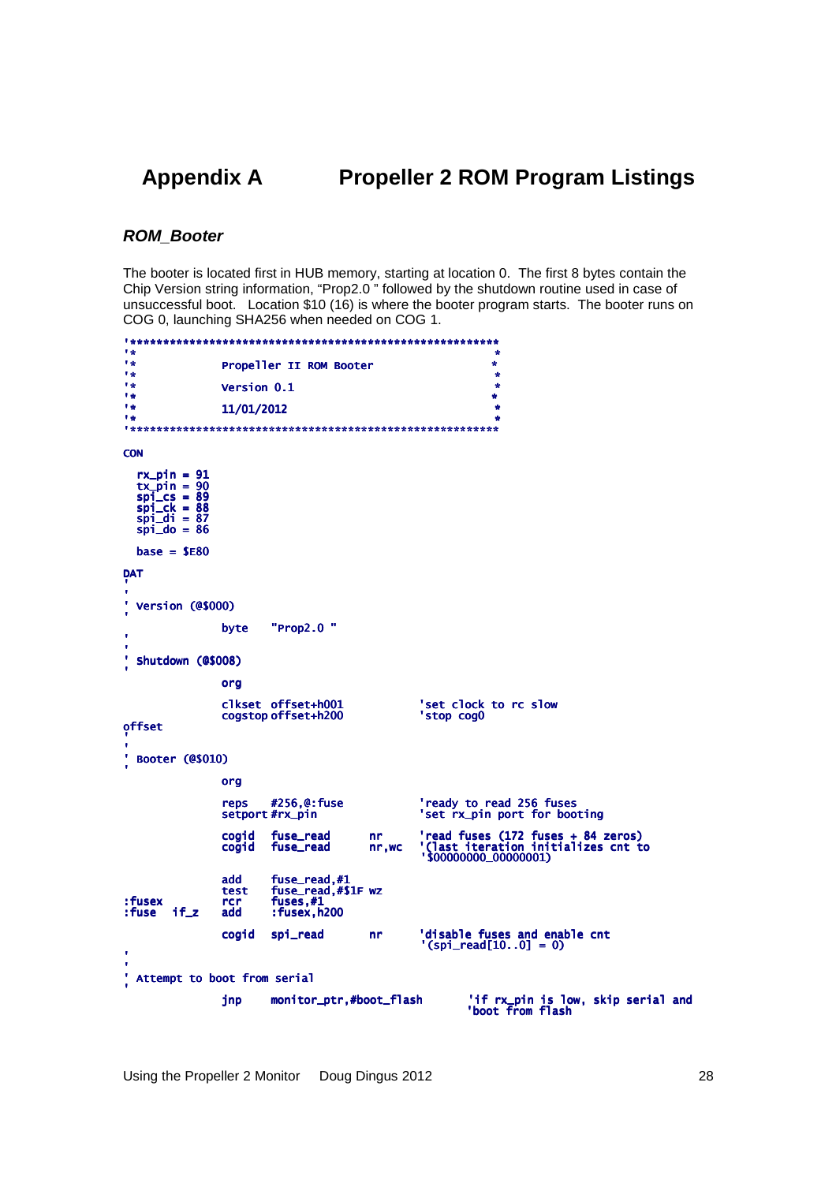# Appendix A Propeller 2 ROM Program Listings

## *ROM_Booter*

The booter is located first in HUB memory, starting at location 0. The first 8 bytes contain the Chip Version string information, “Prop2.0 ” followed by the shutdown routine used in case of unsuccessful boot. Location $10 (16) is where the booter program starts. The booter runs on COG 0, launching SHA256 when needed on COG 1.

```
'*********************************************************
'*                                                       *
'*             Propeller II ROM Booter                   *
'*                                                       *
'*             Version 0.1                               *
'*                                                       *
'*             11/01/2012                                *
'*                                                       *
'*********************************************************

CON

  rx_pin = 91
  tx_pin = 90
  spi_cs = 89
  spi_ck = 88
  spi_di = 87
  spi_do = 86

  base = $E80

DAT
'
'
' Version (@$000)
'
              byte    "Prop2.0 "
'
'
' Shutdown (@$008)
'
              org

              clkset  offset+h001             'set clock to rc slow
              cogstop offset+h200             'stop cog0
offset
'
'
' Booter (@$010)
'
              org

              reps    #256,@:fuse             'ready to read 256 fuses
              setport #rx_pin                 'set rx_pin port for booting

              cogid   fuse_read       nr      'read fuses (172 fuses + 84 zeros)
              cogid   fuse_read       nr,wc   '(last iteration initializes cnt to
                                              '$00000000_00000001)

              add     fuse_read,#1
              test    fuse_read,#$1F wz
:fusex        rcr     fuses,#1
:fuse   if_z  add     :fusex,h200

              cogid   spi_read        nr      'disable fuses and enable cnt
                                              '(spi_read[10..0] = 0)
'
'
' Attempt to boot from serial
'
              jnp     monitor_ptr,#boot_flash         'if rx_pin is low, skip serial and
                                                      'boot from flash
```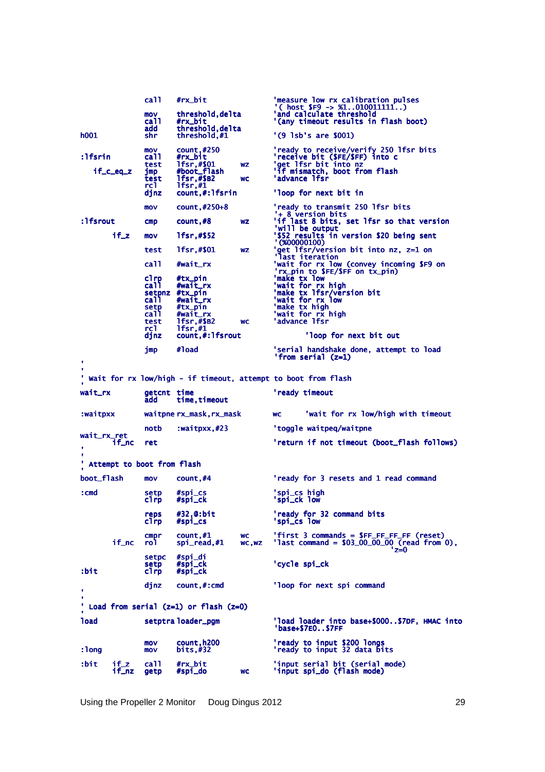```
                call    #rx_bit                 'measure low rx calibration pulses
                                                '( host $F9 -> %1..010011111..)
                mov     threshold,delta         'and calculate threshold
                call    #rx_bit                 '(any timeout results in flash boot)
                add     threshold,delta
h001            shr     threshold,#1            '(9 lsb's are $001)

                mov     count,#250              'ready to receive/verify 250 lfsr bits
:lfsrin         call    #rx_bit                 'receive bit ($FE/$FF) into c
                test    lfsr,#$01       wz      'get lfsr bit into nz
   if_c_eq_z    jmp     #boot_flash             'if mismatch, boot from flash
                test    lfsr,#$B2       wc      'advance lfsr
                rcl     lfsr,#1
                djnz    count,#:lfsrin          'loop for next bit in

                mov     count,#250+8            'ready to transmit 250 lfsr bits
                                                '+ 8 version bits
:lfsrout        cmp     count,#8        wz      'if last 8 bits, set lfsr so that version
                                                'will be output
        if_z    mov     lfsr,#$52               '$52 results in version $20 being sent
                                                '(%00000100)
                test    lfsr,#$01       wz      'get lfsr/version bit into nz, z=1 on
                                                'last iteration
                call    #wait_rx                'wait for rx low (convey incoming $F9 on
                                                'rx_pin to $FE/$FF on tx_pin)
                clrp    #tx_pin                 'make tx low
                call    #wait_rx                'wait for rx high
                setpnz  #tx_pin                 'make tx lfsr/version bit
                call    #wait_rx                'wait for rx low
                setp    #tx_pin                 'make tx high
                call    #wait_rx                'wait for rx high
                test    lfsr,#$B2       wc      'advance lfsr
                rcl     lfsr,#1
                djnz    count,#:lfsrout                 'loop for next bit out

                jmp     #load                   'serial handshake done, attempt to load
                                                'from serial (z=1)
'
'
' Wait for rx low/high - if timeout, attempt to boot from flash
'
wait_rx         getcnt  time                    'ready timeout
                add     time,timeout

:waitpxx        waitpne rx_mask,rx_mask         wc      'wait for rx low/high with timeout

                notb    :waitpxx,#23            'toggle waitpeq/waitpne
wait_rx_ret
        if_nc   ret                             'return if not timeout (boot_flash follows)
'
'
' Attempt to boot from flash
'
boot_flash      mov     count,#4                'ready for 3 resets and 1 read command

:cmd            setp    #spi_cs                 'spi_cs high
                clrp    #spi_ck                 'spi_ck low

                reps    #32,@:bit               'ready for 32 command bits
                clrp    #spi_cs                 'spi_cs low

                cmpr    count,#1        wc      'first 3 commands = $FF_FF_FF_FF (reset)
        if_nc   rol     spi_read,#1     wc,wz   'last command = $03_00_00_00 (read from 0),
                                                                                'z=0
                setpc   #spi_di
                setp    #spi_ck                 'cycle spi_ck
:bit            clrp    #spi_ck

                djnz    count,#:cmd             'loop for next spi command
'
'
' Load from serial (z=1) or flash (z=0)
'
load            setptra loader_pgm              'load loader into base+$000..$7DF, HMAC into
                                                'base+$7E0..$7FF

                mov     count,h200              'ready to input $200 longs
:long           mov     bits,#32                'ready to input 32 data bits

:bit    if_z    call    #rx_bit                 'input serial bit (serial mode)
        if_nz   getp    #spi_do         wc      'input spi_do (flash mode)
```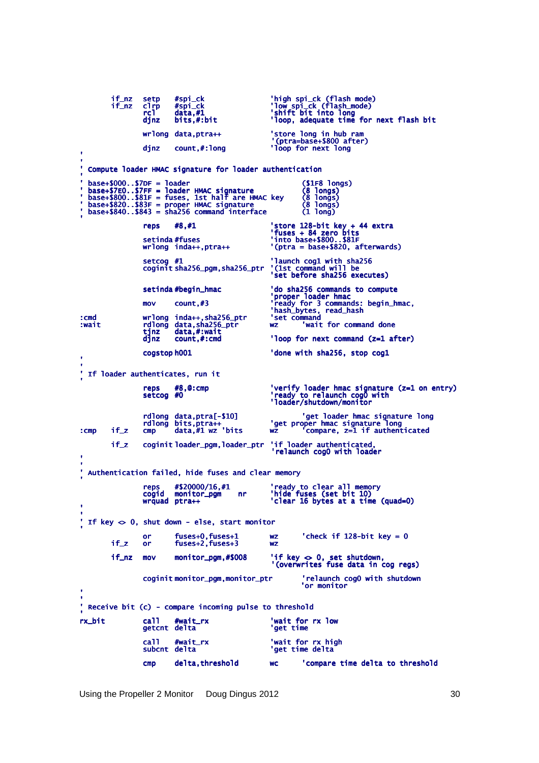```
        if_nz   setp    #spi_ck                 'high spi_ck (flash mode)
        if_nz   clrp    #spi_ck                 'low spi_ck (flash_mode)
                rcl     data,#1                 'shift bit into long
                djnz    bits,#:bit              'loop, adequate time for next flash bit

                wrlong  data,ptra++             'store long in hub ram
                                                '(ptra=base+$800 after)
                djnz    count,#:long            'loop for next long
'
'
' Compute loader HMAC signature for loader authentication
'
' base+$000..$7DF = loader                              ($1F8 longs)
' base+$7E0..$7FF = loader HMAC signature               (8 longs)
' base+$800..$81F = fuses, 1st half are HMAC key        (8 longs)
' base+$820..$83F = proper HMAC signature               (8 longs)
' base+$840..$843 = sha256 command interface            (1 long)
'
                reps    #8,#1                   'store 128-bit key + 44 extra
                                                'fuses + 84 zero bits
                setinda #fuses                  'into base+$800..$81F
                wrlong  inda++,ptra++           '(ptra = base+$820, afterwards)

                setcog  #1                      'launch cog1 with sha256
                coginit sha256_pgm,sha256_ptr   '(1st command will be
                                                'set before sha256 executes)

                setinda #begin_hmac             'do sha256 commands to compute
                                                'proper loader hmac
                mov     count,#3                'ready for 3 commands: begin_hmac,
                                                'hash_bytes, read_hash
:cmd            wrlong  inda++,sha256_ptr       'set command
:wait           rdlong  data,sha256_ptr         wz      'wait for command done
                tjnz    data,#:wait
                djnz    count,#:cmd             'loop for next command (z=1 after)

                cogstop h001                    'done with sha256, stop cog1
'
'
' If loader authenticates, run it
'
                reps    #8,@:cmp                'verify loader hmac signature (z=1 on entry)
                setcog  #0                      'ready to relaunch cog0 with
                                                'loader/shutdown/monitor

                rdlong  data,ptra[-$10]                 'get loader hmac signature long
                rdlong  bits,ptra++             'get proper hmac signature long
:cmp    if_z    cmp     data,#1 wz 'bits        wz      'compare, z=1 if authenticated

        if_z    coginit loader_pgm,loader_ptr   'if loader authenticated,
                                                'relaunch cog0 with loader
'
'
' Authentication failed, hide fuses and clear memory
'
                reps    #$20000/16,#1           'ready to clear all memory
                cogid   monitor_pgm     nr      'hide fuses (set bit 10)
                wrquad  ptra++                  'clear 16 bytes at a time (quad=0)
'
'
' If key <> 0, shut down - else, start monitor
'
                or      fuses+0,fuses+1         wz      'check if 128-bit key = 0
        if_z    or      fuses+2,fuses+3         wz

        if_nz   mov     monitor_pgm,#$008       'if key <> 0, set shutdown,
                                                '(overwrites fuse data in cog regs)

                coginit monitor_pgm,monitor_ptr         'relaunch cog0 with shutdown
                                                        'or monitor
'
'
' Receive bit (c) - compare incoming pulse to threshold
'
rx_bit          call    #wait_rx                'wait for rx low
                getcnt  delta                   'get time

                call    #wait_rx                'wait for rx high
                subcnt  delta                   'get time delta

                cmp     delta,threshold         wc      'compare time delta to threshold
```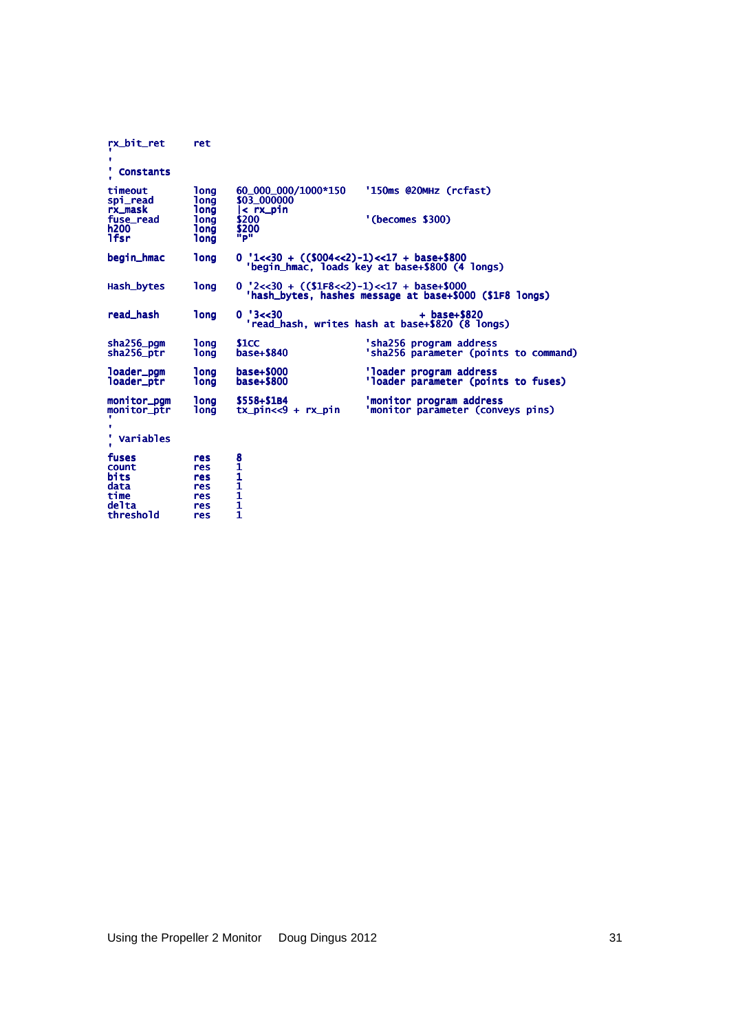```
rx_bit_ret      ret
'
'
' Constants
'
timeout         long    60_000_000/1000*150     '150ms @20MHz (rcfast)
spi_read        long    $03_000000
rx_mask         long    |< rx_pin
fuse_read       long    $200                    '(becomes $300)
h200            long    $200
lfsr            long    "P"

begin_hmac      long    0 '1<<30 + (($004<<2)-1)<<17 + base+$800
                          'begin_hmac, loads key at base+$800 (4 longs)

Hash_bytes      long    0 '2<<30 + (($1F8<<2)-1)<<17 + base+$000
                          'hash_bytes, hashes message at base+$000 ($1F8 longs)

read_hash       long    0 '3<<30                        + base+$820
                          'read_hash, writes hash at base+$820 (8 longs)

sha256_pgm      long    $1CC                    'sha256 program address
sha256_ptr      long    base+$840               'sha256 parameter (points to command)

loader_pgm      long    base+$000               'loader program address
loader_ptr      long    base+$800               'loader parameter (points to fuses)

monitor_pgm     long    $558+$1B4               'monitor program address
monitor_ptr     long    tx_pin<<9 + rx_pin      'monitor parameter (conveys pins)
'
'
' Variables
'
fuses           res     8
count           res     1
bits            res     1
data            res     1
time            res     1
delta           res     1
threshold       res     1
```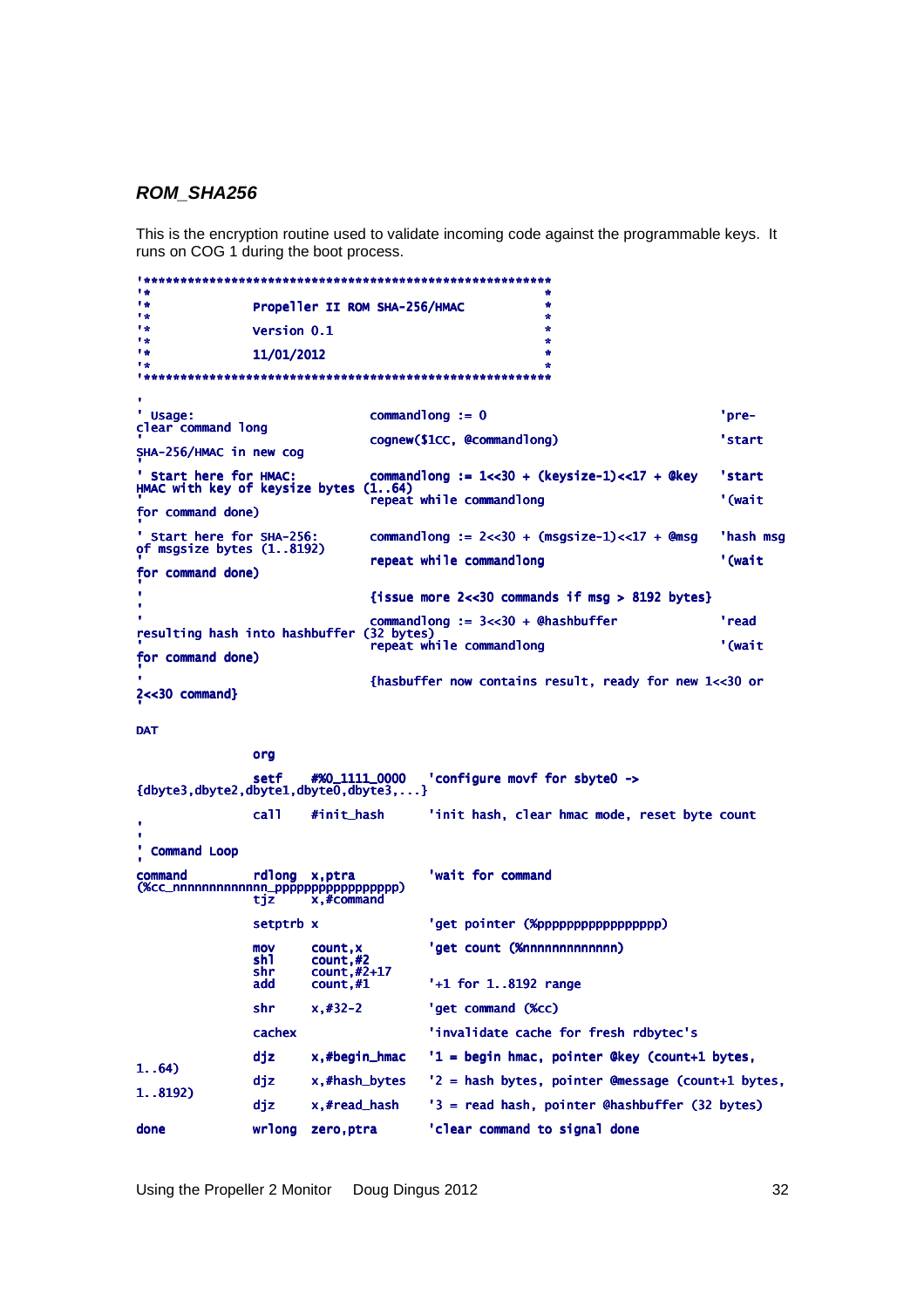### *ROM_SHA256*

This is the encryption routine used to validate incoming code against the programmable keys. It runs on COG 1 during the boot process.

```
'*********************************************************
'*                                                       *
'*              Propeller II ROM SHA-256/HMAC            *
'*                                                       *
'*              Version 0.1                              *
'*                                                       *
'*              11/01/2012                               *
'*                                                       *
'*********************************************************
'
' Usage:                        commandlong := 0                              'pre-clear command long
'                               cognew($1CC, @commandlong)                    'start SHA-256/HMAC in new cog
'
' Start here for HMAC:          commandlong := 1<<30 + (keysize-1)<<17 + @key  'start HMAC with key of keysize bytes (1..64)
'                               repeat while commandlong                      '(wait for command done)
'
' Start here for SHA-256:       commandlong := 2<<30 + (msgsize-1)<<17 + @msg  'hash msg of msgsize bytes (1..8192)
'                               repeat while commandlong                      '(wait for command done)
'
'                               {issue more 2<<30 commands if msg > 8192 bytes}
'
'                               commandlong := 3<<30 + @hashbuffer            'read resulting hash into hashbuffer (32 bytes)
'                               repeat while commandlong                      '(wait for command done)
'
'                               {hasbuffer now contains result, ready for new 1<<30 or 2<<30 command}
'

DAT

                org

                setf    #%0_1111_0000   'configure movf for sbyte0 -> {dbyte3,dbyte2,dbyte1,dbyte0,dbyte3,...}

                call    #init_hash      'init hash, clear hmac mode, reset byte count
'
'
' Command Loop
'
command         rdlong  x,ptra          'wait for command (%cc_nnnnnnnnnnnnn_ppppppppppppppppp)
                tjz     x,#command

                setptrb x               'get pointer (%ppppppppppppppppp)

                mov     count,x         'get count (%nnnnnnnnnnnnn)
                shl     count,#2
                shr     count,#2+17
                add     count,#1        '+1 for 1..8192 range

                shr     x,#32-2         'get command (%cc)

                cachex                  'invalidate cache for fresh rdbytec's

                djz     x,#begin_hmac   '1 = begin hmac, pointer @key (count+1 bytes, 1..64)
                djz     x,#hash_bytes   '2 = hash bytes, pointer @message (count+1 bytes, 1..8192)
                djz     x,#read_hash    '3 = read hash, pointer @hashbuffer (32 bytes)

done            wrlong  zero,ptra       'clear command to signal done
```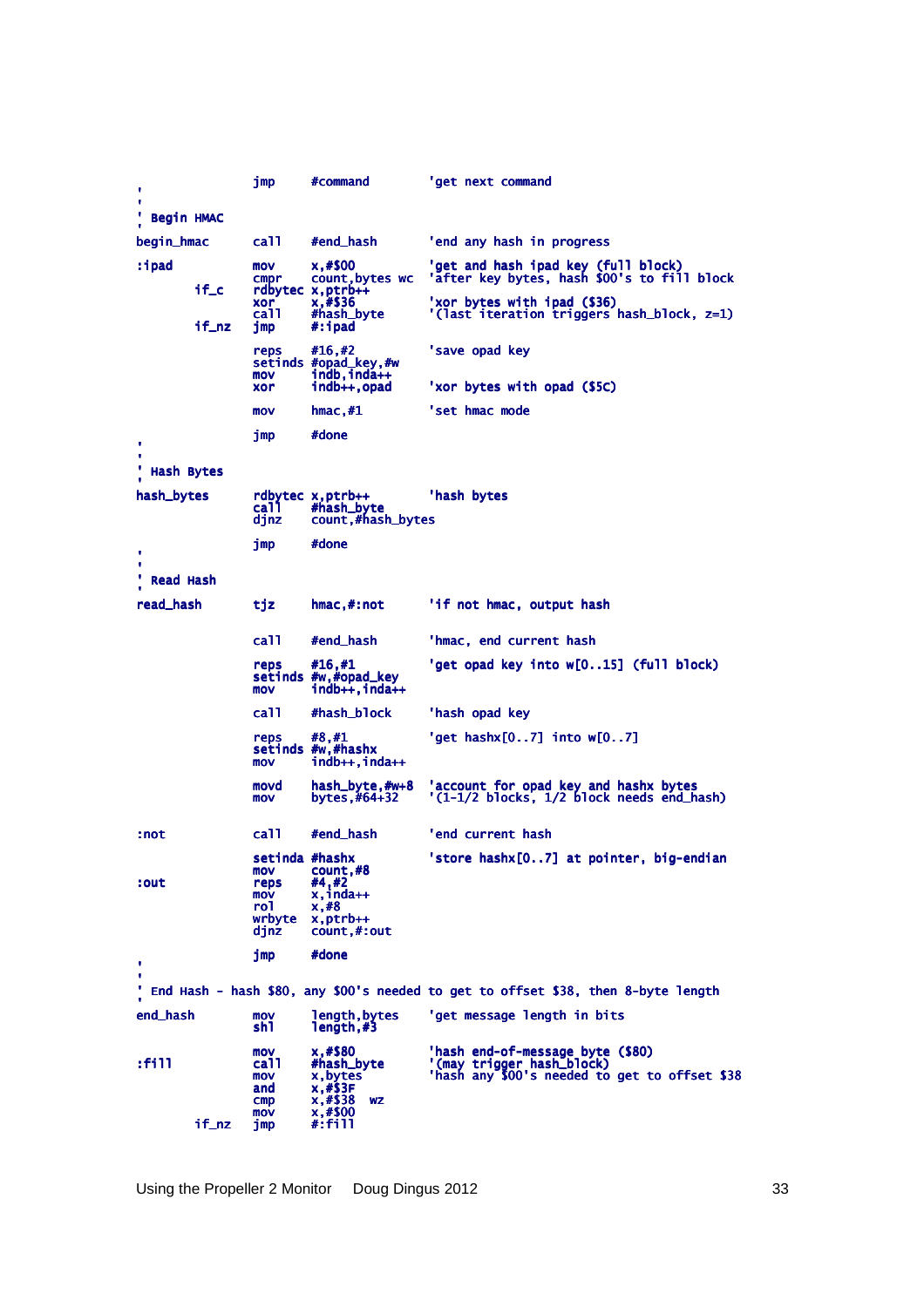```
                jmp     #command        'get next command
'
'
' Begin HMAC
'
begin_hmac      call    #end_hash       'end any hash in progress

:ipad           mov     x,#$00          'get and hash ipad key (full block)
                cmpr    count,bytes wc  'after key bytes, hash $00's to fill block
        if_c    rdbytec x,ptrb++
                xor     x,#$36          'xor bytes with ipad ($36)
                call    #hash_byte      '(last iteration triggers hash_block, z=1)
        if_nz   jmp     #:ipad

                reps    #16,#2          'save opad key
                setinds #opad_key,#w
                mov     indb,inda++
                xor     indb++,opad     'xor bytes with opad ($5C)

                mov     hmac,#1         'set hmac mode

                jmp     #done
'
'
' Hash Bytes
'
hash_bytes      rdbytec x,ptrb++        'hash bytes
                call    #hash_byte
                djnz    count,#hash_bytes

                jmp     #done
'
'
' Read Hash
'
read_hash       tjz     hmac,#:not      'if not hmac, output hash

                call    #end_hash       'hmac, end current hash

                reps    #16,#1          'get opad key into w[0..15] (full block)
                setinds #w,#opad_key
                mov     indb++,inda++

                call    #hash_block     'hash opad key

                reps    #8,#1           'get hashx[0..7] into w[0..7]
                setinds #w,#hashx
                mov     indb++,inda++

                movd    hash_byte,#w+8  'account for opad key and hashx bytes
                mov     bytes,#64+32    '(1-1/2 blocks, 1/2 block needs end_hash)

:not            call    #end_hash       'end current hash

                setinda #hashx          'store hashx[0..7] at pointer, big-endian
                mov     count,#8
:out            reps    #4,#2
                mov     x,inda++
                rol     x,#8
                wrbyte  x,ptrb++
                djnz    count,#:out

                jmp     #done
'
'
' End Hash - hash $80, any $00's needed to get to offset $38, then 8-byte length
'
end_hash        mov     length,bytes    'get message length in bits
                shl     length,#3

                mov     x,#$80          'hash end-of-message byte ($80)
:fill           call    #hash_byte      '(may trigger hash_block)
                mov     x,bytes         'hash any $00's needed to get to offset $38
                and     x,#$3F
                cmp     x,#$38   wz
                mov     x,#$00
        if_nz   jmp     #:fill
```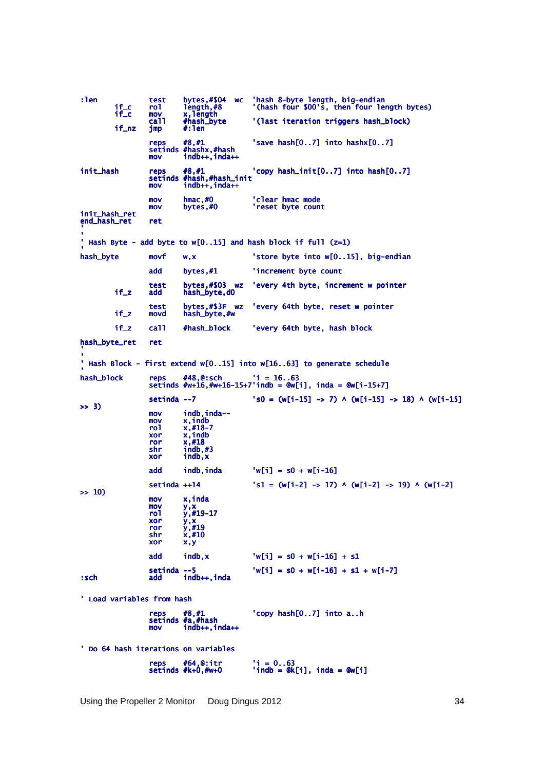```
:len            test    bytes,#$04  wc  'hash 8-byte length, big-endian
        if_c    rol     length,#8       '(hash four $00's, then four length bytes)
        if_c    mov     x,length
                call    #hash_byte      '(last iteration triggers hash_block)
        if_nz   jmp     #:len

                reps    #8,#1           'save hash[0..7] into hashx[0..7]
                setinds #hashx,#hash
                mov     indb++,inda++

init_hash       reps    #8,#1           'copy hash_init[0..7] into hash[0..7]
                setinds #hash,#hash_init
                mov     indb++,inda++

                mov     hmac,#0         'clear hmac mode
                mov     bytes,#0        'reset byte count
init_hash_ret
end_hash_ret    ret
'
'
' Hash Byte - add byte to w[0..15] and hash block if full (z=1)
'
hash_byte       movf    w,x             'store byte into w[0..15], big-endian

                add     bytes,#1        'increment byte count

                test    bytes,#$03  wz  'every 4th byte, increment w pointer
        if_z    add     hash_byte,d0

                test    bytes,#$3F  wz  'every 64th byte, reset w pointer
        if_z    movd    hash_byte,#w

        if_z    call    #hash_block     'every 64th byte, hash block

hash_byte_ret   ret
'
'
' Hash Block - first extend w[0..15] into w[16..63] to generate schedule
'
hash_block      reps    #48,@:sch       'i = 16..63
                setinds #w+16,#w+16-15+7'indb = @w[i], inda = @w[i-15+7]

                setinda --7             's0 = (w[i-15] -> 7) ^ (w[i-15] -> 18) ^ (w[i-15]
>> 3)
                mov     indb,inda--
                mov     x,indb
                rol     x,#18-7
                xor     x,indb
                ror     x,#18
                shr     indb,#3
                xor     indb,x

                add     indb,inda       'w[i] = s0 + w[i-16]

                setinda ++14            's1 = (w[i-2] -> 17) ^ (w[i-2] -> 19) ^ (w[i-2]
>> 10)
                mov     x,inda
                mov     y,x
                rol     y,#19-17
                xor     y,x
                ror     y,#19
                shr     x,#10
                xor     x,y

                add     indb,x          'w[i] = s0 + w[i-16] + s1

                setinda --5             'w[i] = s0 + w[i-16] + s1 + w[i-7]
:sch            add     indb++,inda

' Load variables from hash

                reps    #8,#1           'copy hash[0..7] into a..h
                setinds #a,#hash
                mov     indb++,inda++

' Do 64 hash iterations on variables

                reps    #64,@:itr       'i = 0..63
                setinds #k+0,#w+0       'indb = @k[i], inda = @w[i]
```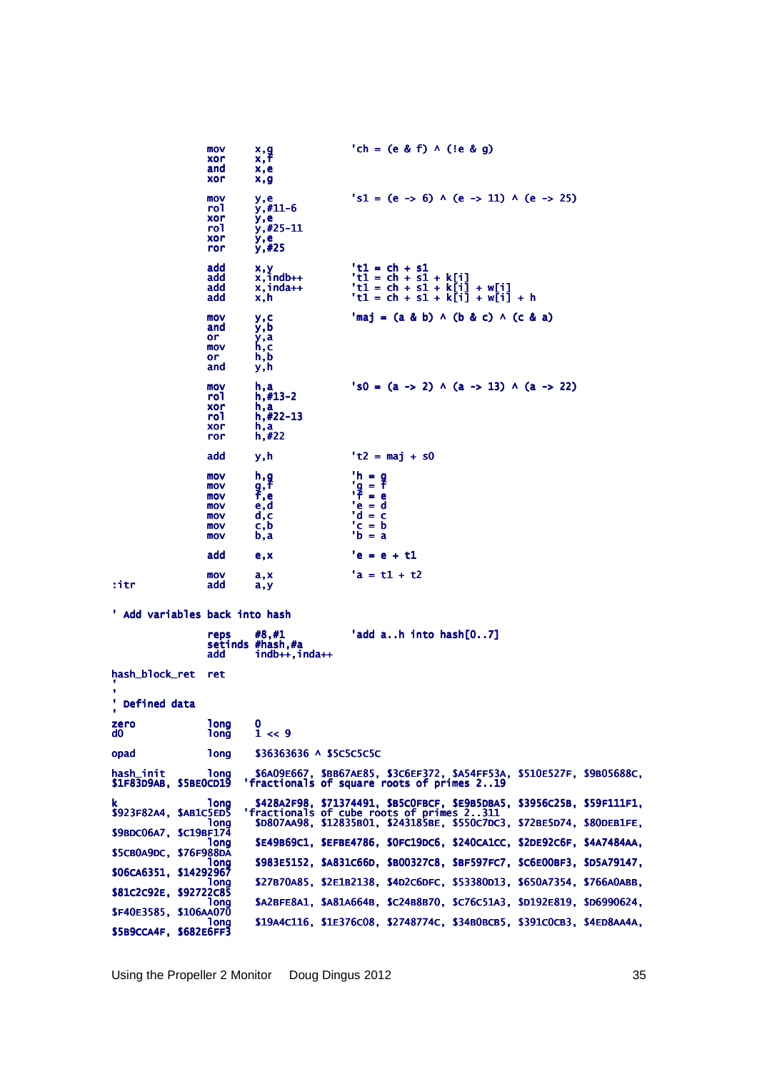```
                mov     x,g             'ch = (e & f) ^ (!e & g)
                xor     x,f
                and     x,e
                xor     x,g

                mov     y,e             's1 = (e -> 6) ^ (e -> 11) ^ (e -> 25)
                rol     y,#11-6
                xor     y,e
                rol     y,#25-11
                xor     y,e
                ror     y,#25

                add     x,y             't1 = ch + s1
                add     x,indb++        't1 = ch + s1 + k[i]
                add     x,inda++        't1 = ch + s1 + k[i] + w[i]
                add     x,h             't1 = ch + s1 + k[i] + w[i] + h

                mov     y,c             'maj = (a & b) ^ (b & c) ^ (c & a)
                and     y,b
                or      y,a
                mov     h,c
                or      h,b
                and     y,h

                mov     h,a             's0 = (a -> 2) ^ (a -> 13) ^ (a -> 22)
                rol     h,#13-2
                xor     h,a
                rol     h,#22-13
                xor     h,a
                ror     h,#22

                add     y,h             't2 = maj + s0

                mov     h,g             'h = g
                mov     g,f             'g = f
                mov     f,e             'f = e
                mov     e,d             'e = d
                mov     d,c             'd = c
                mov     c,b             'c = b
                mov     b,a             'b = a

                add     e,x             'e = e + t1

                mov     a,x             'a = t1 + t2
:itr            add     a,y

' Add variables back into hash

                reps    #8,#1           'add a..h into hash[0..7]
                setinds #hash,#a
                add     indb++,inda++

hash_block_ret  ret
'
'
' Defined data
'
zero            long    0
d0              long    1 << 9

opad            long    $36363636 ^ $5C5C5C5C

hash_init       long    $6A09E667, $BB67AE85, $3C6EF372, $A54FF53A, $510E527F, $9B05688C,
$1F83D9AB, $5BE0CD19  'fractionals of square roots of primes 2..19

k               long    $428A2F98, $71374491, $B5C0FBCF, $E9B5DBA5, $3956C25B, $59F111F1,
$923F82A4, $AB1C5ED5  'fractionals of cube roots of primes 2..311
                long    $D807AA98, $12835B01, $243185BE, $550C7DC3, $72BE5D74, $80DEB1FE,
$9BDC06A7, $C19BF174
                long    $E49B69C1, $EFBE4786, $0FC19DC6, $240CA1CC, $2DE92C6F, $4A7484AA,
$5CB0A9DC, $76F988DA
                long    $983E5152, $A831C66D, $B00327C8, $BF597FC7, $C6E00BF3, $D5A79147,
$06CA6351, $14292967
                long    $27B70A85, $2E1B2138, $4D2C6DFC, $53380D13, $650A7354, $766A0ABB,
$81C2C92E, $92722C85
                long    $A2BFE8A1, $A81A664B, $C24B8B70, $C76C51A3, $D192E819, $D6990624,
$F40E3585, $106AA070
                long    $19A4C116, $1E376C08, $2748774C, $34B0BCB5, $391C0CB3, $4ED8AA4A,
$5B9CCA4F, $682E6FF3
```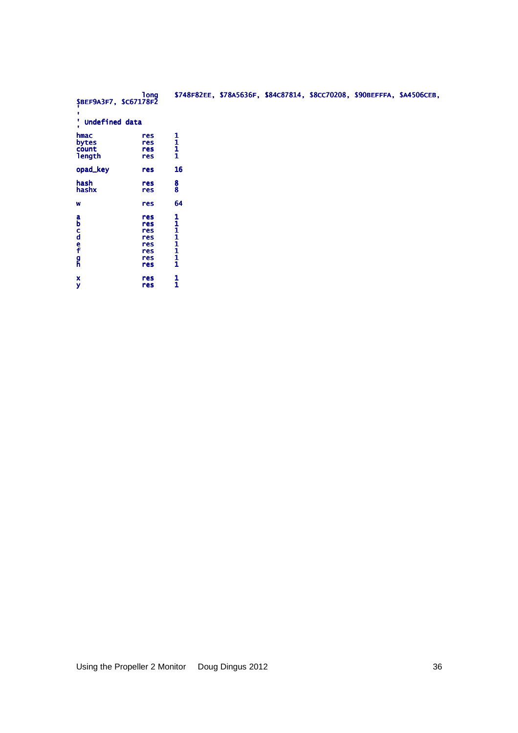```
                long    $748F82EE, $78A5636F, $84C87814, $8CC70208, $90BEFFFA, $A4506CEB,
$BEF9A3F7, $C67178F2
'
' Undefined data
'
hmac            res     1
bytes           res     1
count           res     1
length          res     1

opad_key        res     16

hash            res     8
hashx           res     8

w               res     64

a               res     1
b               res     1
c               res     1
d               res     1
e               res     1
f               res     1
g               res     1
h               res     1

x               res     1
y               res     1
```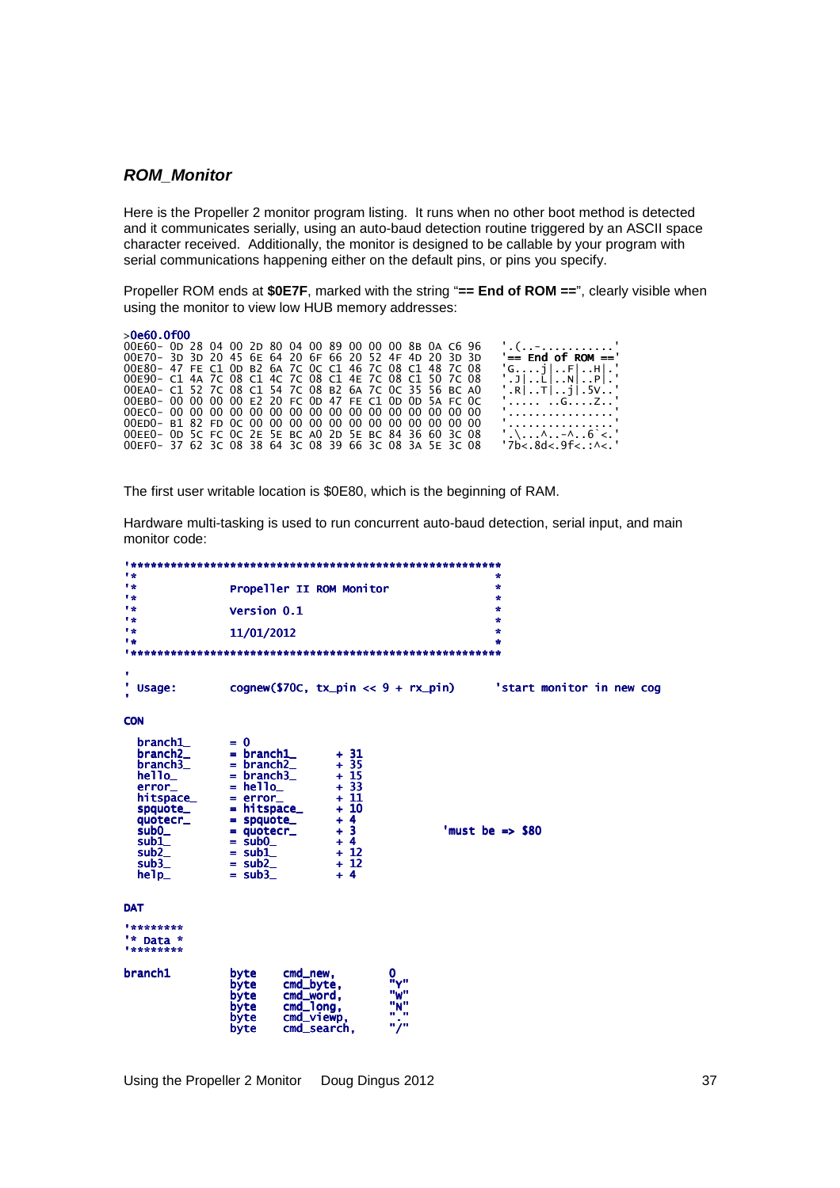### *ROM_Monitor*

Here is the Propeller 2 monitor program listing. It runs when no other boot method is detected and it communicates serially, using an auto-baud detection routine triggered by an ASCII space character received. Additionally, the monitor is designed to be callable by your program with serial communications happening either on the default pins, or pins you specify.

Propeller ROM ends at **$0E7F**, marked with the string "**== End of ROM ==**", clearly visible when using the monitor to view low HUB memory addresses:

```
>0e60.0f00
00E60- 0D 28 04 00 2D 80 04 00 89 00 00 00 8B 0A C6 96   '.(..-...........'
00E70- 3D 3D 20 45 6E 64 20 6F 66 20 52 4F 4D 20 3D 3D   '== End of ROM =='
00E80- 47 FE C1 0D B2 6A 7C 0C C1 46 7C 08 C1 48 7C 08   'G....j|..F|..H|.'
00E90- C1 4A 7C 08 C1 4C 7C 08 C1 4E 7C 08 C1 50 7C 08   '.J|..L|..N|..P|.'
00EA0- C1 52 7C 08 C1 54 7C 08 B2 6A 7C 0C 35 56 BC A0   '.R|..T|..j|.5V..'
00EB0- 00 00 00 00 E2 20 FC 0D 47 FE C1 0D 0D 5A FC 0C   '..... ..G....Z..'
00EC0- 00 00 00 00 00 00 00 00 00 00 00 00 00 00 00 00   '................'
00ED0- B1 82 FD 0C 00 00 00 00 00 00 00 00 00 00 00 00   '................'
00EE0- 0D 5C FC 0C 2E 5E BC A0 2D 5E BC 84 36 60 3C 08   '.\...^..-^..6`<.'
00EF0- 37 62 3C 08 38 64 3C 08 39 66 3C 08 3A 5E 3C 08   '7b<.8d<.9f<.:^<.'
```

The first user writable location is $0E80, which is the beginning of RAM.

Hardware multi-tasking is used to run concurrent auto-baud detection, serial input, and main monitor code:

```
'*********************************************************
'*                                                       *
'*              Propeller II ROM Monitor                 *
'*                                                       *
'*              Version 0.1                              *
'*                                                       *
'*              11/01/2012                               *
'*                                                       *
'*********************************************************

'
' Usage:        cognew($70C, tx_pin << 9 + rx_pin)      'start monitor in new cog
'

CON

  branch1_      = 0
  branch2_      = branch1_      + 31
  branch3_      = branch2_      + 35
  hello_        = branch3_      + 15
  error_        = hello_        + 33
  hitspace_     = error_        + 11
  spquote_      = hitspace_     + 10
  quotecr_      = spquote_      + 4
  sub0_         = quotecr_      + 3                     'must be => $80
  sub1_         = sub0_         + 4
  sub2_         = sub1_         + 12
  sub3_         = sub2_         + 12
  help_         = sub3_         + 4

DAT

'********
'* Data *
'********

branch1         byte    cmd_new,        0
                byte    cmd_byte,       "Y"
                byte    cmd_word,       "W"
                byte    cmd_long,       "N"
                byte    cmd_viewp,      "."
                byte    cmd_search,     "/"
```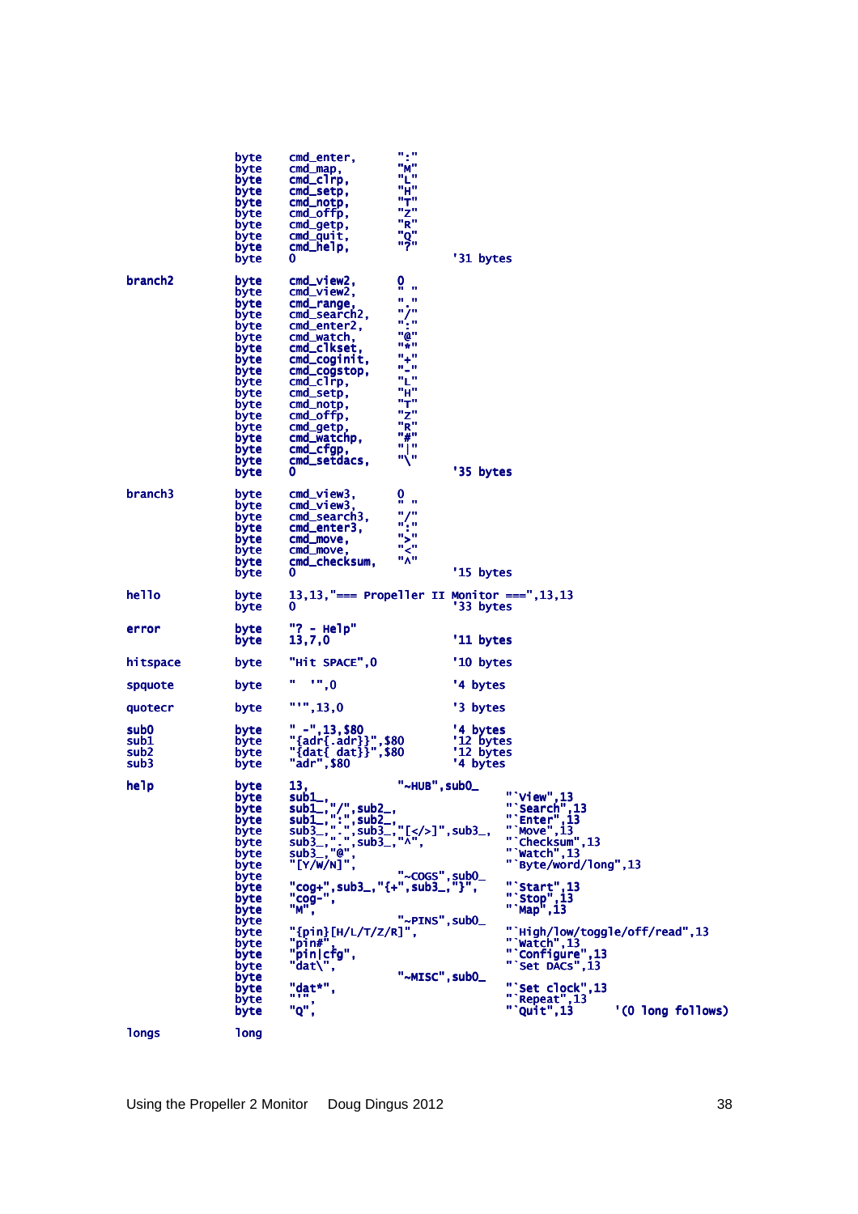```
                byte    cmd_enter,      ":"
                byte    cmd_map,        "M"
                byte    cmd_clrp,       "L"
                byte    cmd_setp,       "H"
                byte    cmd_notp,       "T"
                byte    cmd_offp,       "Z"
                byte    cmd_getp,       "R"
                byte    cmd_quit,       "Q"
                byte    cmd_help,       "?"
                byte    0                               '31 bytes

branch2         byte    cmd_view2,      0
                byte    cmd_view2,      " "
                byte    cmd_range,      "."
                byte    cmd_search2,    "/"
                byte    cmd_enter2,     ":"
                byte    cmd_watch,      "@"
                byte    cmd_clkset,     "*"
                byte    cmd_coginit,    "+"
                byte    cmd_cogstop,    "-"
                byte    cmd_clrp,       "L"
                byte    cmd_setp,       "H"
                byte    cmd_notp,       "T"
                byte    cmd_offp,       "Z"
                byte    cmd_getp,       "R"
                byte    cmd_watchp,     "#"
                byte    cmd_cfgp,       "|"
                byte    cmd_setdacs,    "\"
                byte    0                               '35 bytes

branch3         byte    cmd_view3,      0
                byte    cmd_view3,      " "
                byte    cmd_search3,    "/"
                byte    cmd_enter3,     ":"
                byte    cmd_move,       ">"
                byte    cmd_move,       "<"
                byte    cmd_checksum,   "^"
                byte    0                               '15 bytes

hello           byte    13,13,"=== Propeller II Monitor ===",13,13
                byte    0                               '33 bytes

error           byte    "? - Help"
                byte    13,7,0                          '11 bytes

hitspace        byte    "Hit SPACE",0                   '10 bytes

spquote         byte    "  '",0                         '4 bytes

quotecr         byte    "'",13,0                        '3 bytes

sub0            byte    " -",13,$80                     '4 bytes
sub1            byte    "{adr{.adr}}",$80               '12 bytes
sub2            byte    "{dat{ dat}}",$80               '12 bytes
sub3            byte    "adr",$80                       '4 bytes

help            byte    13,             "~HUB",sub0_
                byte    sub1_,                                  "`View",13
                byte    sub1_,"/",sub2_,                        "`Search",13
                byte    sub1_,":",sub2_,                        "`Enter",13
                byte    sub3_,".",sub3_,"[</>]",sub3_,          "`Move",13
                byte    sub3_,".",sub3_,"^",                    "`Checksum",13
                byte    sub3_,"@",                              "`Watch",13
                byte    "[Y/W/N]",                              "`Byte/word/long",13
                byte                    "~COGS",sub0_
                byte    "cog+",sub3_,"{+",sub3_,"}",            "`Start",13
                byte    "cog-",                                 "`Stop",13
                byte    "M",                                    "`Map",13
                byte                    "~PINS",sub0_
                byte    "{pin}[H/L/T/Z/R]",                     "`High/low/toggle/off/read",13
                byte    "pin#",                                 "`Watch",13
                byte    "pin|cfg",                              "`Configure",13
                byte    "dat\",                                 "`Set DACs",13
                byte                    "~MISC",sub0_
                byte    "dat*",                                 "`Set clock",13
                byte    "''",                                   "`Repeat",13
                byte    "Q",                                    "`Quit",13      '(0 long follows)

longs           long
```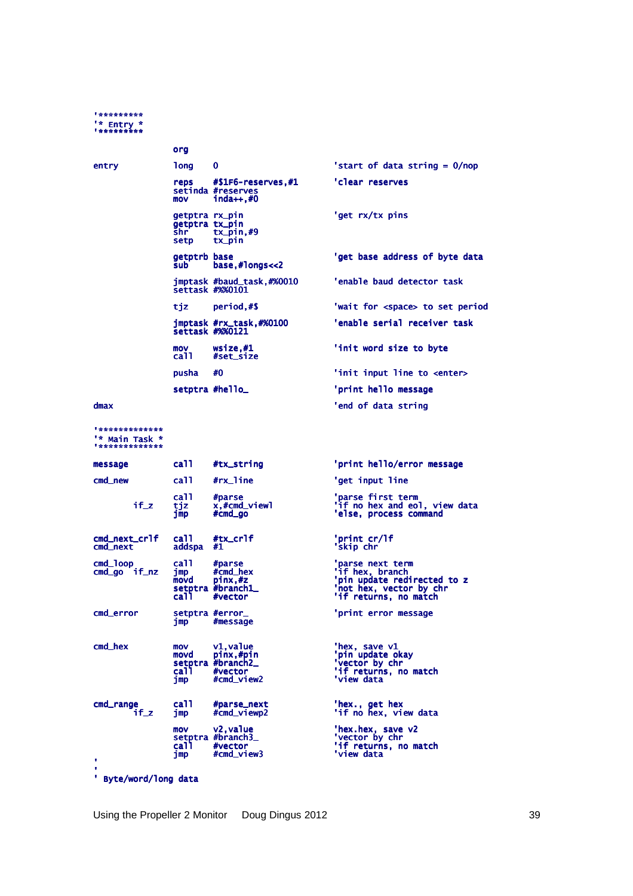```
'*********
'* Entry *
'*********

                org

entry           long    0                       'start of data string = 0/nop

                reps    #$1F6-reserves,#1       'clear reserves
                setinda #reserves
                mov     inda++,#0

                getptra rx_pin                  'get rx/tx pins
                getptra tx_pin
                shr     tx_pin,#9
                setp    tx_pin

                getptrb base                    'get base address of byte data
                sub     base,#longs<<2

                jmptask #baud_task,#%0010       'enable baud detector task
                settask #%%0101

                tjz     period,#$               'wait for <space> to set period

                jmptask #rx_task,#%0100         'enable serial receiver task
                settask #%%0121

                mov     wsize,#1                'init word size to byte
                call    #set_size

                pusha   #0                      'init input line to <enter>

                setptra #hello_                 'print hello message

dmax                                            'end of data string


'*************
'* Main Task *
'*************

message         call    #tx_string              'print hello/error message

cmd_new         call    #rx_line                'get input line

                call    #parse                  'parse first term
        if_z    tjz     x,#cmd_viewl            'if no hex and eol, view data
                jmp     #cmd_go                 'else, process command


cmd_next_crlf   call    #tx_crlf                'print cr/lf
cmd_next        addspa  #1                      'skip chr

cmd_loop        call    #parse                  'parse next term
cmd_go  if_nz   jmp     #cmd_hex                'if hex, branch
                movd    pinx,#z                 'pin update redirected to z
                setptra #branch1_               'not hex, vector by chr
                call    #vector                 'if returns, no match

cmd_error       setptra #error_                 'print error message
                jmp     #message


cmd_hex         mov     v1,value                'hex, save v1
                movd    pinx,#pin               'pin update okay
                setptra #branch2_               'vector by chr
                call    #vector                 'if returns, no match
                jmp     #cmd_view2              'view data


cmd_range       call    #parse_next             'hex., get hex
        if_z    jmp     #cmd_viewp2             'if no hex, view data

                mov     v2,value                'hex.hex, save v2
                setptra #branch3_               'vector by chr
                call    #vector                 'if returns, no match
                jmp     #cmd_view3              'view data
'
'
' Byte/word/long data
```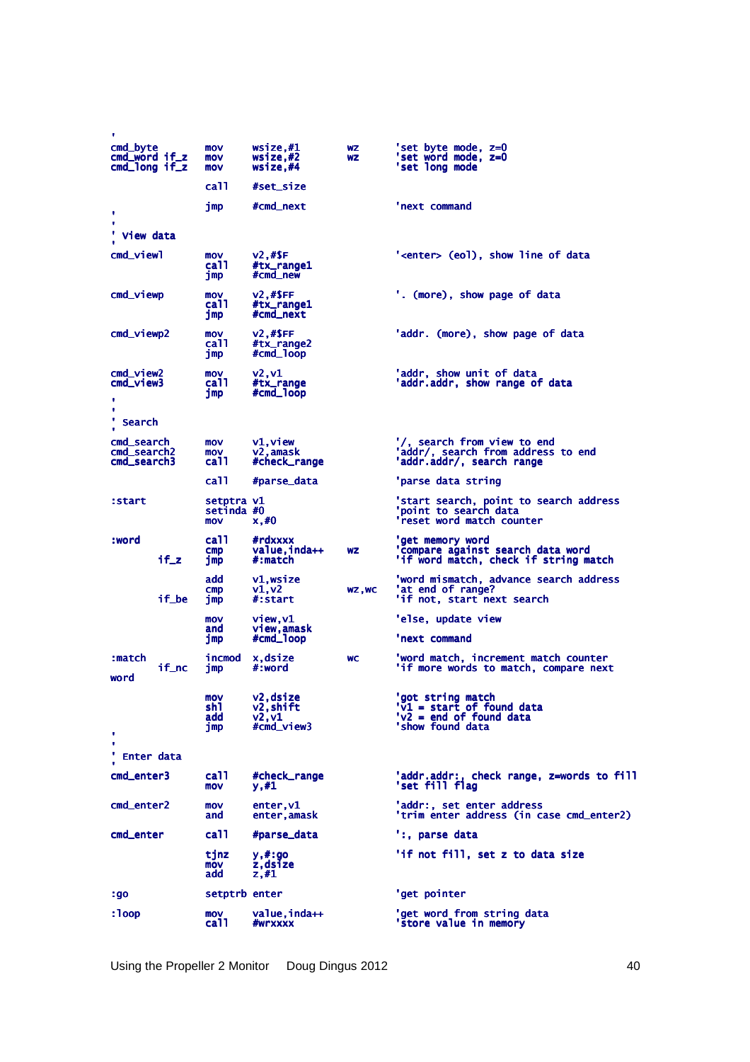```
'
cmd_byte        mov     wsize,#1        wz      'set byte mode, z=0
cmd_word if_z   mov     wsize,#2        wz      'set word mode, z=0
cmd_long if_z   mov     wsize,#4                'set long mode

                call    #set_size

                jmp     #cmd_next               'next command
'
'
' View data
'
cmd_viewl       mov     v2,#$F                  '<enter> (eol), show line of data
                call    #tx_range1
                jmp     #cmd_new

cmd_viewp       mov     v2,#$FF                 '. (more), show page of data
                call    #tx_range1
                jmp     #cmd_next

cmd_viewp2      mov     v2,#$FF                 'addr. (more), show page of data
                call    #tx_range2
                jmp     #cmd_loop

cmd_view2       mov     v2,v1                   'addr, show unit of data
cmd_view3       call    #tx_range               'addr.addr, show range of data
                jmp     #cmd_loop
'
'
' Search
'
cmd_search      mov     v1,view                 '/, search from view to end
cmd_search2     mov     v2,amask                'addr/, search from address to end
cmd_search3     call    #check_range            'addr.addr/, search range

                call    #parse_data             'parse data string

:start          setptra v1                      'start search, point to search address
                setinda #0                      'point to search data
                mov     x,#0                    'reset word match counter

:word           call    #rdxxxx                 'get memory word
                cmp     value,inda++    wz      'compare against search data word
        if_z    jmp     #:match                 'if word match, check if string match

                add     v1,wsize                'word mismatch, advance search address
                cmp     v1,v2           wz,wc   'at end of range?
        if_be   jmp     #:start                 'if not, start next search

                mov     view,v1                 'else, update view
                and     view,amask
                jmp     #cmd_loop               'next command

:match          incmod  x,dsize         wc      'word match, increment match counter
        if_nc   jmp     #:word                  'if more words to match, compare next
word

                mov     v2,dsize                'got string match
                shl     v2,shift                'v1 = start of found data
                add     v2,v1                   'v2 = end of found data
                jmp     #cmd_view3              'show found data
'
'
' Enter data
'
cmd_enter3      call    #check_range            'addr.addr:, check range, z=words to fill
                mov     y,#1                    'set fill flag

cmd_enter2      mov     enter,v1                'addr:, set enter address
                and     enter,amask             'trim enter address (in case cmd_enter2)

cmd_enter       call    #parse_data             ':, parse data

                tjnz    y,#:go                  'if not fill, set z to data size
                mov     z,dsize
                add     z,#1

:go             setptrb enter                   'get pointer

:loop           mov     value,inda++            'get word from string data
                call    #wrxxxx                 'store value in memory
```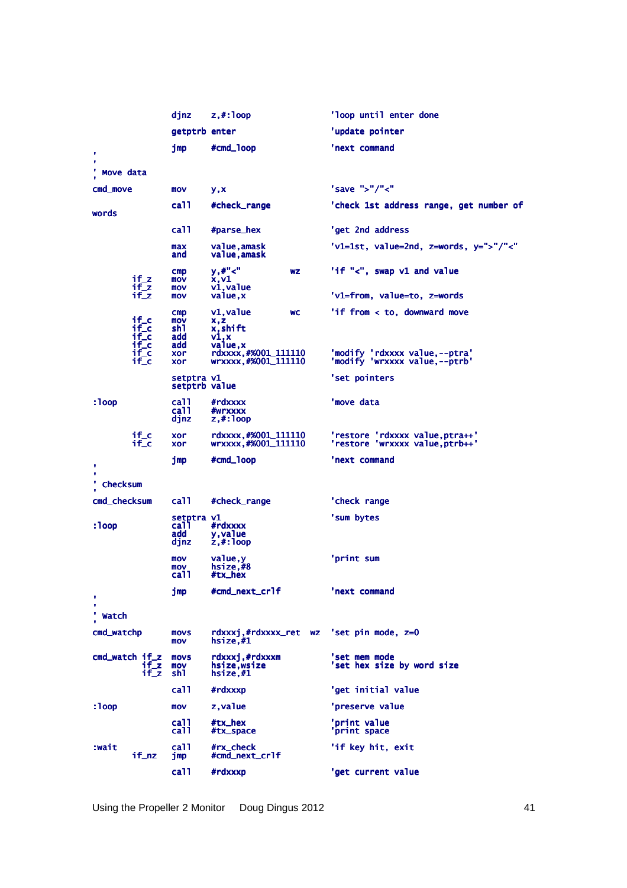```
                djnz    z,#:loop                'loop until enter done

                getptrb enter                   'update pointer

                jmp     #cmd_loop               'next command
'
'
' Move data
'
cmd_move        mov     y,x                     'save ">"/"<"

                call    #check_range            'check 1st address range, get number of
words

                call    #parse_hex              'get 2nd address

                max     value,amask             'v1=1st, value=2nd, z=words, y=">"/"<"
                and     value,amask

                cmp     y,#"<"          wz      'if "<", swap v1 and value
        if_z    mov     x,v1
        if_z    mov     v1,value
        if_z    mov     value,x                 'v1=from, value=to, z=words

                cmp     v1,value        wc      'if from < to, downward move
        if_c    mov     x,z
        if_c    shl     x,shift
        if_c    add     v1,x
        if_c    add     value,x
        if_c    xor     rdxxxx,#%001_111110     'modify 'rdxxxx value,--ptra'
        if_c    xor     wrxxxx,#%001_111110     'modify 'wrxxxx value,--ptrb'

                setptra v1                      'set pointers
                setptrb value

:loop           call    #rdxxxx                 'move data
                call    #wrxxxx
                djnz    z,#:loop

        if_c    xor     rdxxxx,#%001_111110     'restore 'rdxxxx value,ptra++'
        if_c    xor     wrxxxx,#%001_111110     'restore 'wrxxxx value,ptrb++'

                jmp     #cmd_loop               'next command
'
'
' Checksum
'
cmd_checksum    call    #check_range            'check range

                setptra v1                      'sum bytes
:loop           call    #rdxxxx
                add     y,value
                djnz    z,#:loop

                mov     value,y                 'print sum
                mov     hsize,#8
                call    #tx_hex

                jmp     #cmd_next_crlf          'next command
'
'
' Watch
'
cmd_watchp      movs    rdxxxj,#rdxxxx_ret  wz  'set pin mode, z=0
                mov     hsize,#1

cmd_watch if_z  movs    rdxxxj,#rdxxxm          'set mem mode
          if_z  mov     hsize,wsize             'set hex size by word size
          if_z  shl     hsize,#1

                call    #rdxxxp                 'get initial value

:loop           mov     z,value                 'preserve value

                call    #tx_hex                 'print value
                call    #tx_space               'print space

:wait           call    #rx_check               'if key hit, exit
        if_nz   jmp     #cmd_next_crlf

                call    #rdxxxp                 'get current value
```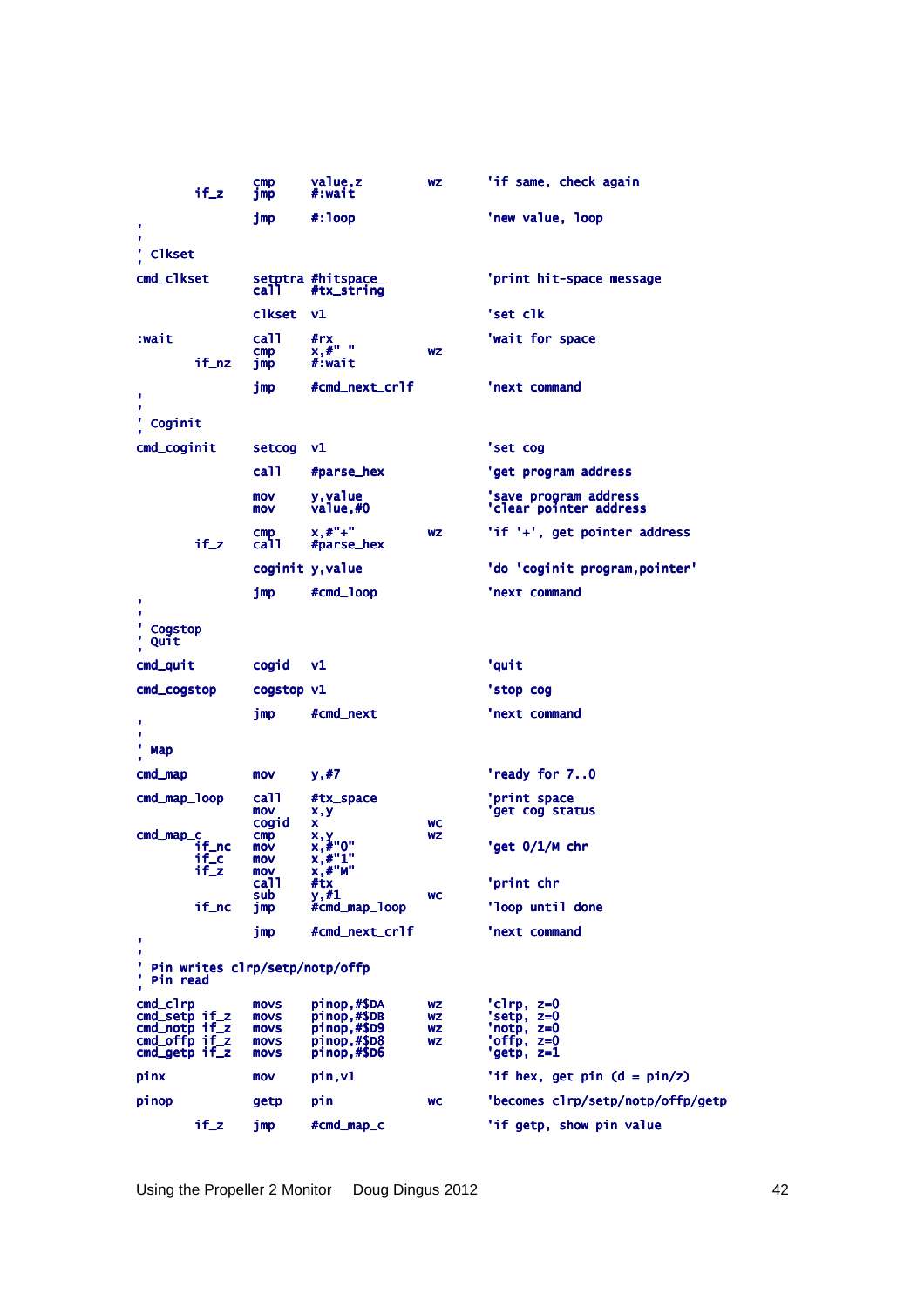```
                cmp     value,z         wz      'if same, check again
        if_z    jmp     #:wait

                jmp     #:loop                  'new value, loop
'
'
' Clkset
'
cmd_clkset      setptra #hitspace_              'print hit-space message
                call    #tx_string

                clkset  v1                      'set clk

:wait           call    #rx                     'wait for space
                cmp     x,#" "          wz
        if_nz   jmp     #:wait

                jmp     #cmd_next_crlf          'next command
'
'
' Coginit
'
cmd_coginit     setcog  v1                      'set cog

                call    #parse_hex              'get program address

                mov     y,value                 'save program address
                mov     value,#0                'clear pointer address

                cmp     x,#"+"          wz      'if '+', get pointer address
        if_z    call    #parse_hex

                coginit y,value                 'do 'coginit program,pointer'

                jmp     #cmd_loop               'next command
'
'
' Cogstop
' Quit
'
cmd_quit        cogid   v1                      'quit

cmd_cogstop     cogstop v1                      'stop cog

                jmp     #cmd_next               'next command
'
'
' Map
'
cmd_map         mov     y,#7                    'ready for 7..0

cmd_map_loop    call    #tx_space               'print space
                mov     x,y                     'get cog status
                cogid   x               wc
cmd_map_c       cmp     x,y             wz
        if_nc   mov     x,#"0"                  'get 0/1/M chr
        if_c    mov     x,#"1"
        if_z    mov     x,#"M"
                call    #tx                     'print chr
                sub     y,#1            wc
        if_nc   jmp     #cmd_map_loop           'loop until done

                jmp     #cmd_next_crlf          'next command
'
'
' Pin writes clrp/setp/notp/offp
' Pin read
'
cmd_clrp        movs    pinop,#$DA      wz      'clrp, z=0
cmd_setp if_z   movs    pinop,#$DB      wz      'setp, z=0
cmd_notp if_z   movs    pinop,#$D9      wz      'notp, z=0
cmd_offp if_z   movs    pinop,#$D8      wz      'offp, z=0
cmd_getp if_z   movs    pinop,#$D6              'getp, z=1

pinx            mov     pin,v1                  'if hex, get pin (d = pin/z)

pinop           getp    pin             wc      'becomes clrp/setp/notp/offp/getp

        if_z    jmp     #cmd_map_c              'if getp, show pin value
```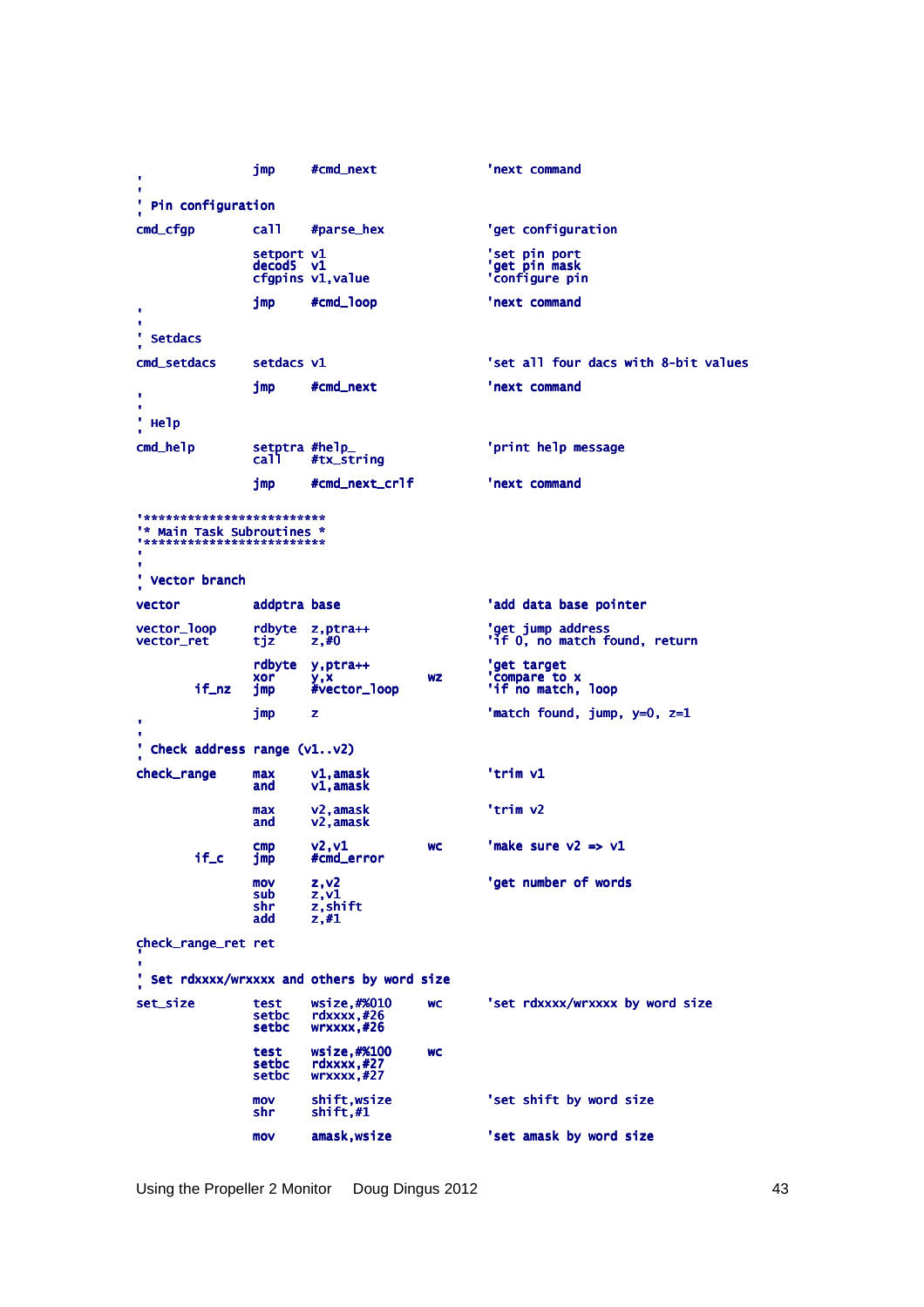```
                jmp     #cmd_next               'next command
'
'
' Pin configuration
'
cmd_cfgp        call    #parse_hex              'get configuration

                setport v1                      'set pin port
                decod5  v1                      'get pin mask
                cfgpins v1,value                'configure pin

                jmp     #cmd_loop               'next command
'
'
' Setdacs
'
cmd_setdacs     setdacs v1                      'set all four dacs with 8-bit values

                jmp     #cmd_next               'next command
'
'
' Help
'
cmd_help        setptra #help_                  'print help message
                call    #tx_string

                jmp     #cmd_next_crlf          'next command


'**************************
'* Main Task Subroutines *
'**************************
'
'
' Vector branch
'
vector          addptra base                    'add data base pointer

vector_loop     rdbyte  z,ptra++                'get jump address
vector_ret      tjz     z,#0                    'if 0, no match found, return

                rdbyte  y,ptra++                'get target
                xor     y,x             wz      'compare to x
        if_nz   jmp     #vector_loop            'if no match, loop

                jmp     z                       'match found, jump, y=0, z=1
'
'
' Check address range (v1..v2)
'
check_range     max     v1,amask                'trim v1
                and     v1,amask

                max     v2,amask                'trim v2
                and     v2,amask

                cmp     v2,v1           wc      'make sure v2 => v1
        if_c    jmp     #cmd_error

                mov     z,v2                    'get number of words
                sub     z,v1
                shr     z,shift
                add     z,#1

check_range_ret ret
'
'
' Set rdxxxx/wrxxxx and others by word size
'
set_size        test    wsize,#%010     wc      'set rdxxxx/wrxxxx by word size
                setbc   rdxxxx,#26
                setbc   wrxxxx,#26

                test    wsize,#%100     wc
                setbc   rdxxxx,#27
                setbc   wrxxxx,#27

                mov     shift,wsize             'set shift by word size
                shr     shift,#1

                mov     amask,wsize             'set amask by word size
```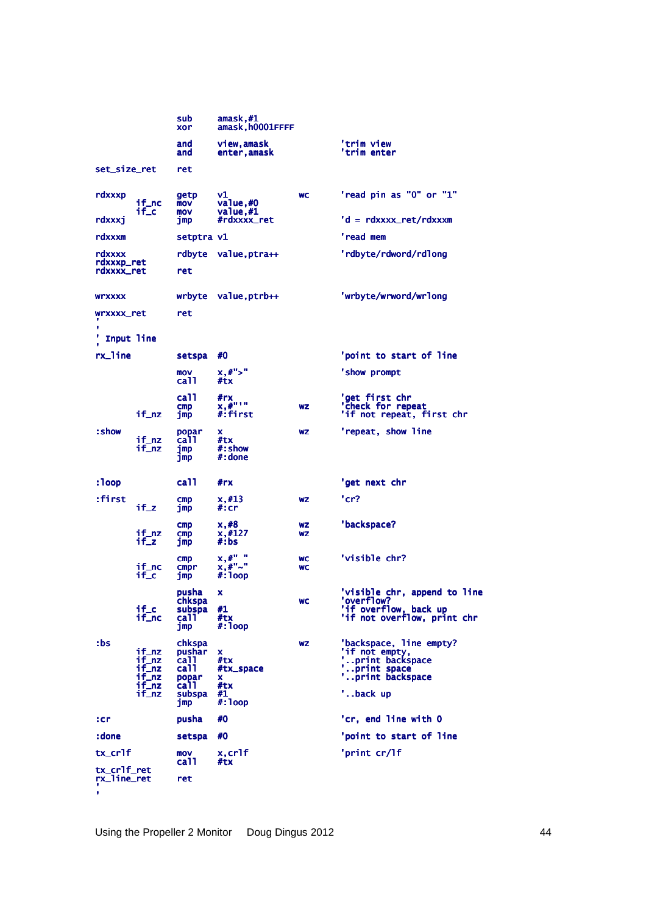```
                sub     amask,#1
                xor     amask,h0001FFFF

                and     view,amask              'trim view
                and     enter,amask             'trim enter

set_size_ret    ret


rdxxxp          getp    v1              wc      'read pin as "0" or "1"
        if_nc   mov     value,#0
        if_c    mov     value,#1
rdxxxj          jmp     #rdxxxx_ret             'd = rdxxxx_ret/rdxxxm

rdxxxm          setptra v1                      'read mem

rdxxxx          rdbyte  value,ptra++            'rdbyte/rdword/rdlong
rdxxxp_ret
rdxxxx_ret      ret


wrxxxx          wrbyte  value,ptrb++            'wrbyte/wrword/wrlong

wrxxxx_ret      ret
'
'
' Input line
'
rx_line         setspa  #0                      'point to start of line

                mov     x,#">"                  'show prompt
                call    #tx

                call    #rx                     'get first chr
                cmp     x,#"'"          wz      'check for repeat
        if_nz   jmp     #:first                 'if not repeat, first chr

:show           popar   x               wz      'repeat, show line
        if_nz   call    #tx
        if_nz   jmp     #:show
                jmp     #:done


:loop           call    #rx                     'get next chr

:first          cmp     x,#13           wz      'cr?
        if_z    jmp     #:cr

                cmp     x,#8            wz      'backspace?
        if_nz   cmp     x,#127          wz
        if_z    jmp     #:bs

                cmp     x,#" "          wc      'visible chr?
        if_nc   cmpr    x,#"~"          wc
        if_c    jmp     #:loop

                pusha   x                       'visible chr, append to line
                chkspa                  wc      'overflow?
        if_c    subspa  #1                      'if overflow, back up
        if_nc   call    #tx                     'if not overflow, print chr
                jmp     #:loop

:bs             chkspa                  wz      'backspace, line empty?
        if_nz   pushar  x                       'if not empty,
        if_nz   call    #tx                     '..print backspace
        if_nz   call    #tx_space               '..print space
        if_nz   popar   x                       '..print backspace
        if_nz   call    #tx
        if_nz   subspa  #1                      '..back up
                jmp     #:loop

:cr             pusha   #0                      'cr, end line with 0

:done           setspa  #0                      'point to start of line

tx_crlf         mov     x,crlf                  'print cr/lf
                call    #tx
tx_crlf_ret
rx_line_ret     ret
'
'
```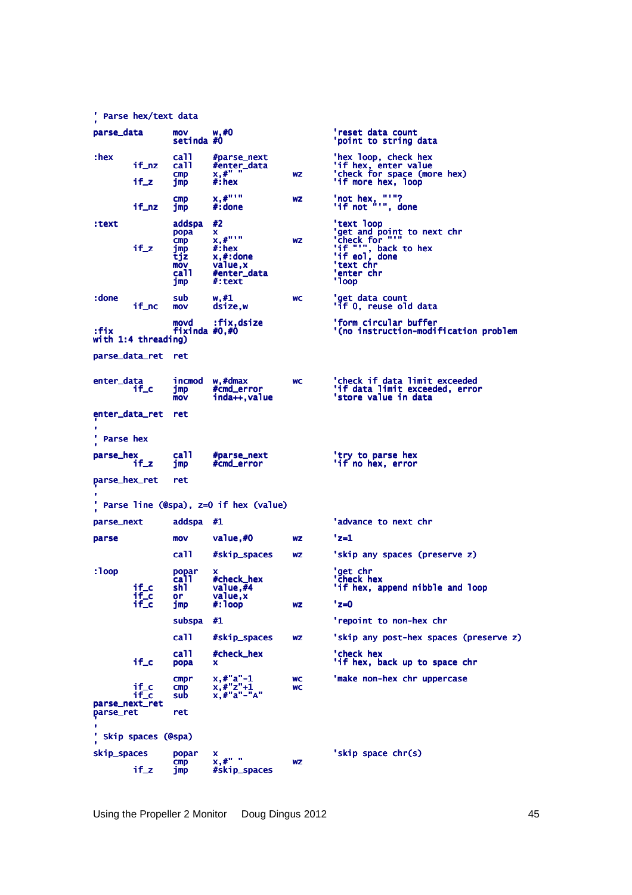```
'
' Parse hex/text data
'
parse_data      mov     w,#0                    'reset data count
                setinda #0                      'point to string data

:hex            call    #parse_next             'hex loop, check hex
        if_nz   call    #enter_data             'if hex, enter value
                cmp     x,#" "          wz      'check for space (more hex)
        if_z    jmp     #:hex                   'if more hex, loop

                cmp     x,#"'"          wz      'not hex, "'"?
        if_nz   jmp     #:done                  'if not "'", done

:text           addspa  #2                      'text loop
                popa    x                       'get and point to next chr
                cmp     x,#"'"          wz      'check for "'"
        if_z    jmp     #:hex                   'if "'", back to hex
                tjz     x,#:done                'if eol, done
                mov     value,x                 'text chr
                call    #enter_data             'enter chr
                jmp     #:text                  'loop

:done           sub     w,#1            wc      'get data count
        if_nc   mov     dsize,w                 'if 0, reuse old data

                movd    :fix,dsize              'form circular buffer
:fix            fixinda #0,#0                   '(no instruction-modification problem
with 1:4 threading)

parse_data_ret  ret


enter_data      incmod  w,#dmax         wc      'check if data limit exceeded
        if_c    jmp     #cmd_error              'if data limit exceeded, error
                mov     inda++,value            'store value in data

enter_data_ret  ret
'
'
' Parse hex
'
parse_hex       call    #parse_next             'try to parse hex
        if_z    jmp     #cmd_error              'if no hex, error

parse_hex_ret   ret
'
'
' Parse line (@spa), z=0 if hex (value)
'
parse_next      addspa  #1                      'advance to next chr

parse           mov     value,#0        wz      'z=1

                call    #skip_spaces    wz      'skip any spaces (preserve z)

:loop           popar   x                       'get chr
                call    #check_hex              'check hex
        if_c    shl     value,#4                'if hex, append nibble and loop
        if_c    or      value,x
        if_c    jmp     #:loop          wz      'z=0

                subspa  #1                      'repoint to non-hex chr

                call    #skip_spaces    wz      'skip any post-hex spaces (preserve z)

                call    #check_hex              'check hex
        if_c    popa    x                       'if hex, back up to space chr

                cmpr    x,#"a"-1        wc      'make non-hex chr uppercase
        if_c    cmp     x,#"z"+1        wc
        if_c    sub     x,#"a"-"A"
parse_next_ret
parse_ret       ret
'
'
' Skip spaces (@spa)
'
skip_spaces     popar   x                       'skip space chr(s)
                cmp     x,#" "          wz
        if_z    jmp     #skip_spaces
```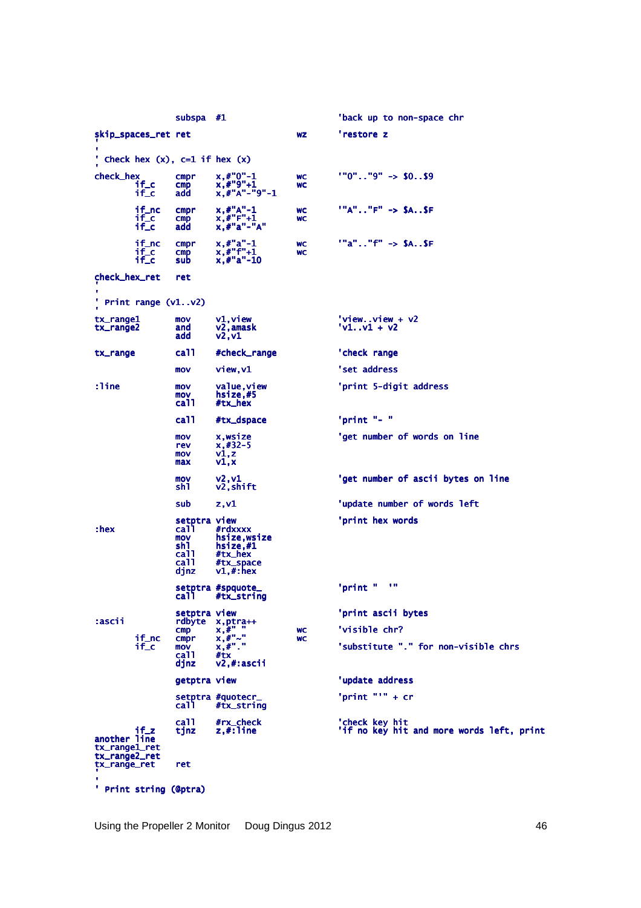```
                subspa  #1                              'back up to non-space chr
skip_spaces_ret ret                             wz      'restore z
'
' Check hex (x), c=1 if hex (x)
'
check_hex       cmpr    x,#"0"-1                wc      '"0".."9" -> $0..$9
        if_c    cmp     x,#"9"+1                wc
        if_c    add     x,#"A"-"9"-1

        if_nc   cmpr    x,#"A"-1                wc      '"A".."F" -> $A..$F
        if_c    cmp     x,#"F"+1                wc
        if_c    add     x,#"a"-"A"

        if_nc   cmpr    x,#"a"-1                wc      '"a".."f" -> $A..$F
        if_c    cmp     x,#"f"+1                wc
        if_c    sub     x,#"a"-10

check_hex_ret   ret
'
'
' Print range (v1..v2)
'
tx_range1       mov     v1,view                         'view..view + v2
tx_range2       and     v2,amask                        'v1..v1 + v2
                add     v2,v1

tx_range        call    #check_range                    'check range

                mov     view,v1                         'set address

:line           mov     value,view                      'print 5-digit address
                mov     hsize,#5
                call    #tx_hex

                call    #tx_dspace                      'print "- "

                mov     x,wsize                         'get number of words on line
                rev     x,#32-5
                mov     v1,z
                max     v1,x

                mov     v2,v1                           'get number of ascii bytes on line
                shl     v2,shift

                sub     z,v1                            'update number of words left

                setptra view                            'print hex words
:hex            call    #rdxxxx
                mov     hsize,wsize
                shl     hsize,#1
                call    #tx_hex
                call    #tx_space
                djnz    v1,#:hex

                setptra #spquote_                       'print "  '"
                call    #tx_string

                setptra view                            'print ascii bytes
:ascii          rdbyte  x,ptra++
                cmp     x,#" "                  wc      'visible chr?
        if_nc   cmpr    x,#"~"                  wc
        if_c    mov     x,#"."                          'substitute "." for non-visible chrs
                call    #tx
                djnz    v2,#:ascii

                getptra view                            'update address

                setptra #quotecr_                       'print "'" + cr
                call    #tx_string

                call    #rx_check                       'check key hit
        if_z    tjnz    z,#:line                        'if no key hit and more words left, print
another line
tx_range1_ret
tx_range2_ret
tx_range_ret    ret
'
'
' Print string (@ptra)
```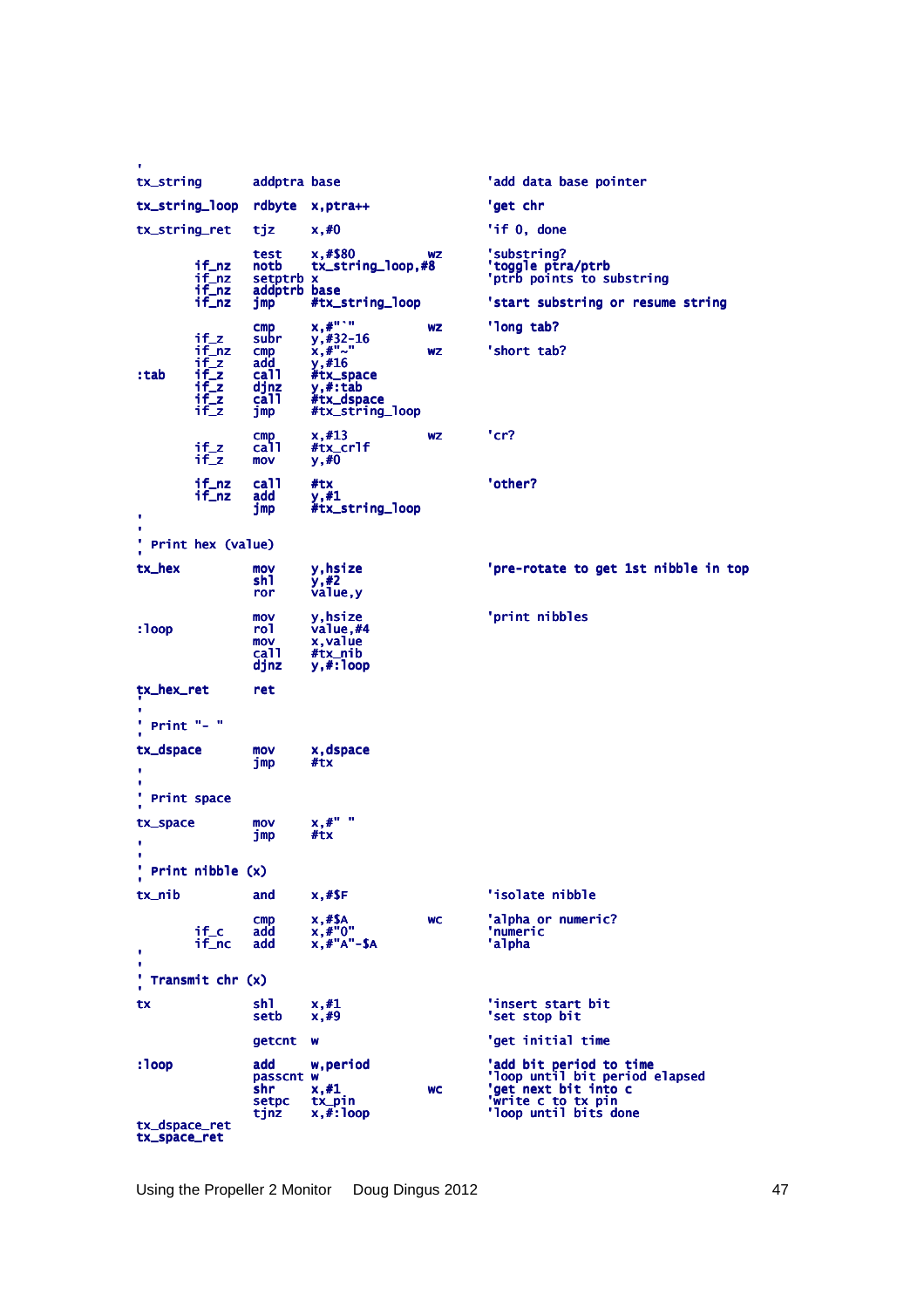```
'
tx_string       addptra base                    'add data base pointer

tx_string_loop  rdbyte  x,ptra++                'get chr

tx_string_ret   tjz     x,#0                    'if 0, done

                test    x,#$80          wz      'substring?
        if_nz   notb    tx_string_loop,#8       'toggle ptra/ptrb
        if_nz   setptrb x                       'ptrb points to substring
        if_nz   addptrb base
        if_nz   jmp     #tx_string_loop         'start substring or resume string

                cmp     x,#"`"          wz      'long tab?
        if_z    subr    y,#32-16
        if_nz   cmp     x,#"~"          wz      'short tab?
        if_z    add     y,#16
:tab    if_z    call    #tx_space
        if_z    djnz    y,#:tab
        if_z    call    #tx_dspace
        if_z    jmp     #tx_string_loop

                cmp     x,#13           wz      'cr?
        if_z    call    #tx_crlf
        if_z    mov     y,#0

        if_nz   call    #tx                     'other?
        if_nz   add     y,#1
                jmp     #tx_string_loop
'
'
' Print hex (value)
'
tx_hex          mov     y,hsize                 'pre-rotate to get 1st nibble in top
                shl     y,#2
                ror     value,y

                mov     y,hsize                 'print nibbles
:loop           rol     value,#4
                mov     x,value
                call    #tx_nib
                djnz    y,#:loop

tx_hex_ret      ret
'
'
' Print "- "
'
tx_dspace       mov     x,dspace
                jmp     #tx
'
'
' Print space
'
tx_space        mov     x,#" "
                jmp     #tx
'
'
' Print nibble (x)
'
tx_nib          and     x,#$F                   'isolate nibble

                cmp     x,#$A           wc      'alpha or numeric?
        if_c    add     x,#"0"                  'numeric
        if_nc   add     x,#"A"-$A               'alpha
'
'
' Transmit chr (x)
'
tx              shl     x,#1                    'insert start bit
                setb    x,#9                    'set stop bit

                getcnt  w                       'get initial time

:loop           add     w,period                'add bit period to time
                passcnt w                       'loop until bit period elapsed
                shr     x,#1            wc      'get next bit into c
                setpc   tx_pin                  'write c to tx pin
                tjnz    x,#:loop                'loop until bits done
tx_dspace_ret
tx_space_ret
```

Using the Propeller 2 Monitor    Doug Dingus 2012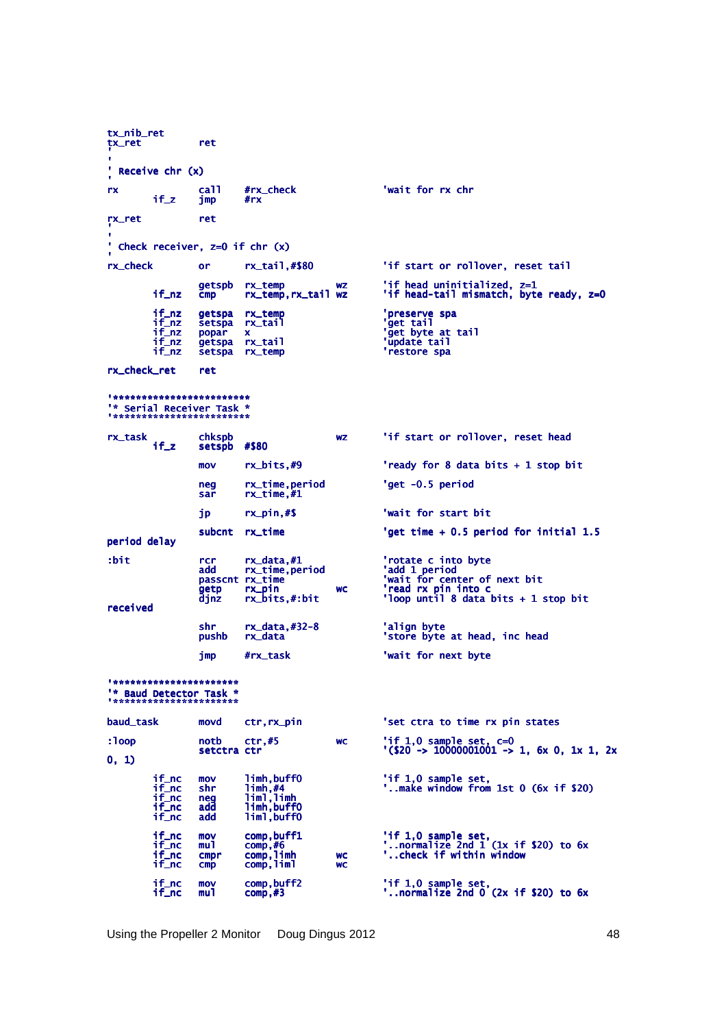```
tx_nib_ret
tx_ret          ret
'
'
' Receive chr (x)
'
rx              call    #rx_check               'wait for rx chr
        if_z    jmp     #rx

rx_ret          ret
'
'
' Check receiver, z=0 if chr (x)
'
rx_check        or      rx_tail,#$80            'if start or rollover, reset tail

                getspb  rx_temp         wz      'if head uninitialized, z=1
        if_nz   cmp     rx_temp,rx_tail wz      'if head-tail mismatch, byte ready, z=0

        if_nz   getspa  rx_temp                 'preserve spa
        if_nz   setspa  rx_tail                 'get tail
        if_nz   popar   x                       'get byte at tail
        if_nz   getspa  rx_tail                 'update tail
        if_nz   setspa  rx_temp                 'restore spa

rx_check_ret    ret


'*************************
'* Serial Receiver Task *
'*************************

rx_task         chkspb                  wz      'if start or rollover, reset head
        if_z    setspb  #$80

                mov     rx_bits,#9              'ready for 8 data bits + 1 stop bit

                neg     rx_time,period          'get -0.5 period
                sar     rx_time,#1

                jp      rx_pin,#$               'wait for start bit

                subcnt  rx_time                 'get time + 0.5 period for initial 1.5
period delay

:bit            rcr     rx_data,#1              'rotate c into byte
                add     rx_time,period          'add 1 period
                passcnt rx_time                 'wait for center of next bit
                getp    rx_pin          wc      'read rx pin into c
                djnz    rx_bits,#:bit           'loop until 8 data bits + 1 stop bit
received

                shr     rx_data,#32-8           'align byte
                pushb   rx_data                 'store byte at head, inc head

                jmp     #rx_task                'wait for next byte


'***********************
'* Baud Detector Task *
'***********************

baud_task       movd    ctr,rx_pin              'set ctra to time rx pin states

:loop           notb    ctr,#5          wc      'if 1,0 sample set, c=0
                setctra ctr                     '($20 -> 10000001001 -> 1, 6x 0, 1x 1, 2x
0, 1)

        if_nc   mov     limh,buff0              'if 1,0 sample set,
        if_nc   shr     limh,#4                 '..make window from 1st 0 (6x if $20)
        if_nc   neg     liml,limh
        if_nc   add     limh,buff0
        if_nc   add     liml,buff0

        if_nc   mov     comp,buff1              'if 1,0 sample set,
        if_nc   mul     comp,#6                 '..normalize 2nd 1 (1x if $20) to 6x
        if_nc   cmpr    comp,limh       wc      '..check if within window
        if_nc   cmp     comp,liml       wc

        if_nc   mov     comp,buff2              'if 1,0 sample set,
        if_nc   mul     comp,#3                 '..normalize 2nd 0 (2x if $20) to 6x
```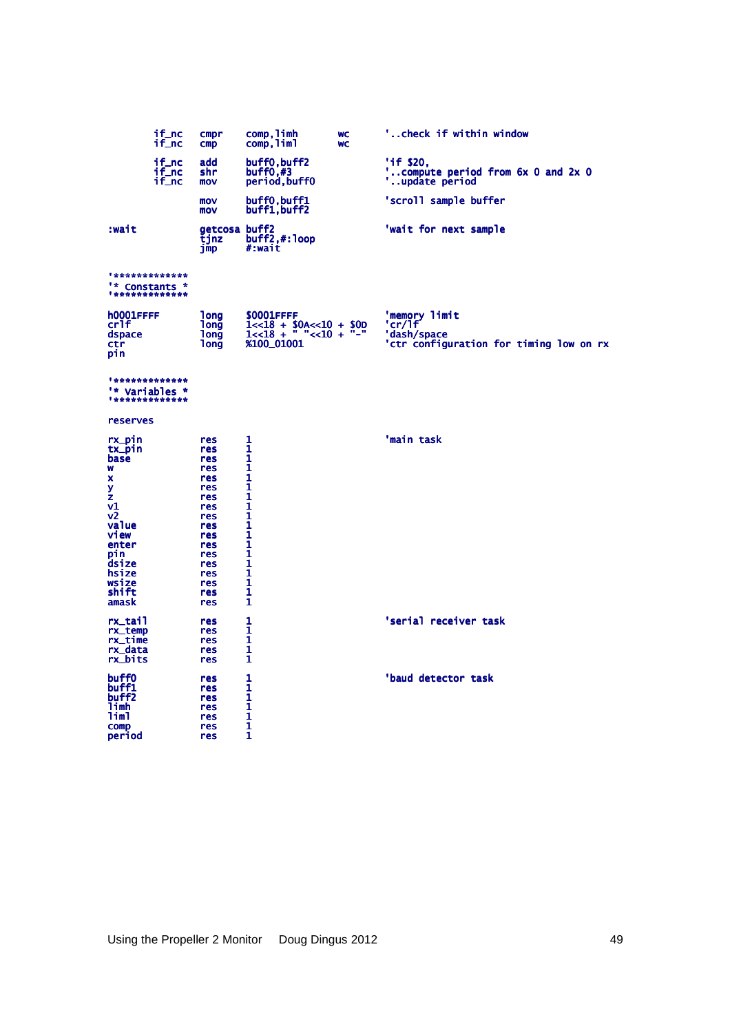```
        if_nc   cmpr    comp,limh       wc      '..check if within window
        if_nc   cmp     comp,liml       wc

        if_nc   add     buff0,buff2             'if $20,
        if_nc   shr     buff0,#3                '..compute period from 6x 0 and 2x 0
        if_nc   mov     period,buff0            '..update period

                mov     buff0,buff1             'scroll sample buffer
                mov     buff1,buff2

:wait           getcosa buff2                   'wait for next sample
                tjnz    buff2,#:loop
                jmp     #:wait


'*************
'* Constants *
'*************

h0001FFFF       long    $0001FFFF               'memory limit
crlf            long    1<<18 + $0A<<10 + $0D   'cr/lf
dspace          long    1<<18 + " "<<10 + "-"   'dash/space
ctr             long    %100_01001              'ctr configuration for timing low on rx
pin


'*************
'* Variables *
'*************

reserves

rx_pin          res     1                       'main task
tx_pin          res     1
base            res     1
w               res     1
x               res     1
y               res     1
z               res     1
v1              res     1
v2              res     1
value           res     1
view            res     1
enter           res     1
pin             res     1
dsize           res     1
hsize           res     1
wsize           res     1
shift           res     1
amask           res     1

rx_tail         res     1                       'serial receiver task
rx_temp         res     1
rx_time         res     1
rx_data         res     1
rx_bits         res     1

buff0           res     1                       'baud detector task
buff1           res     1
buff2           res     1
limh            res     1
liml            res     1
comp            res     1
period          res     1
```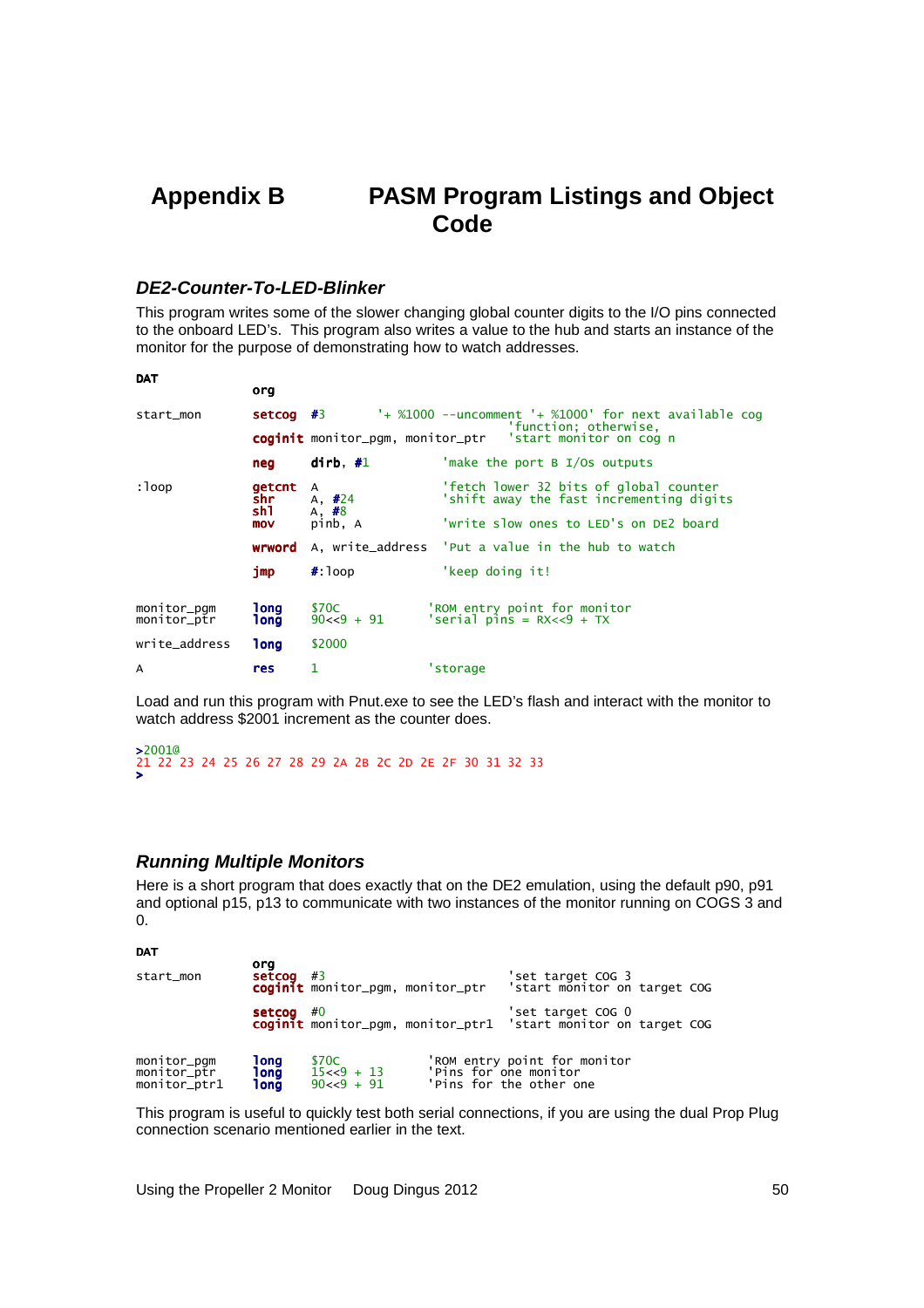# Appendix B PASM Program Listings and Object Code

### DE2-Counter-To-LED-Blinker

This program writes some of the slower changing global counter digits to the I/O pins connected to the onboard LED's. This program also writes a value to the hub and starts an instance of the monitor for the purpose of demonstrating how to watch addresses.

```
DAT
                org

start_mon       setcog  #3          '+ %1000 --uncomment '+ %1000' for next available cog
                                                'function; otherwise,
                coginit monitor_pgm, monitor_ptr   'start monitor on cog n

                neg     dirb, #1            'make the port B I/Os outputs

:loop           getcnt  A                   'fetch lower 32 bits of global counter
                shr     A, #24              'shift away the fast incrementing digits
                shl     A, #8
                mov     pinb, A             'write slow ones to LED's on DE2 board

                wrword  A, write_address    'Put a value in the hub to watch

                jmp     #:loop              'keep doing it!

monitor_pgm     long    $70C              'ROM entry point for monitor
monitor_ptr     long    90<<9 + 91        'serial pins = RX<<9 + TX

write_address   long    $2000

A               res     1                 'storage
```

Load and run this program with Pnut.exe to see the LED's flash and interact with the monitor to watch address $2001 increment as the counter does.

```
>2001@
21 22 23 24 25 26 27 28 29 2A 2B 2C 2D 2E 2F 30 31 32 33
>
```

### Running Multiple Monitors

Here is a short program that does exactly that on the DE2 emulation, using the default p90, p91 and optional p15, p13 to communicate with two instances of the monitor running on COGS 3 and 0.

```
DAT
                org
start_mon       setcog  #3                        'set target COG 3
                coginit monitor_pgm, monitor_ptr  'start monitor on target COG

                setcog  #0                        'set target COG 0
                coginit monitor_pgm, monitor_ptr1 'start monitor on target COG

monitor_pgm     long    $70C              'ROM entry point for monitor
monitor_ptr     long    15<<9 + 13        'Pins for one monitor
monitor_ptr1    long    90<<9 + 91        'Pins for the other one
```

This program is useful to quickly test both serial connections, if you are using the dual Prop Plug connection scenario mentioned earlier in the text.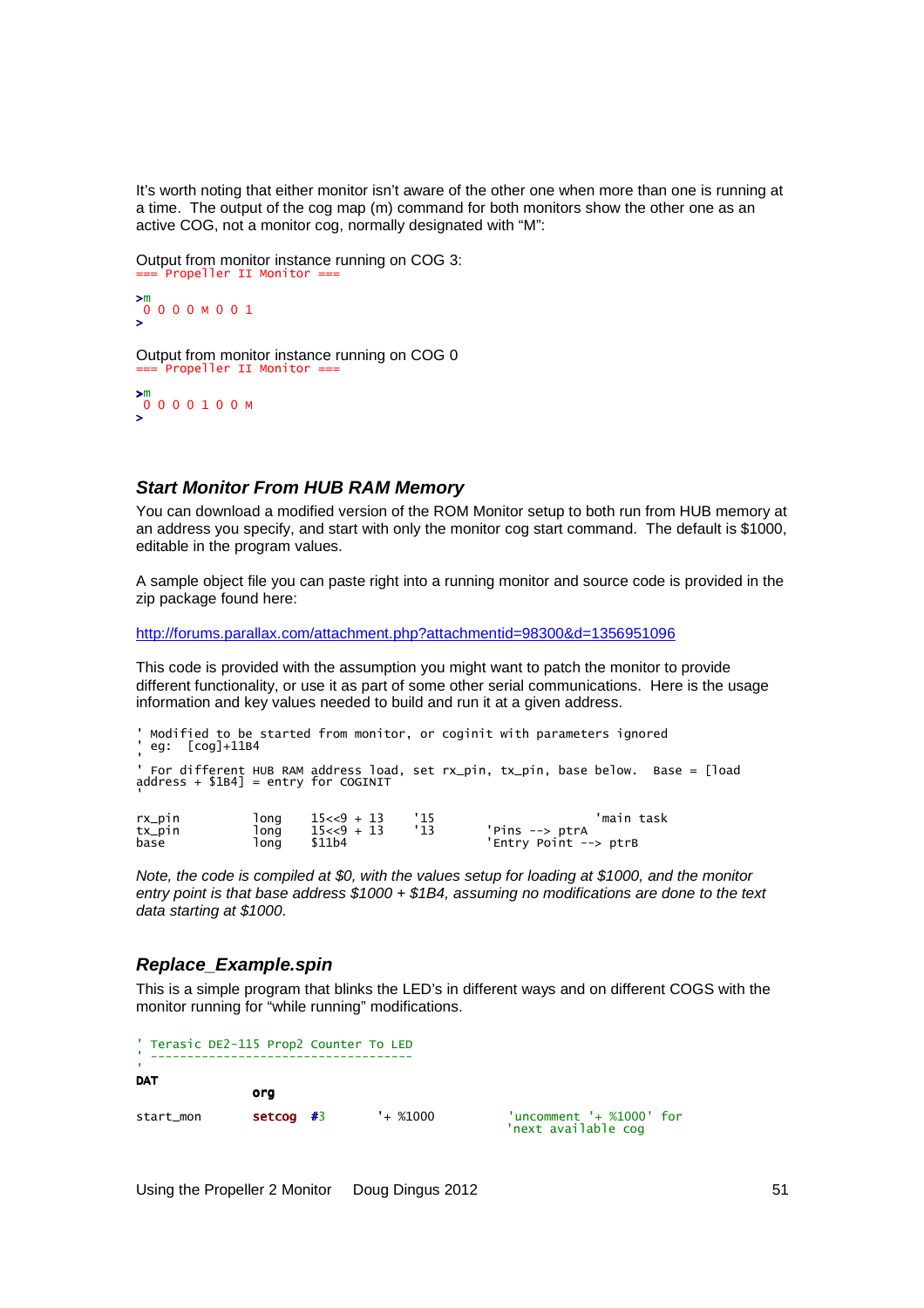It's worth noting that either monitor isn't aware of the other one when more than one is running at a time. The output of the cog map (m) command for both monitors show the other one as an active COG, not a monitor cog, normally designated with "M":

Output from monitor instance running on COG 3:

```
=== Propeller II Monitor ===

>m
 0 0 0 0 M 0 0 1
>
```

Output from monitor instance running on COG 0

```
=== Propeller II Monitor ===

>m
 0 0 0 0 1 0 0 M
>
```

### *Start Monitor From HUB RAM Memory*

You can download a modified version of the ROM Monitor setup to both run from HUB memory at an address you specify, and start with only the monitor cog start command. The default is $1000, editable in the program values.

A sample object file you can paste right into a running monitor and source code is provided in the zip package found here:

http://forums.parallax.com/attachment.php?attachmentid=98300&d=1356951096

This code is provided with the assumption you might want to patch the monitor to provide different functionality, or use it as part of some other serial communications. Here is the usage information and key values needed to build and run it at a given address.

```
' Modified to be started from monitor, or coginit with parameters ignored
' eg:  [cog]+11B4
'
' For different HUB RAM address load, set rx_pin, tx_pin, base below.  Base = [load
address + $1B4] = entry for COGINIT
'

rx_pin          long    15<<9 + 13    '15                   'main task
tx_pin          long    15<<9 + 13    '13       'Pins --> ptrA
base            long    $11b4                   'Entry Point --> ptrB
```

*Note, the code is compiled at $0, with the values setup for loading at $1000, and the monitor entry point is that base address $1000 + $1B4, assuming no modifications are done to the text data starting at $1000.*

### *Replace_Example.spin*

This is a simple program that blinks the LED's in different ways and on different COGS with the monitor running for "while running" modifications.

```
' Terasic DE2-115 Prop2 Counter To LED
' -----------------------------------
'
DAT
                org

start_mon       setcog  #3         '+ %1000          'uncomment '+ %1000' for
                                                     'next available cog
```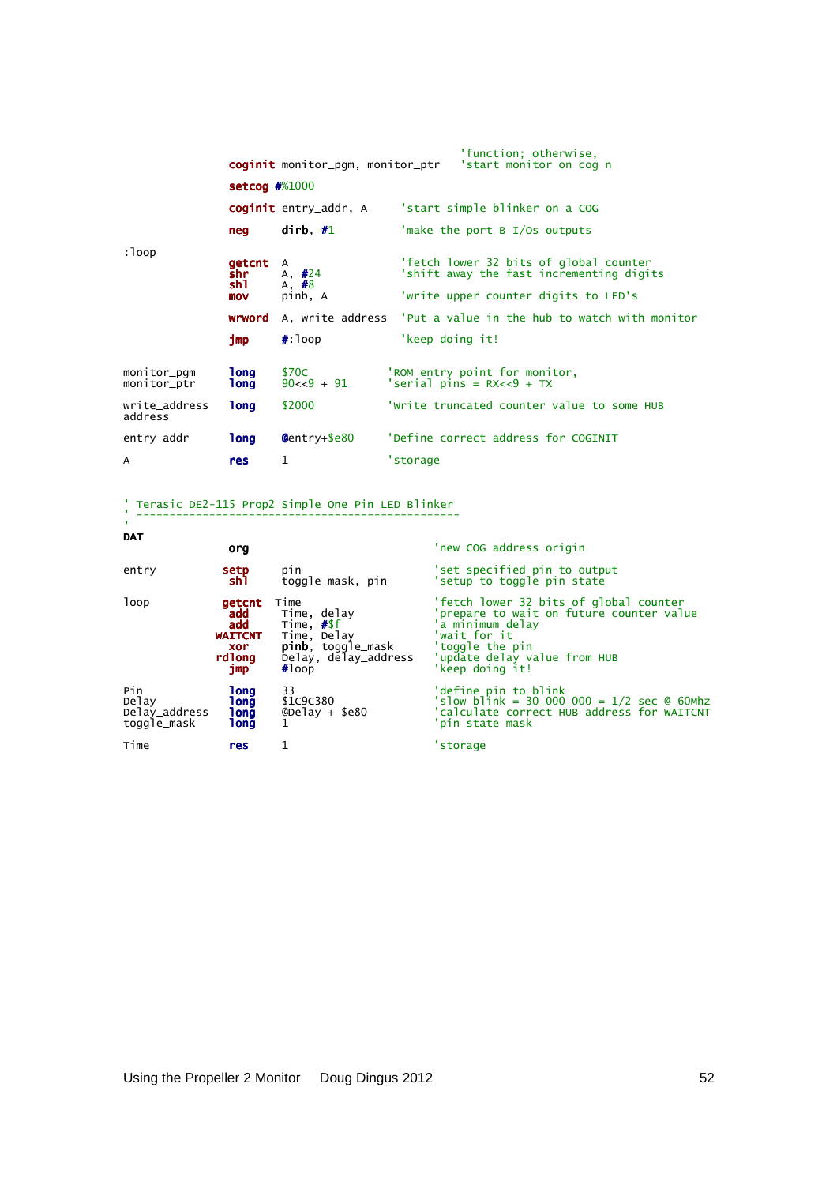```
                                                  'function; otherwise,
                coginit monitor_pgm, monitor_ptr  'start monitor on cog n

                setcog #%1000

                coginit entry_addr, A     'start simple blinker on a COG

                neg     dirb, #1          'make the port B I/Os outputs

:loop
                getcnt  A                 'fetch lower 32 bits of global counter
                shr     A, #24            'shift away the fast incrementing digits
                shl     A, #8
                mov     pinb, A           'write upper counter digits to LED's

                wrword  A, write_address  'Put a value in the hub to watch with monitor

                jmp     #:loop            'keep doing it!


monitor_pgm     long    $70C            'ROM entry point for monitor,
monitor_ptr     long    90<<9 + 91      'serial pins = RX<<9 + TX

write_address   long    $2000           'Write truncated counter value to some HUB
address

entry_addr      long    @entry+$e80     'Define correct address for COGINIT

A               res     1               'storage
```

```
' Terasic DE2-115 Prop2 Simple One Pin LED Blinker
' -------------------------------------------------
'
DAT
                org                             'new COG address origin

entry           setp    pin                     'set specified pin to output
                shl     toggle_mask, pin        'setup to toggle pin state

loop            getcnt  Time                    'fetch lower 32 bits of global counter
                add     Time, delay             'prepare to wait on future counter value
                add     Time, #$f               'a minimum delay
                WAITCNT Time, Delay             'wait for it
                xor     pinb, toggle_mask       'toggle the pin
                rdlong  Delay, delay_address    'update delay value from HUB
                jmp     #loop                   'keep doing it!

Pin             long    33                      'define pin to blink
Delay           long    $1C9C380                'slow blink = 30_000_000 = 1/2 sec @ 60Mhz
Delay_address   long    @Delay + $e80           'calculate correct HUB address for WAITCNT
toggle_mask     long    1                       'pin state mask

Time            res     1                       'storage
```